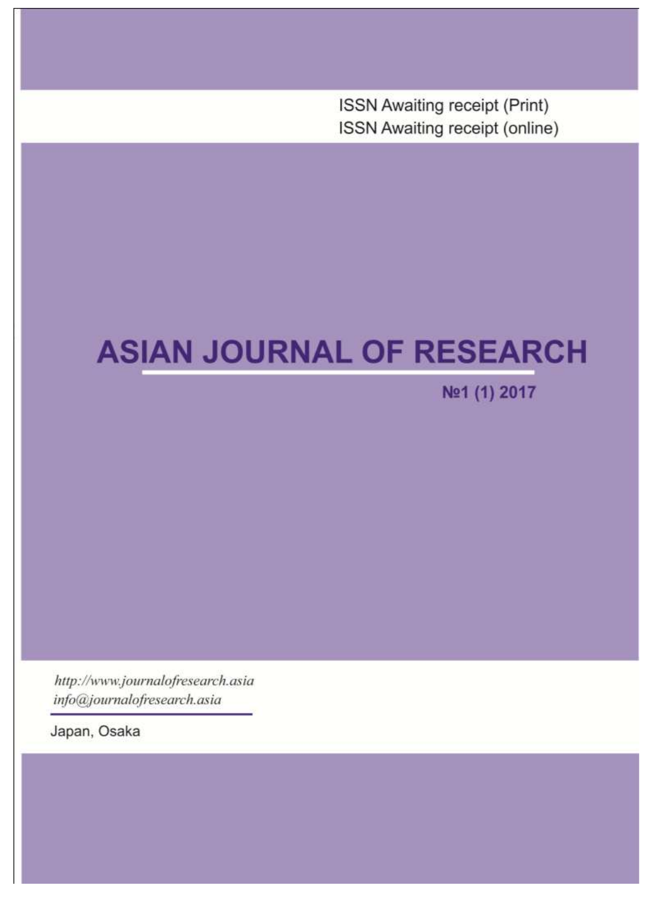ISSN Awaiting receipt (Print)
ISSN Awaiting receipt (online)

# ASIAN JOURNAL OF RESEARCH

**№1 (1) 2017**

*http://www.journalofresearch.asia*
*info@journalofresearch.asia*

Japan, Osaka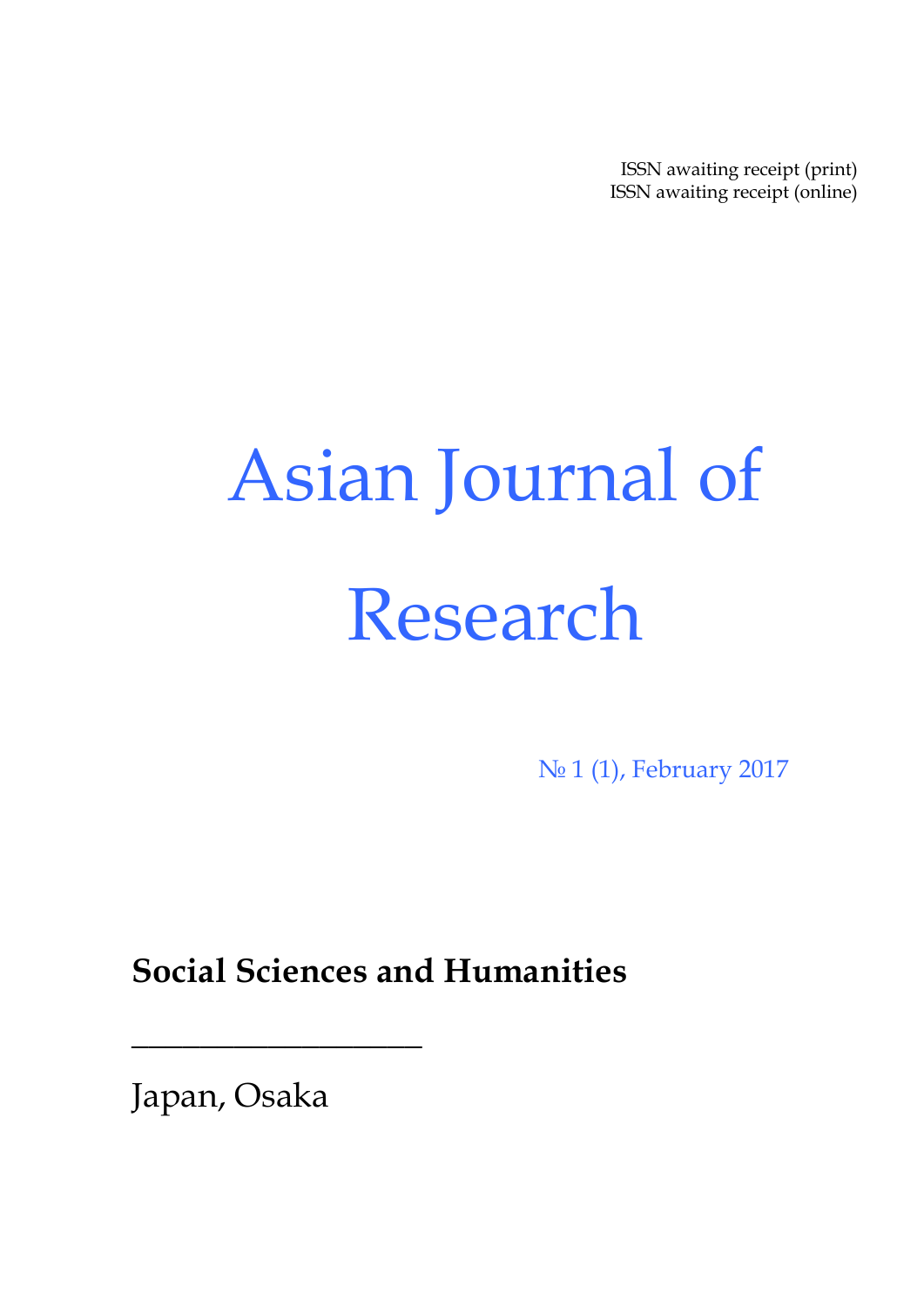ISSN awaiting receipt (print)
ISSN awaiting receipt (online)

# Asian Journal of Research

№ 1 (1), February 2017

**Social Sciences and Humanities**

___________________

Japan, Osaka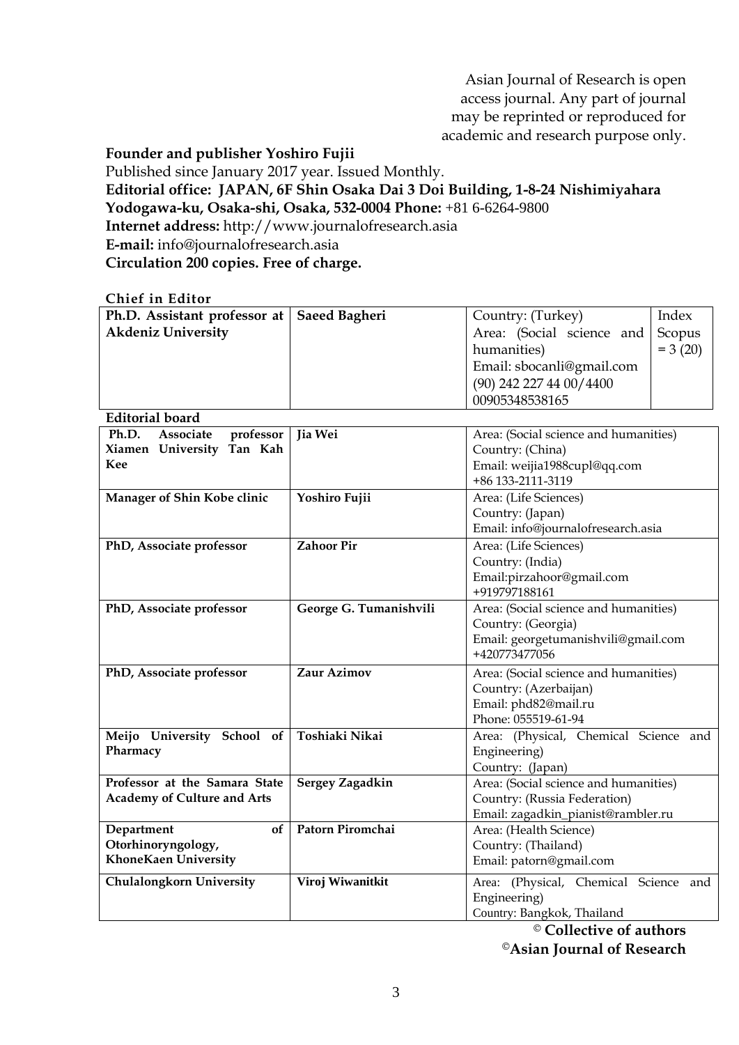Asian Journal of Research is open access journal. Any part of journal may be reprinted or reproduced for academic and research purpose only.

**Founder and publisher Yoshiro Fujii**

Published since January 2017 year. Issued Monthly.

**Editorial office: JAPAN, 6F Shin Osaka Dai 3 Doi Building, 1-8-24 Nishimiyahara Yodogawa-ku, Osaka-shi, Osaka, 532-0004 Phone:** +81 6-6264-9800

**Internet address:** http://www.journalofresearch.asia

**E-mail:** info@journalofresearch.asia

**Circulation 200 copies. Free of charge.**

**Chief in Editor**

| | | | |
|---|---|---|---|
| **Ph.D. Assistant professor at Akdeniz University** | **Saeed Bagheri** | Country: (Turkey)<br>Area: (Social science and humanities)<br>Email: sbocanli@gmail.com<br>(90) 242 227 44 00/4400<br>00905348538165 | Index Scopus = 3 (20) |

**Editorial board**

| | | |
|---|---|---|
| **Ph.D. Associate professor Xiamen University Tan Kah Kee** | **Jia Wei** | Area: (Social science and humanities)<br>Country: (China)<br>Email: weijia1988cupl@qq.com<br>+86 133-2111-3119 |
| **Manager of Shin Kobe clinic** | **Yoshiro Fujii** | Area: (Life Sciences)<br>Country: (Japan)<br>Email: info@journalofresearch.asia |
| **PhD, Associate professor** | **Zahoor Pir** | Area: (Life Sciences)<br>Country: (India)<br>Email:pirzahoor@gmail.com<br>+919797188161 |
| **PhD, Associate professor** | **George G. Tumanishvili** | Area: (Social science and humanities)<br>Country: (Georgia)<br>Email: georgetumanishvili@gmail.com<br>+420773477056 |
| **PhD, Associate professor** | **Zaur Azimov** | Area: (Social science and humanities)<br>Country: (Azerbaijan)<br>Email: phd82@mail.ru<br>Phone: 055519-61-94 |
| **Meijo University School of Pharmacy** | **Toshiaki Nikai** | Area: (Physical, Chemical Science and Engineering)<br>Country: (Japan) |
| **Professor at the Samara State Academy of Culture and Arts** | **Sergey Zagadkin** | Area: (Social science and humanities)<br>Country: (Russia Federation)<br>Email: zagadkin_pianist@rambler.ru |
| **Department of Otorhinoryngology, KhoneKaen University** | **Patorn Piromchai** | Area: (Health Science)<br>Country: (Thailand)<br>Email: patorn@gmail.com |
| **Chulalongkorn University** | **Viroj Wiwanitkit** | Area: (Physical, Chemical Science and Engineering)<br>Country: Bangkok, Thailand |

© **Collective of authors**

©**Asian Journal of Research**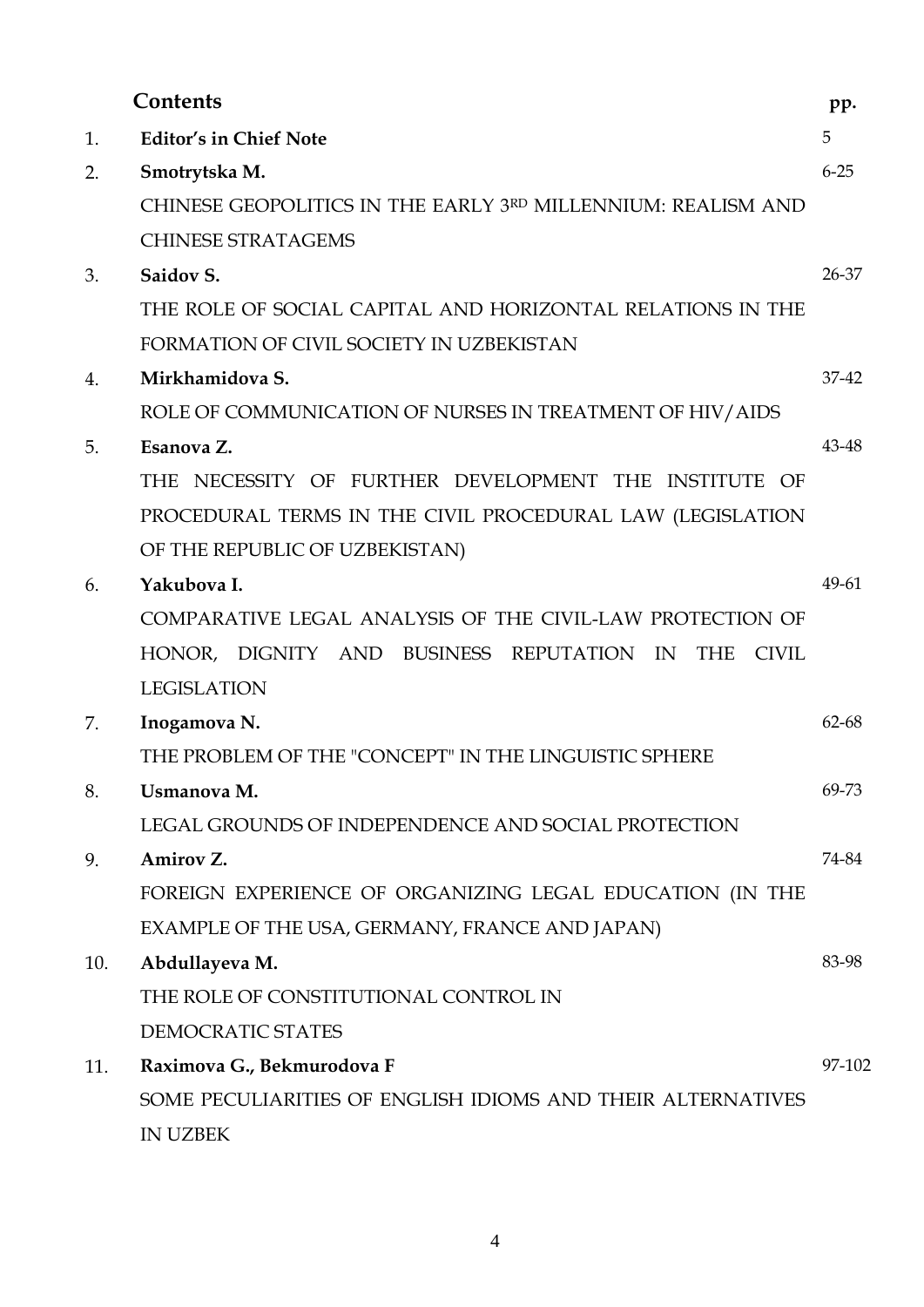## Contents

| | | pp. |
|---|---|---|
| 1. | **Editor's in Chief Note** | 5 |
| 2. | **Smotrytska M.**<br>CHINESE GEOPOLITICS IN THE EARLY 3RD MILLENNIUM: REALISM AND CHINESE STRATAGEMS | 6-25 |
| 3. | **Saidov S.**<br>THE ROLE OF SOCIAL CAPITAL AND HORIZONTAL RELATIONS IN THE FORMATION OF CIVIL SOCIETY IN UZBEKISTAN | 26-37 |
| 4. | **Mirkhamidova S.**<br>ROLE OF COMMUNICATION OF NURSES IN TREATMENT OF HIV/AIDS | 37-42 |
| 5. | **Esanova Z.**<br>THE NECESSITY OF FURTHER DEVELOPMENT THE INSTITUTE OF PROCEDURAL TERMS IN THE CIVIL PROCEDURAL LAW (LEGISLATION OF THE REPUBLIC OF UZBEKISTAN) | 43-48 |
| 6. | **Yakubova I.**<br>COMPARATIVE LEGAL ANALYSIS OF THE CIVIL-LAW PROTECTION OF HONOR, DIGNITY AND BUSINESS REPUTATION IN THE CIVIL LEGISLATION | 49-61 |
| 7. | **Inogamova N.**<br>THE PROBLEM OF THE "CONCEPT" IN THE LINGUISTIC SPHERE | 62-68 |
| 8. | **Usmanova M.**<br>LEGAL GROUNDS OF INDEPENDENCE AND SOCIAL PROTECTION | 69-73 |
| 9. | **Amirov Z.**<br>FOREIGN EXPERIENCE OF ORGANIZING LEGAL EDUCATION (IN THE EXAMPLE OF THE USA, GERMANY, FRANCE AND JAPAN) | 74-84 |
| 10. | **Abdullayeva M.**<br>THE ROLE OF CONSTITUTIONAL CONTROL IN DEMOCRATIC STATES | 83-98 |
| 11. | **Raximova G., Bekmurodova F**<br>SOME PECULIARITIES OF ENGLISH IDIOMS AND THEIR ALTERNATIVES IN UZBEK | 97-102 |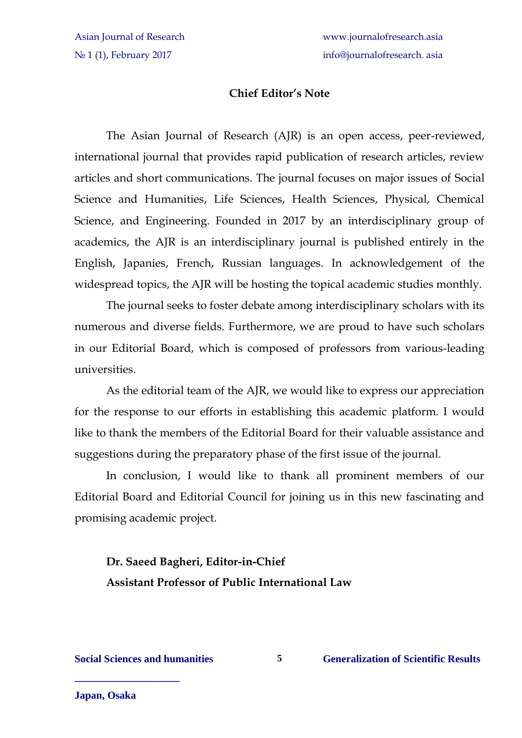## Chief Editor's Note

The Asian Journal of Research (AJR) is an open access, peer-reviewed, international journal that provides rapid publication of research articles, review articles and short communications. The journal focuses on major issues of Social Science and Humanities, Life Sciences, Health Sciences, Physical, Chemical Science, and Engineering. Founded in 2017 by an interdisciplinary group of academics, the AJR is an interdisciplinary journal is published entirely in the English, Japanies, French, Russian languages. In acknowledgement of the widespread topics, the AJR will be hosting the topical academic studies monthly.

The journal seeks to foster debate among interdisciplinary scholars with its numerous and diverse fields. Furthermore, we are proud to have such scholars in our Editorial Board, which is composed of professors from various-leading universities.

As the editorial team of the AJR, we would like to express our appreciation for the response to our efforts in establishing this academic platform. I would like to thank the members of the Editorial Board for their valuable assistance and suggestions during the preparatory phase of the first issue of the journal.

In conclusion, I would like to thank all prominent members of our Editorial Board and Editorial Council for joining us in this new fascinating and promising academic project.

**Dr. Saeed Bagheri, Editor-in-Chief**
**Assistant Professor of Public International Law**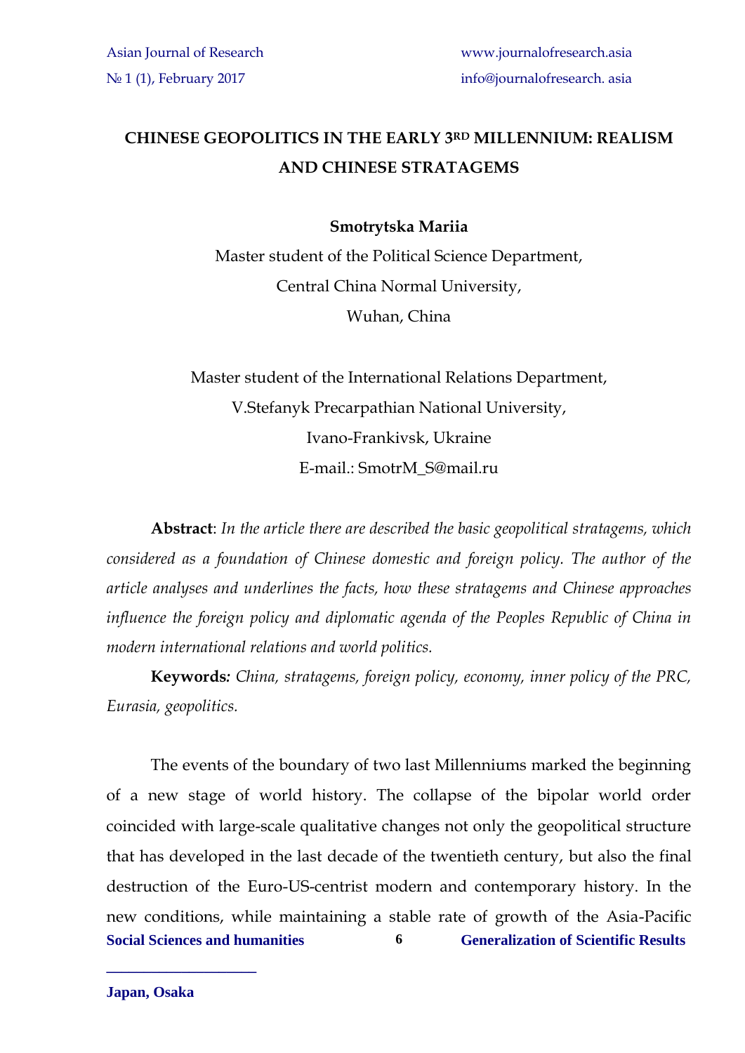# CHINESE GEOPOLITICS IN THE EARLY 3RD MILLENNIUM: REALISM AND CHINESE STRATAGEMS

**Smotrytska Mariia**

Master student of the Political Science Department,
Central China Normal University,
Wuhan, China

Master student of the International Relations Department,
V.Stefanyk Precarpathian National University,
Ivano-Frankivsk, Ukraine
E-mail.: SmotrM_S@mail.ru

**Abstract**: *In the article there are described the basic geopolitical stratagems, which considered as a foundation of Chinese domestic and foreign policy. The author of the article analyses and underlines the facts, how these stratagems and Chinese approaches influence the foreign policy and diplomatic agenda of the Peoples Republic of China in modern international relations and world politics.*

**Keywords:** *China, stratagems, foreign policy, economy, inner policy of the PRC, Eurasia, geopolitics.*

The events of the boundary of two last Millenniums marked the beginning of a new stage of world history. The collapse of the bipolar world order coincided with large-scale qualitative changes not only the geopolitical structure that has developed in the last decade of the twentieth century, but also the final destruction of the Euro-US-centrist modern and contemporary history. In the new conditions, while maintaining a stable rate of growth of the Asia-Pacific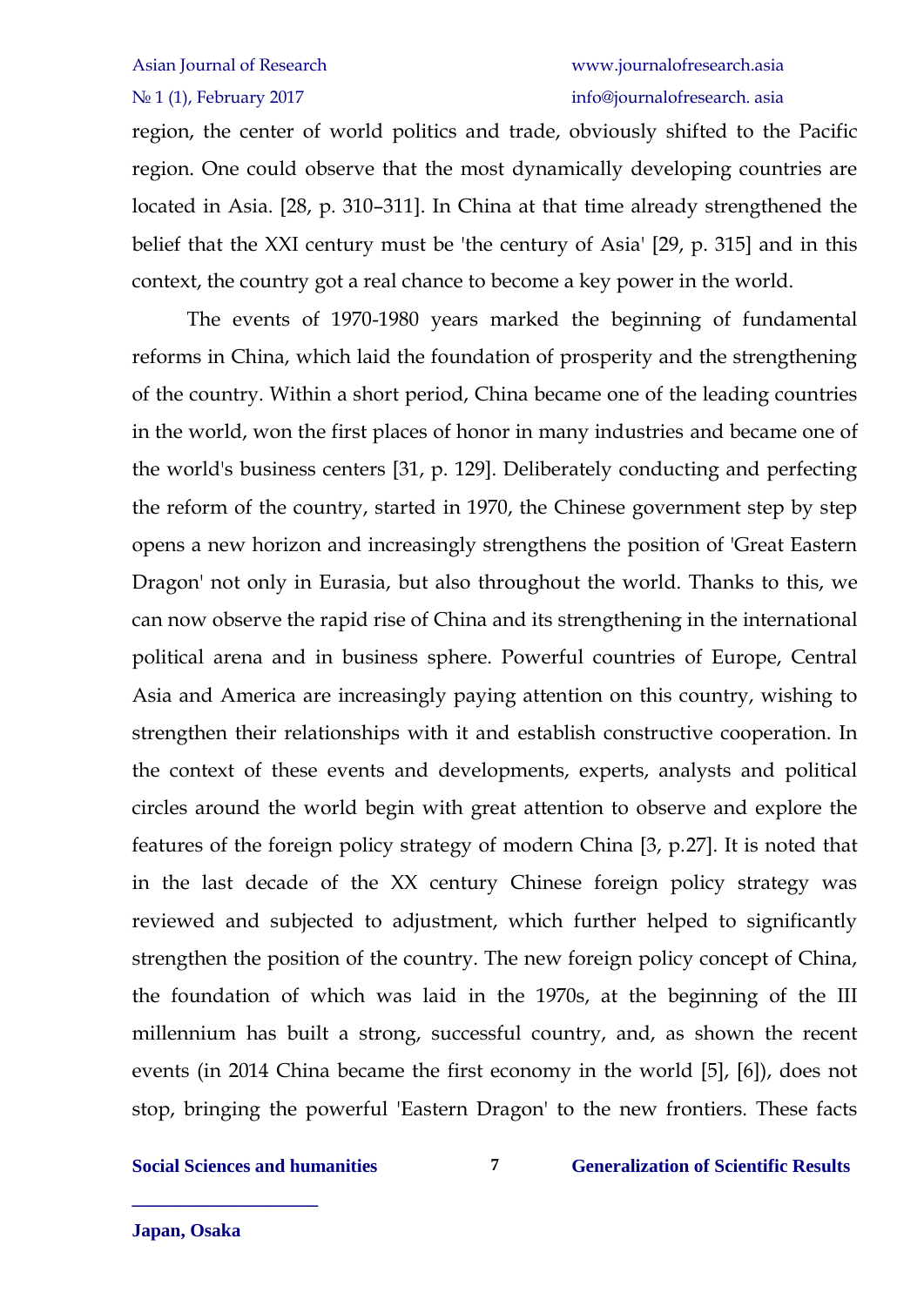region, the center of world politics and trade, obviously shifted to the Pacific region. One could observe that the most dynamically developing countries are located in Asia. [28, p. 310–311]. In China at that time already strengthened the belief that the XXI century must be 'the century of Asia' [29, p. 315] and in this context, the country got a real chance to become a key power in the world.

The events of 1970-1980 years marked the beginning of fundamental reforms in China, which laid the foundation of prosperity and the strengthening of the country. Within a short period, China became one of the leading countries in the world, won the first places of honor in many industries and became one of the world's business centers [31, p. 129]. Deliberately conducting and perfecting the reform of the country, started in 1970, the Chinese government step by step opens a new horizon and increasingly strengthens the position of 'Great Eastern Dragon' not only in Eurasia, but also throughout the world. Thanks to this, we can now observe the rapid rise of China and its strengthening in the international political arena and in business sphere. Powerful countries of Europe, Central Asia and America are increasingly paying attention on this country, wishing to strengthen their relationships with it and establish constructive cooperation. In the context of these events and developments, experts, analysts and political circles around the world begin with great attention to observe and explore the features of the foreign policy strategy of modern China [3, p.27]. It is noted that in the last decade of the XX century Chinese foreign policy strategy was reviewed and subjected to adjustment, which further helped to significantly strengthen the position of the country. The new foreign policy concept of China, the foundation of which was laid in the 1970s, at the beginning of the III millennium has built a strong, successful country, and, as shown the recent events (in 2014 China became the first economy in the world [5], [6]), does not stop, bringing the powerful 'Eastern Dragon' to the new frontiers. These facts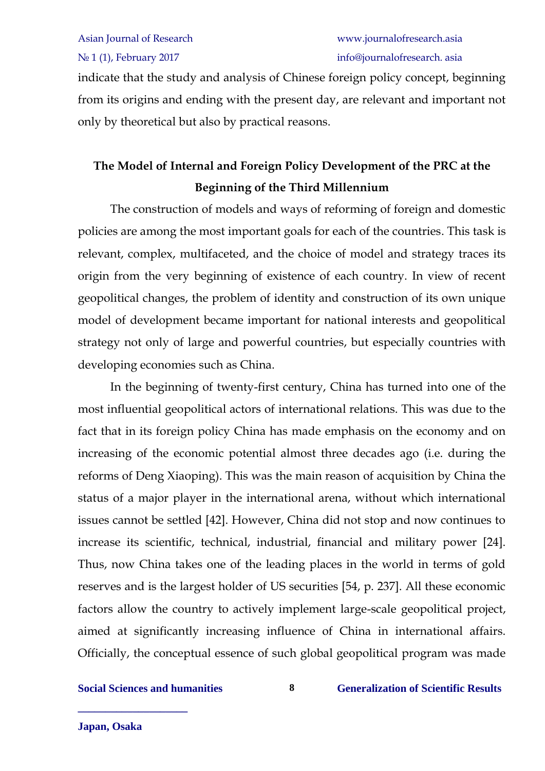indicate that the study and analysis of Chinese foreign policy concept, beginning from its origins and ending with the present day, are relevant and important not only by theoretical but also by practical reasons.

## The Model of Internal and Foreign Policy Development of the PRC at the Beginning of the Third Millennium

The construction of models and ways of reforming of foreign and domestic policies are among the most important goals for each of the countries. This task is relevant, complex, multifaceted, and the choice of model and strategy traces its origin from the very beginning of existence of each country. In view of recent geopolitical changes, the problem of identity and construction of its own unique model of development became important for national interests and geopolitical strategy not only of large and powerful countries, but especially countries with developing economies such as China.

In the beginning of twenty-first century, China has turned into one of the most influential geopolitical actors of international relations. This was due to the fact that in its foreign policy China has made emphasis on the economy and on increasing of the economic potential almost three decades ago (i.e. during the reforms of Deng Xiaoping). This was the main reason of acquisition by China the status of a major player in the international arena, without which international issues cannot be settled [42]. However, China did not stop and now continues to increase its scientific, technical, industrial, financial and military power [24]. Thus, now China takes one of the leading places in the world in terms of gold reserves and is the largest holder of US securities [54, p. 237]. All these economic factors allow the country to actively implement large-scale geopolitical project, aimed at significantly increasing influence of China in international affairs. Officially, the conceptual essence of such global geopolitical program was made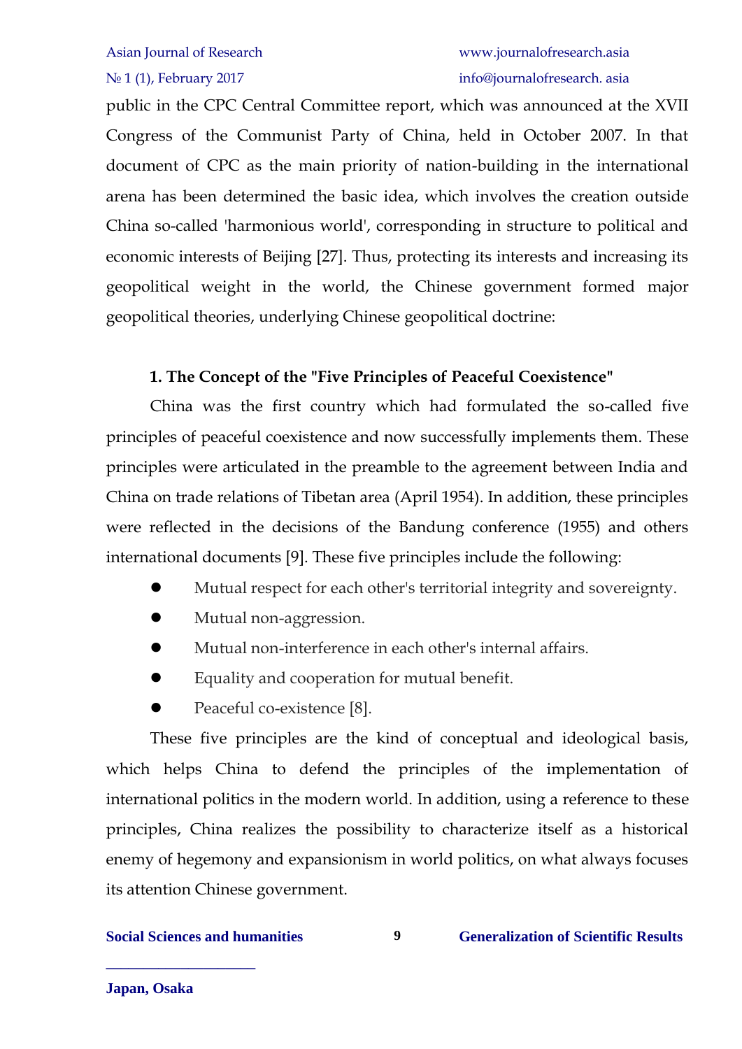public in the CPC Central Committee report, which was announced at the XVII Congress of the Communist Party of China, held in October 2007. In that document of CPC as the main priority of nation-building in the international arena has been determined the basic idea, which involves the creation outside China so-called 'harmonious world', corresponding in structure to political and economic interests of Beijing [27]. Thus, protecting its interests and increasing its geopolitical weight in the world, the Chinese government formed major geopolitical theories, underlying Chinese geopolitical doctrine:

**1. The Concept of the "Five Principles of Peaceful Coexistence"**

China was the first country which had formulated the so-called five principles of peaceful coexistence and now successfully implements them. These principles were articulated in the preamble to the agreement between India and China on trade relations of Tibetan area (April 1954). In addition, these principles were reflected in the decisions of the Bandung conference (1955) and others international documents [9]. These five principles include the following:

- Mutual respect for each other's territorial integrity and sovereignty.
- Mutual non-aggression.
- Mutual non-interference in each other's internal affairs.
- Equality and cooperation for mutual benefit.
- Peaceful co-existence [8].

These five principles are the kind of conceptual and ideological basis, which helps China to defend the principles of the implementation of international politics in the modern world. In addition, using a reference to these principles, China realizes the possibility to characterize itself as a historical enemy of hegemony and expansionism in world politics, on what always focuses its attention Chinese government.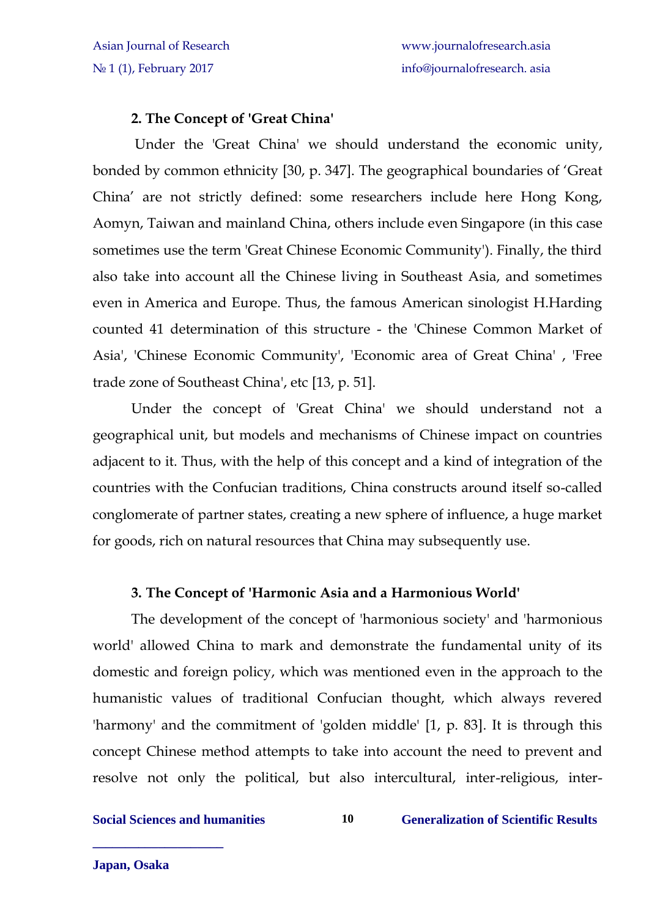**2. The Concept of 'Great China'**

Under the 'Great China' we should understand the economic unity, bonded by common ethnicity [30, p. 347]. The geographical boundaries of 'Great China' are not strictly defined: some researchers include here Hong Kong, Aomyn, Taiwan and mainland China, others include even Singapore (in this case sometimes use the term 'Great Chinese Economic Community'). Finally, the third also take into account all the Chinese living in Southeast Asia, and sometimes even in America and Europe. Thus, the famous American sinologist H.Harding counted 41 determination of this structure - the 'Chinese Common Market of Asia', 'Chinese Economic Community', 'Economic area of Great China' , 'Free trade zone of Southeast China', etc [13, p. 51].

Under the concept of 'Great China' we should understand not a geographical unit, but models and mechanisms of Chinese impact on countries adjacent to it. Thus, with the help of this concept and a kind of integration of the countries with the Confucian traditions, China constructs around itself so-called conglomerate of partner states, creating a new sphere of influence, a huge market for goods, rich on natural resources that China may subsequently use.

**3. The Concept of 'Harmonic Asia and a Harmonious World'**

The development of the concept of 'harmonious society' and 'harmonious world' allowed China to mark and demonstrate the fundamental unity of its domestic and foreign policy, which was mentioned even in the approach to the humanistic values of traditional Confucian thought, which always revered 'harmony' and the commitment of 'golden middle' [1, p. 83]. It is through this concept Chinese method attempts to take into account the need to prevent and resolve not only the political, but also intercultural, inter-religious, inter-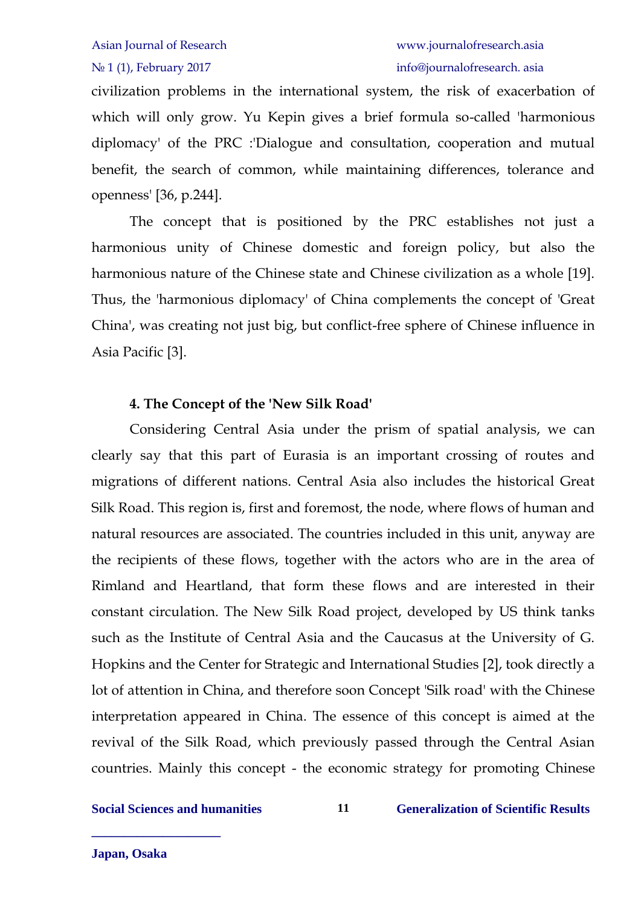civilization problems in the international system, the risk of exacerbation of which will only grow. Yu Kepin gives a brief formula so-called 'harmonious diplomacy' of the PRC :'Dialogue and consultation, cooperation and mutual benefit, the search of common, while maintaining differences, tolerance and openness' [36, p.244].

The concept that is positioned by the PRC establishes not just a harmonious unity of Chinese domestic and foreign policy, but also the harmonious nature of the Chinese state and Chinese civilization as a whole [19]. Thus, the 'harmonious diplomacy' of China complements the concept of 'Great China', was creating not just big, but conflict-free sphere of Chinese influence in Asia Pacific [3].

#### 4. The Concept of the 'New Silk Road'

Considering Central Asia under the prism of spatial analysis, we can clearly say that this part of Eurasia is an important crossing of routes and migrations of different nations. Central Asia also includes the historical Great Silk Road. This region is, first and foremost, the node, where flows of human and natural resources are associated. The countries included in this unit, anyway are the recipients of these flows, together with the actors who are in the area of Rimland and Heartland, that form these flows and are interested in their constant circulation. The New Silk Road project, developed by US think tanks such as the Institute of Central Asia and the Caucasus at the University of G. Hopkins and the Center for Strategic and International Studies [2], took directly a lot of attention in China, and therefore soon Concept 'Silk road' with the Chinese interpretation appeared in China. The essence of this concept is aimed at the revival of the Silk Road, which previously passed through the Central Asian countries. Mainly this concept - the economic strategy for promoting Chinese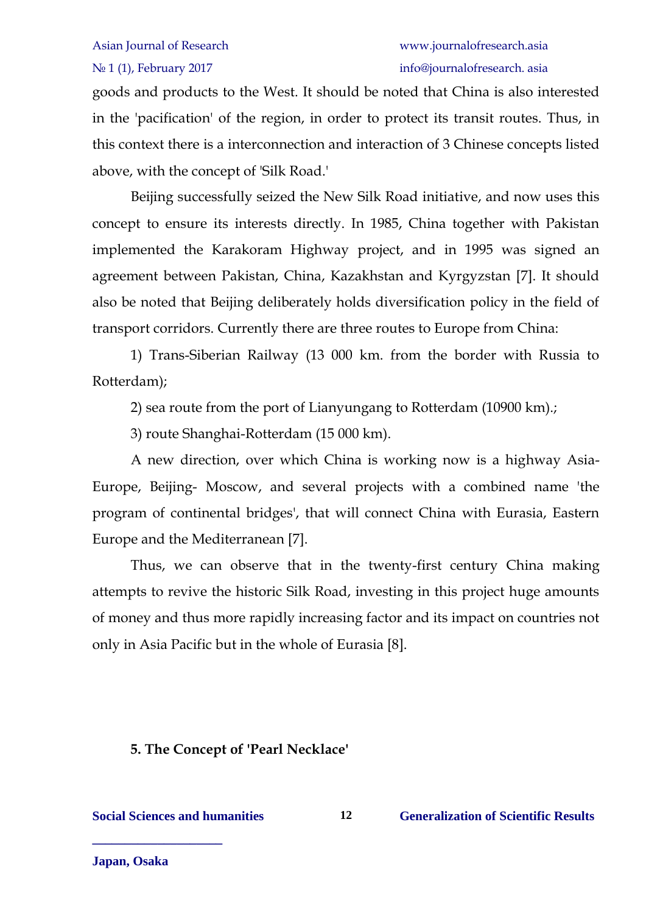goods and products to the West. It should be noted that China is also interested in the 'pacification' of the region, in order to protect its transit routes. Thus, in this context there is a interconnection and interaction of 3 Chinese concepts listed above, with the concept of 'Silk Road.'

Beijing successfully seized the New Silk Road initiative, and now uses this concept to ensure its interests directly. In 1985, China together with Pakistan implemented the Karakoram Highway project, and in 1995 was signed an agreement between Pakistan, China, Kazakhstan and Kyrgyzstan [7]. It should also be noted that Beijing deliberately holds diversification policy in the field of transport corridors. Currently there are three routes to Europe from China:

1) Trans-Siberian Railway (13 000 km. from the border with Russia to Rotterdam);

2) sea route from the port of Lianyungang to Rotterdam (10900 km).;

3) route Shanghai-Rotterdam (15 000 km).

A new direction, over which China is working now is a highway Asia-Europe, Beijing- Moscow, and several projects with a combined name 'the program of continental bridges', that will connect China with Eurasia, Eastern Europe and the Mediterranean [7].

Thus, we can observe that in the twenty-first century China making attempts to revive the historic Silk Road, investing in this project huge amounts of money and thus more rapidly increasing factor and its impact on countries not only in Asia Pacific but in the whole of Eurasia [8].

## 5. The Concept of 'Pearl Necklace'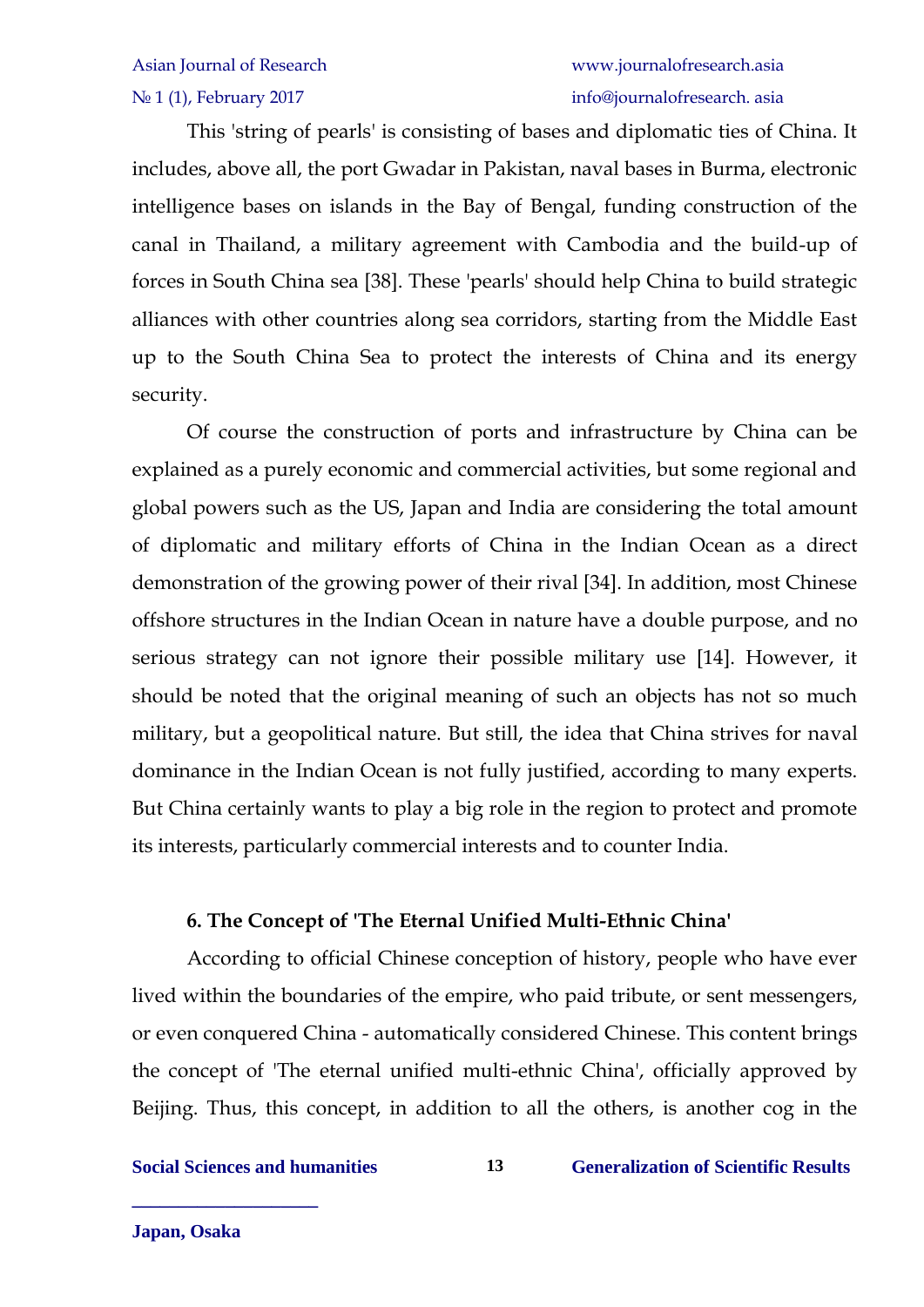This 'string of pearls' is consisting of bases and diplomatic ties of China. It includes, above all, the port Gwadar in Pakistan, naval bases in Burma, electronic intelligence bases on islands in the Bay of Bengal, funding construction of the canal in Thailand, a military agreement with Cambodia and the build-up of forces in South China sea [38]. These 'pearls' should help China to build strategic alliances with other countries along sea corridors, starting from the Middle East up to the South China Sea to protect the interests of China and its energy security.

Of course the construction of ports and infrastructure by China can be explained as a purely economic and commercial activities, but some regional and global powers such as the US, Japan and India are considering the total amount of diplomatic and military efforts of China in the Indian Ocean as a direct demonstration of the growing power of their rival [34]. In addition, most Chinese offshore structures in the Indian Ocean in nature have a double purpose, and no serious strategy can not ignore their possible military use [14]. However, it should be noted that the original meaning of such an objects has not so much military, but a geopolitical nature. But still, the idea that China strives for naval dominance in the Indian Ocean is not fully justified, according to many experts. But China certainly wants to play a big role in the region to protect and promote its interests, particularly commercial interests and to counter India.

### 6. The Concept of 'The Eternal Unified Multi-Ethnic China'

According to official Chinese conception of history, people who have ever lived within the boundaries of the empire, who paid tribute, or sent messengers, or even conquered China - automatically considered Chinese. This content brings the concept of 'The eternal unified multi-ethnic China', officially approved by Beijing. Thus, this concept, in addition to all the others, is another cog in the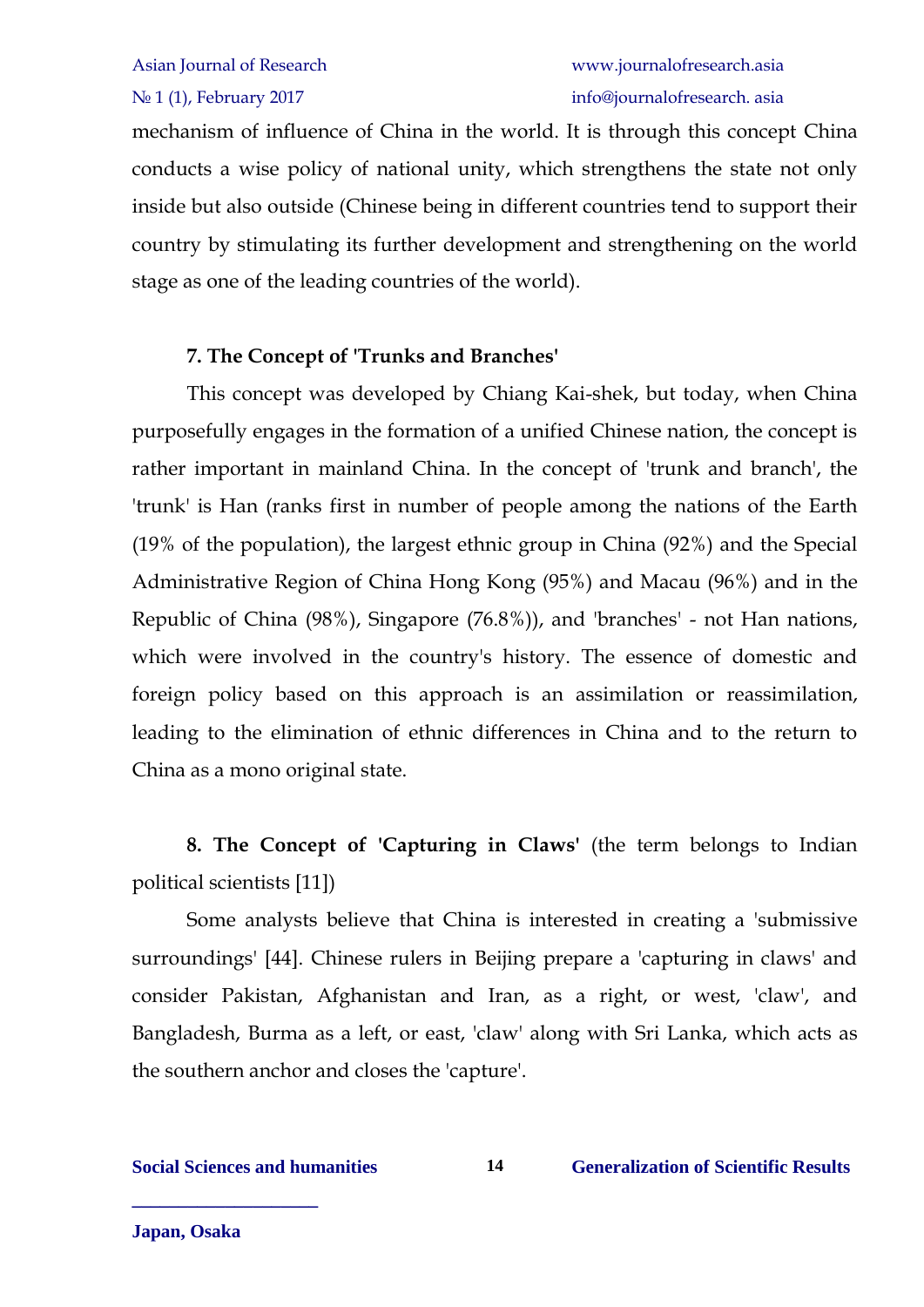mechanism of influence of China in the world. It is through this concept China conducts a wise policy of national unity, which strengthens the state not only inside but also outside (Chinese being in different countries tend to support their country by stimulating its further development and strengthening on the world stage as one of the leading countries of the world).

**7. The Concept of 'Trunks and Branches'**

This concept was developed by Chiang Kai-shek, but today, when China purposefully engages in the formation of a unified Chinese nation, the concept is rather important in mainland China. In the concept of 'trunk and branch', the 'trunk' is Han (ranks first in number of people among the nations of the Earth (19% of the population), the largest ethnic group in China (92%) and the Special Administrative Region of China Hong Kong (95%) and Macau (96%) and in the Republic of China (98%), Singapore (76.8%)), and 'branches' - not Han nations, which were involved in the country's history. The essence of domestic and foreign policy based on this approach is an assimilation or reassimilation, leading to the elimination of ethnic differences in China and to the return to China as a mono original state.

**8. The Concept of 'Capturing in Claws'** (the term belongs to Indian political scientists [11])

Some analysts believe that China is interested in creating a 'submissive surroundings' [44]. Chinese rulers in Beijing prepare a 'capturing in claws' and consider Pakistan, Afghanistan and Iran, as a right, or west, 'claw', and Bangladesh, Burma as a left, or east, 'claw' along with Sri Lanka, which acts as the southern anchor and closes the 'capture'.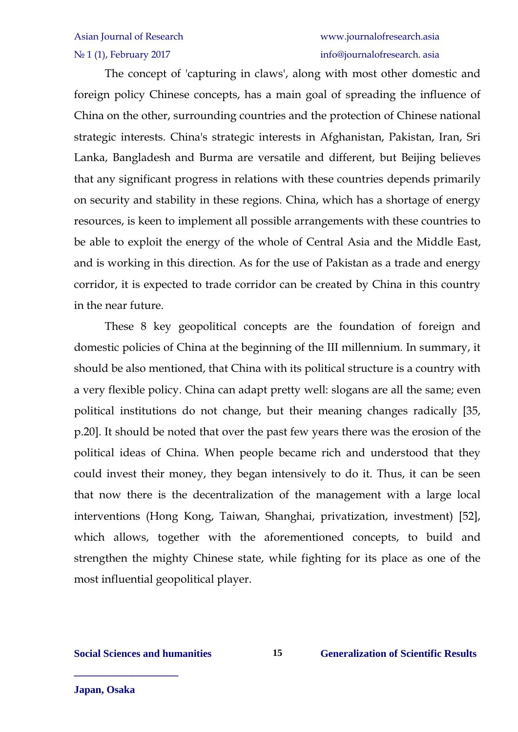The concept of 'capturing in claws', along with most other domestic and foreign policy Chinese concepts, has a main goal of spreading the influence of China on the other, surrounding countries and the protection of Chinese national strategic interests. China's strategic interests in Afghanistan, Pakistan, Iran, Sri Lanka, Bangladesh and Burma are versatile and different, but Beijing believes that any significant progress in relations with these countries depends primarily on security and stability in these regions. China, which has a shortage of energy resources, is keen to implement all possible arrangements with these countries to be able to exploit the energy of the whole of Central Asia and the Middle East, and is working in this direction. As for the use of Pakistan as a trade and energy corridor, it is expected to trade corridor can be created by China in this country in the near future.

These 8 key geopolitical concepts are the foundation of foreign and domestic policies of China at the beginning of the III millennium. In summary, it should be also mentioned, that China with its political structure is a country with a very flexible policy. China can adapt pretty well: slogans are all the same; even political institutions do not change, but their meaning changes radically [35, p.20]. It should be noted that over the past few years there was the erosion of the political ideas of China. When people became rich and understood that they could invest their money, they began intensively to do it. Thus, it can be seen that now there is the decentralization of the management with a large local interventions (Hong Kong, Taiwan, Shanghai, privatization, investment) [52], which allows, together with the aforementioned concepts, to build and strengthen the mighty Chinese state, while fighting for its place as one of the most influential geopolitical player.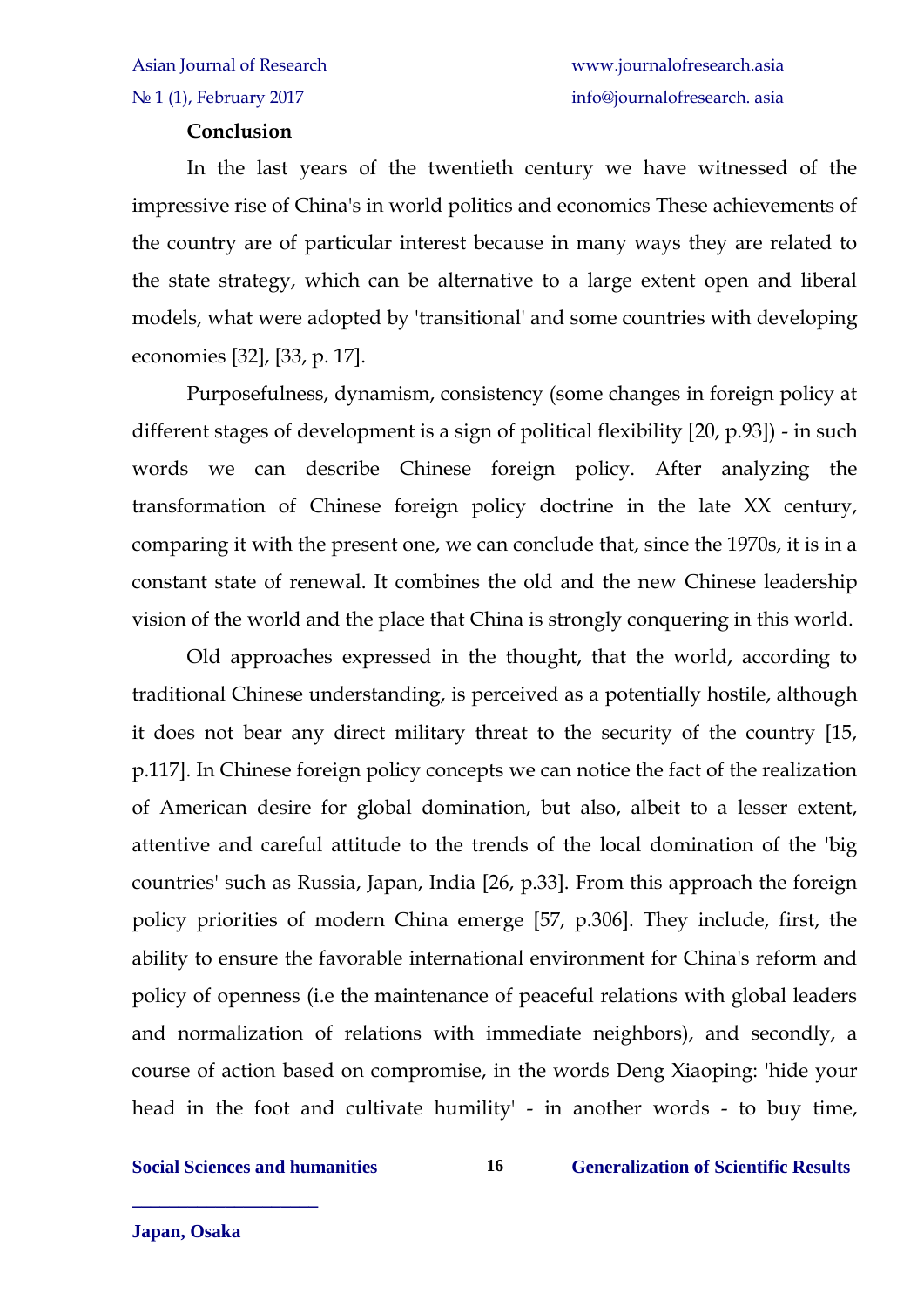**Conclusion**

In the last years of the twentieth century we have witnessed of the impressive rise of China's in world politics and economics These achievements of the country are of particular interest because in many ways they are related to the state strategy, which can be alternative to a large extent open and liberal models, what were adopted by 'transitional' and some countries with developing economies [32], [33, p. 17].

Purposefulness, dynamism, consistency (some changes in foreign policy at different stages of development is a sign of political flexibility [20, p.93]) - in such words we can describe Chinese foreign policy. After analyzing the transformation of Chinese foreign policy doctrine in the late XX century, comparing it with the present one, we can conclude that, since the 1970s, it is in a constant state of renewal. It combines the old and the new Chinese leadership vision of the world and the place that China is strongly conquering in this world.

Old approaches expressed in the thought, that the world, according to traditional Chinese understanding, is perceived as a potentially hostile, although it does not bear any direct military threat to the security of the country [15, p.117]. In Chinese foreign policy concepts we can notice the fact of the realization of American desire for global domination, but also, albeit to a lesser extent, attentive and careful attitude to the trends of the local domination of the 'big countries' such as Russia, Japan, India [26, p.33]. From this approach the foreign policy priorities of modern China emerge [57, p.306]. They include, first, the ability to ensure the favorable international environment for China's reform and policy of openness (i.e the maintenance of peaceful relations with global leaders and normalization of relations with immediate neighbors), and secondly, a course of action based on compromise, in the words Deng Xiaoping: 'hide your head in the foot and cultivate humility' - in another words - to buy time,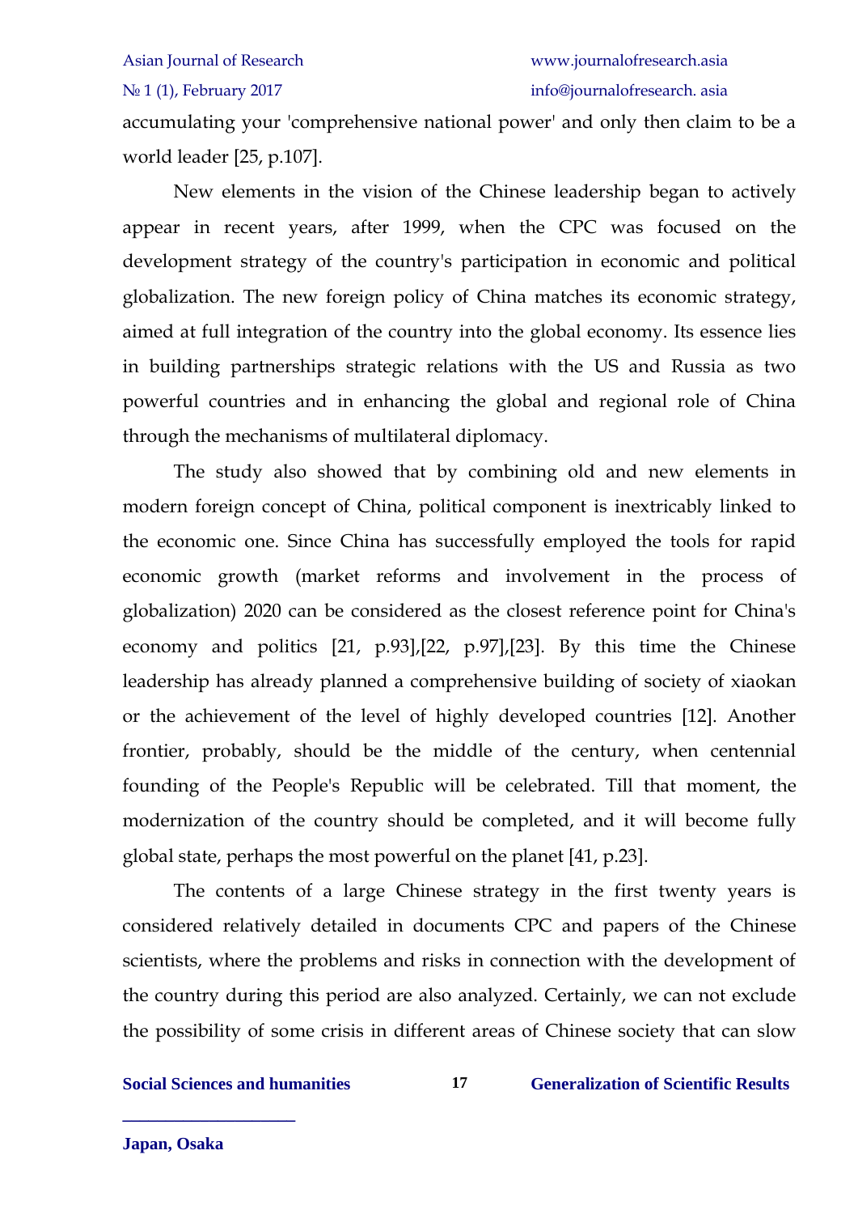accumulating your 'comprehensive national power' and only then claim to be a world leader [25, p.107].

New elements in the vision of the Chinese leadership began to actively appear in recent years, after 1999, when the CPC was focused on the development strategy of the country's participation in economic and political globalization. The new foreign policy of China matches its economic strategy, aimed at full integration of the country into the global economy. Its essence lies in building partnerships strategic relations with the US and Russia as two powerful countries and in enhancing the global and regional role of China through the mechanisms of multilateral diplomacy.

The study also showed that by combining old and new elements in modern foreign concept of China, political component is inextricably linked to the economic one. Since China has successfully employed the tools for rapid economic growth (market reforms and involvement in the process of globalization) 2020 can be considered as the closest reference point for China's economy and politics [21, p.93],[22, p.97],[23]. By this time the Chinese leadership has already planned a comprehensive building of society of xiaokan or the achievement of the level of highly developed countries [12]. Another frontier, probably, should be the middle of the century, when centennial founding of the People's Republic will be celebrated. Till that moment, the modernization of the country should be completed, and it will become fully global state, perhaps the most powerful on the planet [41, p.23].

The contents of a large Chinese strategy in the first twenty years is considered relatively detailed in documents CPC and papers of the Chinese scientists, where the problems and risks in connection with the development of the country during this period are also analyzed. Certainly, we can not exclude the possibility of some crisis in different areas of Chinese society that can slow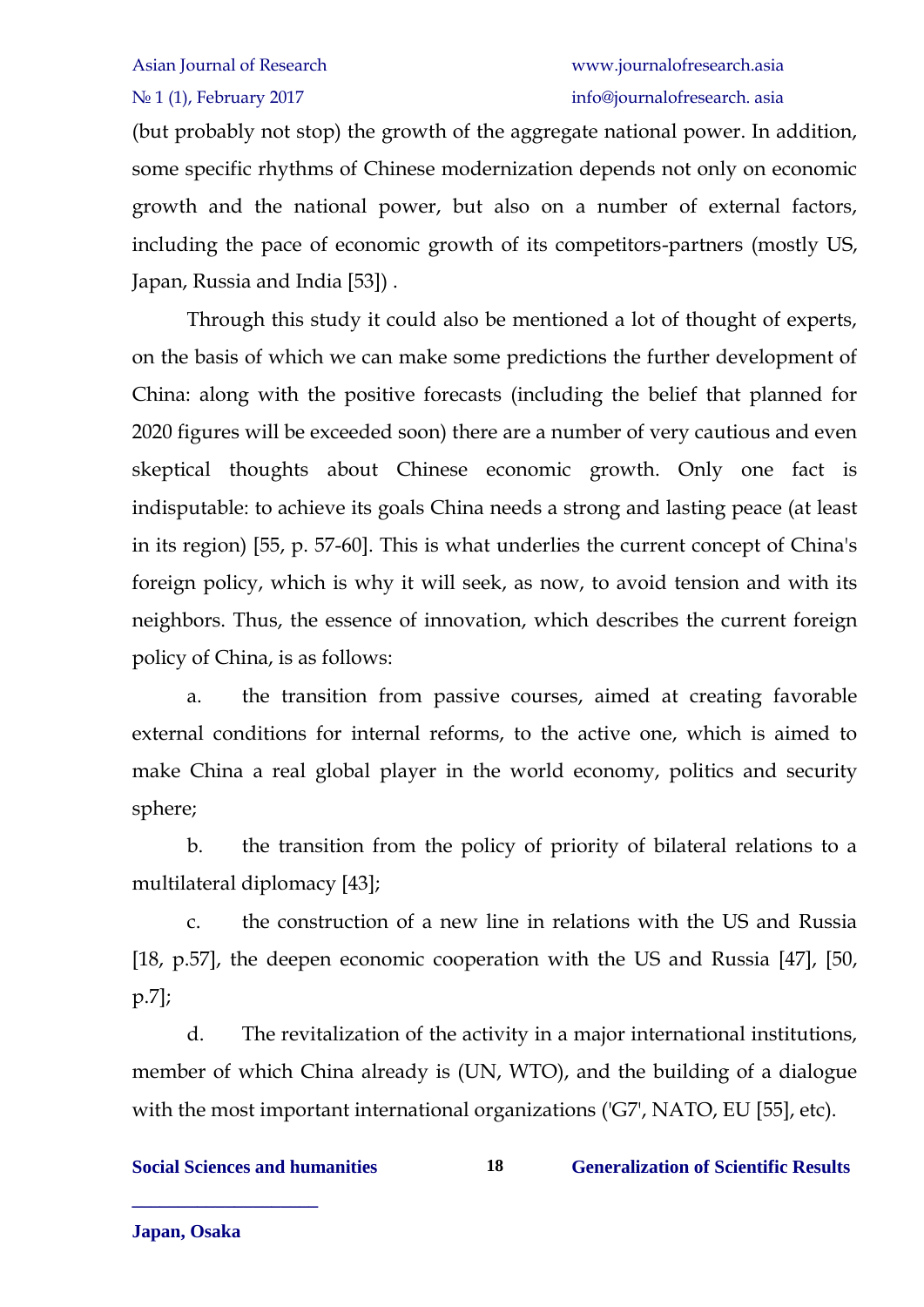(but probably not stop) the growth of the aggregate national power. In addition, some specific rhythms of Chinese modernization depends not only on economic growth and the national power, but also on a number of external factors, including the pace of economic growth of its competitors-partners (mostly US, Japan, Russia and India [53]) .

Through this study it could also be mentioned a lot of thought of experts, on the basis of which we can make some predictions the further development of China: along with the positive forecasts (including the belief that planned for 2020 figures will be exceeded soon) there are a number of very cautious and even skeptical thoughts about Chinese economic growth. Only one fact is indisputable: to achieve its goals China needs a strong and lasting peace (at least in its region) [55, p. 57-60]. This is what underlies the current concept of China's foreign policy, which is why it will seek, as now, to avoid tension and with its neighbors. Thus, the essence of innovation, which describes the current foreign policy of China, is as follows:

a. the transition from passive courses, aimed at creating favorable external conditions for internal reforms, to the active one, which is aimed to make China a real global player in the world economy, politics and security sphere;

b. the transition from the policy of priority of bilateral relations to a multilateral diplomacy [43];

c. the construction of a new line in relations with the US and Russia [18, p.57], the deepen economic cooperation with the US and Russia [47], [50, p.7];

d. The revitalization of the activity in a major international institutions, member of which China already is (UN, WTO), and the building of a dialogue with the most important international organizations ('G7', NATO, EU [55], etc).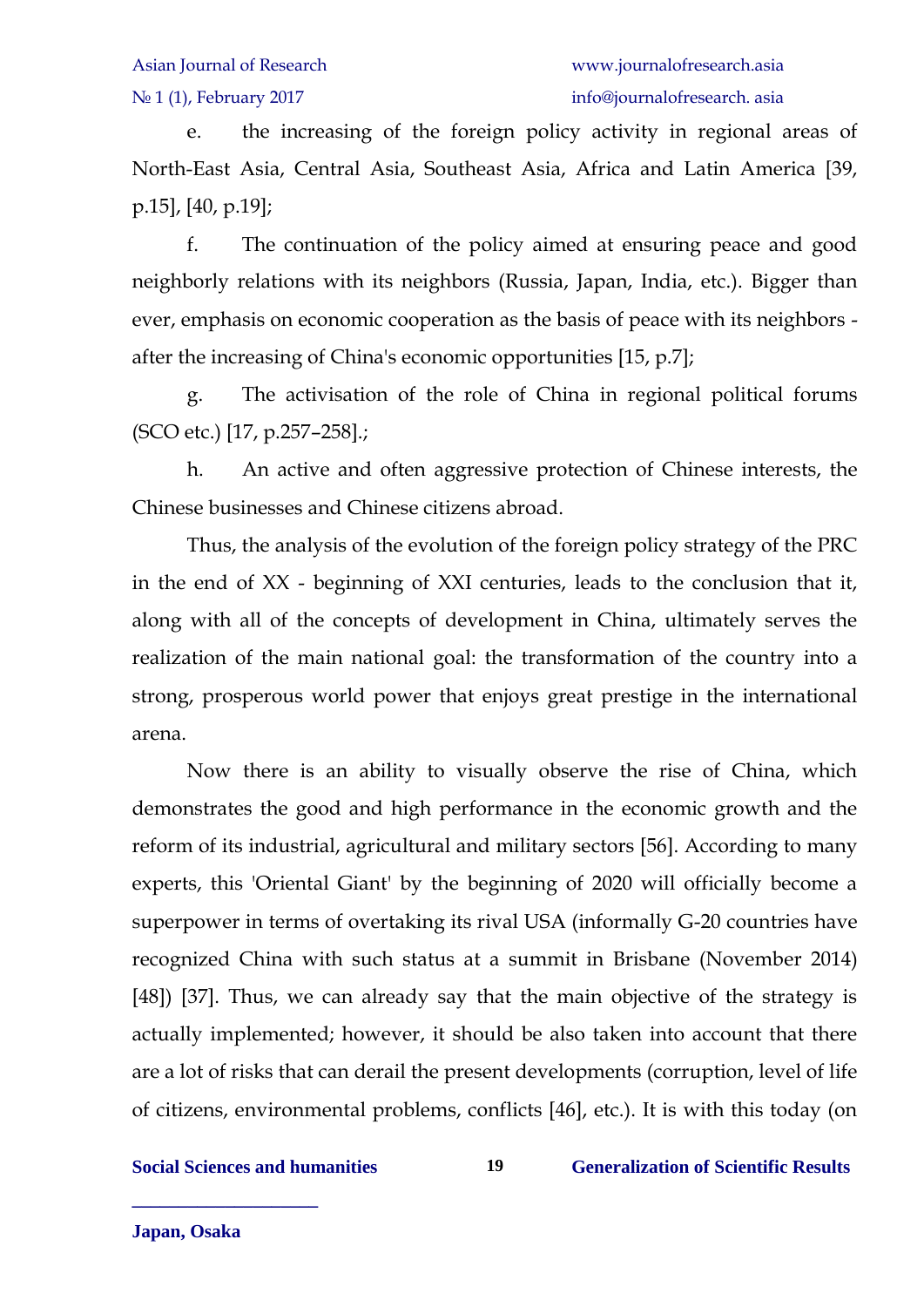e. the increasing of the foreign policy activity in regional areas of North-East Asia, Central Asia, Southeast Asia, Africa and Latin America [39, p.15], [40, p.19];

f. The continuation of the policy aimed at ensuring peace and good neighborly relations with its neighbors (Russia, Japan, India, etc.). Bigger than ever, emphasis on economic cooperation as the basis of peace with its neighbors - after the increasing of China's economic opportunities [15, p.7];

g. The activisation of the role of China in regional political forums (SCO etc.) [17, p.257–258].;

h. An active and often aggressive protection of Chinese interests, the Chinese businesses and Chinese citizens abroad.

Thus, the analysis of the evolution of the foreign policy strategy of the PRC in the end of XX - beginning of XXI centuries, leads to the conclusion that it, along with all of the concepts of development in China, ultimately serves the realization of the main national goal: the transformation of the country into a strong, prosperous world power that enjoys great prestige in the international arena.

Now there is an ability to visually observe the rise of China, which demonstrates the good and high performance in the economic growth and the reform of its industrial, agricultural and military sectors [56]. According to many experts, this 'Oriental Giant' by the beginning of 2020 will officially become a superpower in terms of overtaking its rival USA (informally G-20 countries have recognized China with such status at a summit in Brisbane (November 2014) [48]) [37]. Thus, we can already say that the main objective of the strategy is actually implemented; however, it should be also taken into account that there are a lot of risks that can derail the present developments (corruption, level of life of citizens, environmental problems, conflicts [46], etc.). It is with this today (on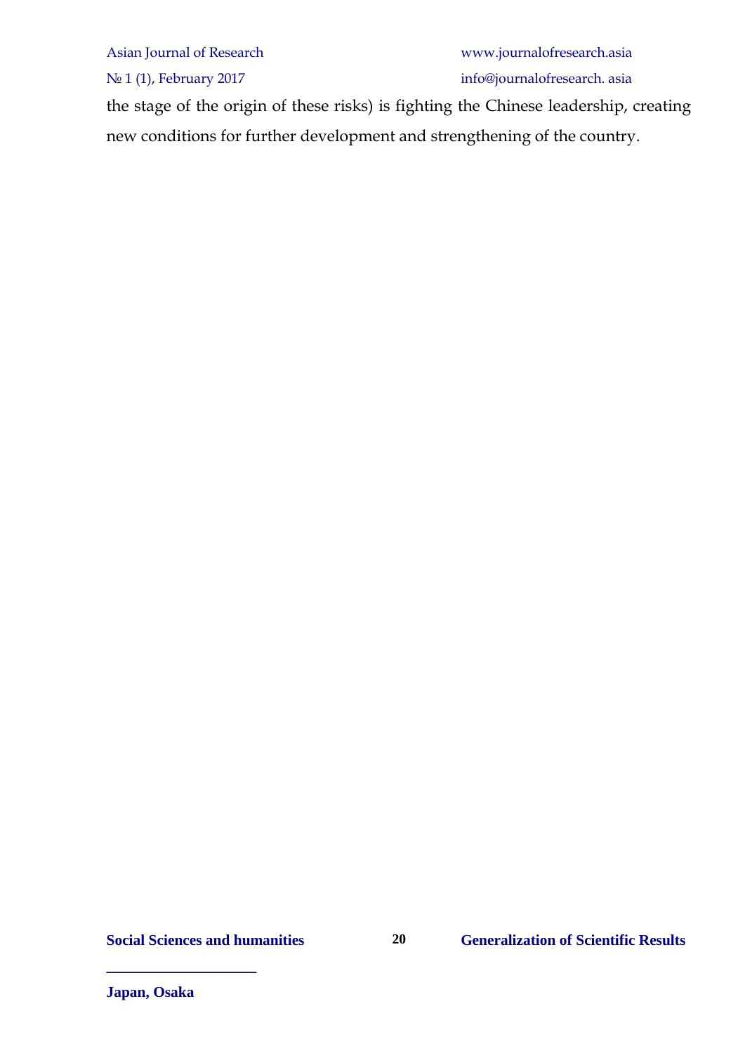the stage of the origin of these risks) is fighting the Chinese leadership, creating new conditions for further development and strengthening of the country.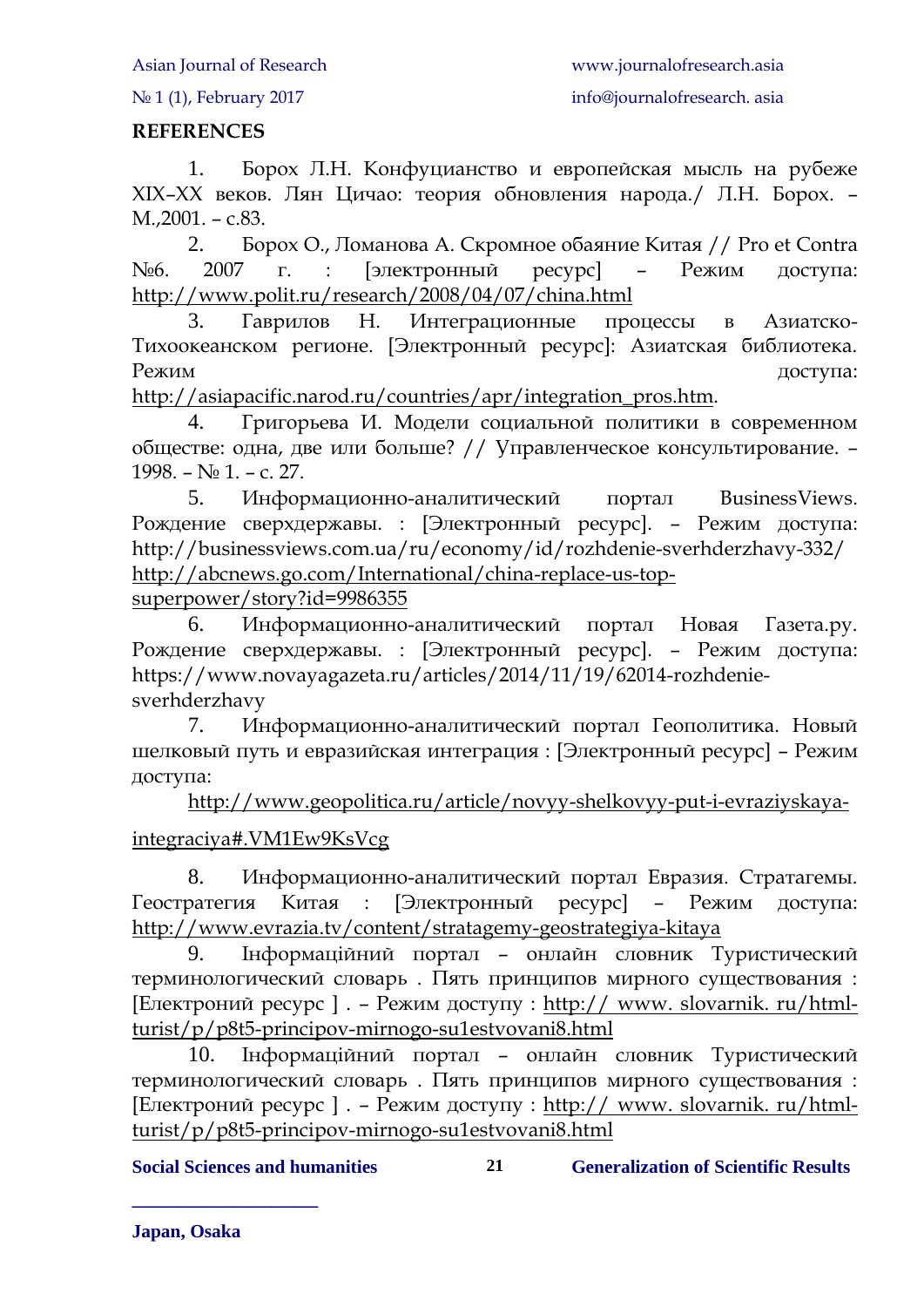**REFERENCES**

1. Борох Л.Н. Конфуцианство и европейская мысль на рубеже XIX–XX веков. Лян Цичао: теория обновления народа./ Л.Н. Борох. – М.,2001. – с.83.
2. Борох О., Ломанова А. Скромное обаяние Китая // Pro et Contra №6. 2007 г. : [электронный ресурс] – Режим доступа: http://www.polit.ru/research/2008/04/07/china.html
3. Гаврилов Н. Интеграционные процессы в Азиатско-Тихоокеанском регионе. [Электронный ресурс]: Азиатская библиотека. Режим доступа: http://asiapacific.narod.ru/countries/apr/integration_pros.htm.
4. Григорьева И. Модели социальной политики в современном обществе: одна, две или больше? // Управленческое консультирование. – 1998. – № 1. – с. 27.
5. Информационно-аналитический портал BusinessViews. Рождение сверхдержавы. : [Электронный ресурс]. – Режим доступа: http://businessviews.com.ua/ru/economy/id/rozhdenie-sverhderzhavy-332/ http://abcnews.go.com/International/china-replace-us-top-superpower/story?id=9986355
6. Информационно-аналитический портал Новая Газета.ру. Рождение сверхдержавы. : [Электронный ресурс]. – Режим доступа: https://www.novayagazeta.ru/articles/2014/11/19/62014-rozhdenie-sverhderzhavy
7. Информационно-аналитический портал Геополитика. Новый шелковый путь и евразийская интеграция : [Электронный ресурс] – Режим доступа:

   http://www.geopolitica.ru/article/novyy-shelkovyy-put-i-evraziyskaya-integraciya#.VM1Ew9KsVcg
8. Информационно-аналитический портал Евразия. Стратагемы. Геостратегия Китая : [Электронный ресурс] – Режим доступа: http://www.evrazia.tv/content/stratagemy-geostrategiya-kitaya
9. Інформаційний портал – онлайн словник Туристический терминологический словарь . Пять принципов мирного существования : [Електроний ресурс ] . – Режим доступу : http:// www. slovarnik. ru/html-turist/p/p8t5-principov-mirnogo-su1estvovani8.html
10. Інформаційний портал – онлайн словник Туристический терминологический словарь . Пять принципов мирного существования : [Електроний ресурс ] . – Режим доступу : http:// www. slovarnik. ru/html-turist/p/p8t5-principov-mirnogo-su1estvovani8.html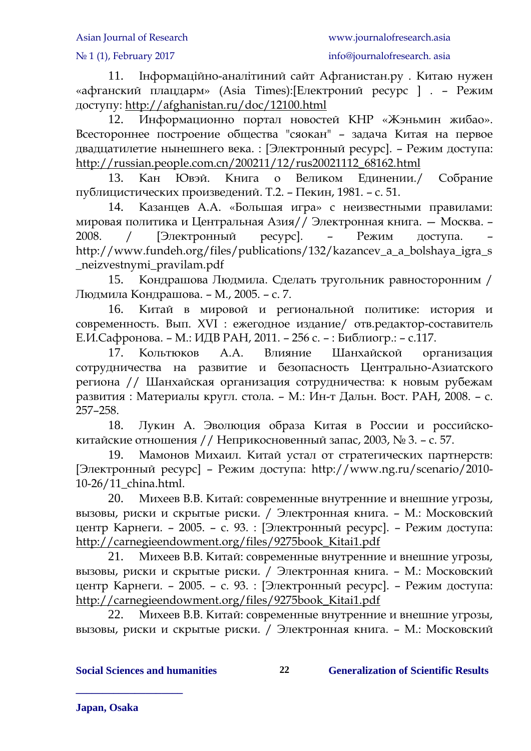11. Інформаційно-аналітиний сайт Афганистан.ру . Китаю нужен «афганский плацдарм» (Asia Times):[Електроний ресурс ] . – Режим доступу: http://afghanistan.ru/doc/12100.html

12. Информационно портал новостей КНР «Жэньмин жибао». Всестороннее построение общества "сяокан" – задача Китая на первое двадцатилетие нынешнего века. : [Электронный ресурс]. – Режим доступа: http://russian.people.com.cn/200211/12/rus20021112_68162.html

13. Кан Ювэй. Книга о Великом Единении./ Собрание публицистических произведений. Т.2. – Пекин, 1981. – с. 51.

14. Казанцев А.А. «Большая игра» с неизвестными правилами: мировая политика и Центральная Азия// Электронная книга. — Москва. – 2008. / [Электронный ресурс]. – Режим доступа. – http://www.fundeh.org/files/publications/132/kazancev_a_a_bolshaya_igra_s_neizvestnymi_pravilam.pdf

15. Кондрашова Людмила. Сделать тругольник равносторонним / Людмила Кондрашова. – М., 2005. – с. 7.

16. Китай в мировой и региональной политике: история и современность. Вып. XVI : ежегодное издание/ отв.редактор-составитель Е.И.Сафронова. – М.: ИДВ РАН, 2011. – 256 с. – : Библиогр.: – с.117.

17. Кольтюков А.А. Влияние Шанхайской организация сотрудничества на развитие и безопасность Центрально-Азиатского региона // Шанхайская организация сотрудничества: к новым рубежам развития : Материалы кругл. стола. – М.: Ин-т Дальн. Вост. РАН, 2008. – с. 257–258.

18. Лукин А. Эволюция образа Китая в России и российско-китайские отношения // Неприкосновенный запас, 2003, № 3. – с. 57.

19. Мамонов Михаил. Китай устал от стратегических партнерств: [Электронный ресурс] – Режим доступа: http://www.ng.ru/scenario/2010-10-26/11_china.html.

20. Михеев В.В. Китай: современные внутренние и внешние угрозы, вызовы, риски и скрытые риски. / Электронная книга. – М.: Московский центр Карнеги. – 2005. – с. 93. : [Электронный ресурс]. – Режим доступа: http://carnegieendowment.org/files/9275book_Kitai1.pdf

21. Михеев В.В. Китай: современные внутренние и внешние угрозы, вызовы, риски и скрытые риски. / Электронная книга. – М.: Московский центр Карнеги. – 2005. – с. 93. : [Электронный ресурс]. – Режим доступа: http://carnegieendowment.org/files/9275book_Kitai1.pdf

22. Михеев В.В. Китай: современные внутренние и внешние угрозы, вызовы, риски и скрытые риски. / Электронная книга. – М.: Московский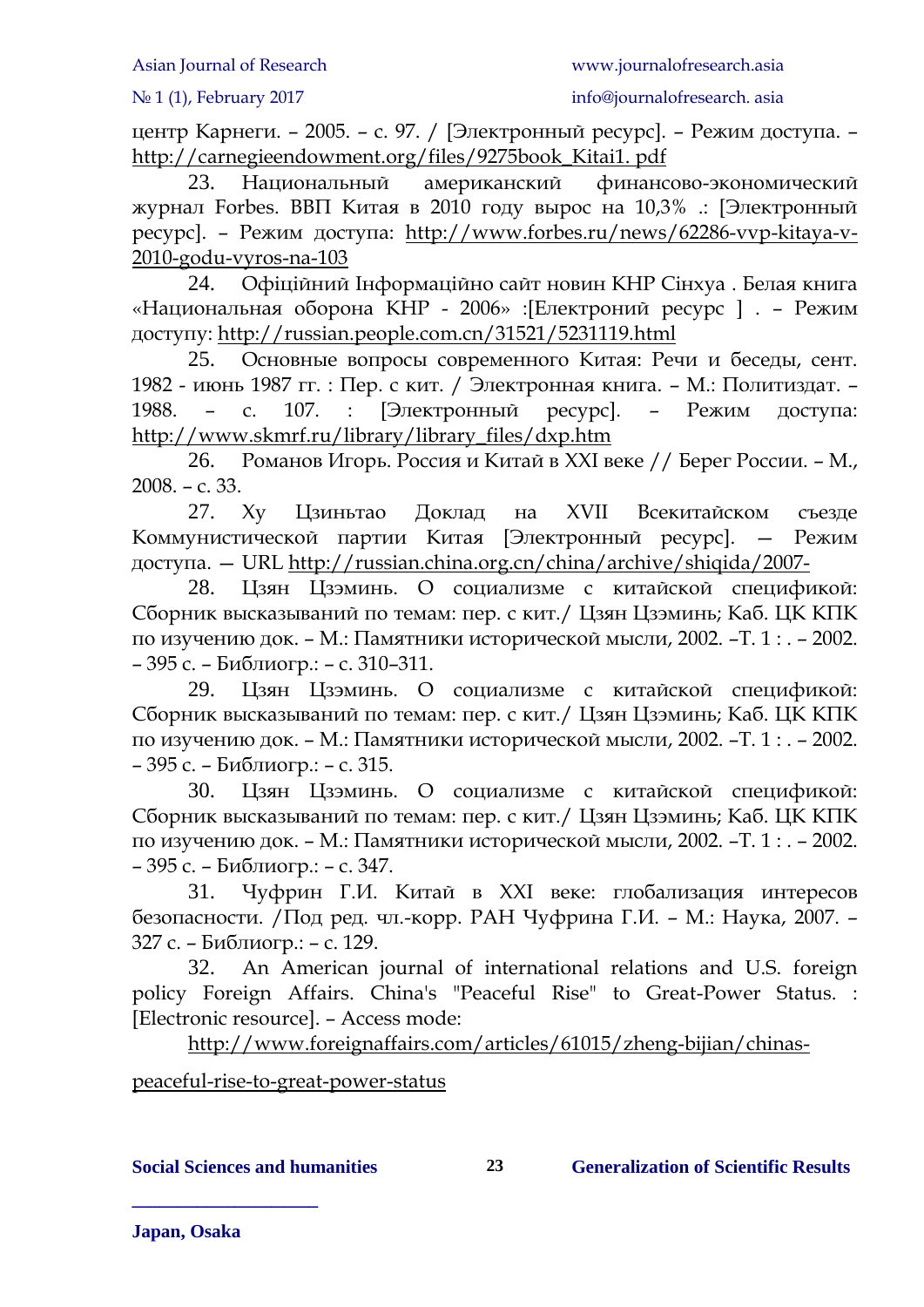центр Карнеги. – 2005. – с. 97. / [Электронный ресурс]. – Режим доступа. – http://carnegieendowment.org/files/9275book_Kitai1. pdf

23. Национальный американский финансово-экономический журнал Forbes. ВВП Китая в 2010 году вырос на 10,3% .: [Электронный ресурс]. – Режим доступа: http://www.forbes.ru/news/62286-vvp-kitaya-v-2010-godu-vyros-na-103

24. Офіційний Інформаційно сайт новин КНР Сінхуа . Белая книга «Национальная оборона КНР - 2006» :[Електроний ресурс ] . – Режим доступу: http://russian.people.com.cn/31521/5231119.html

25. Основные вопросы современного Китая: Речи и беседы, сент. 1982 - июнь 1987 гг. : Пер. с кит. / Электронная книга. – М.: Политиздат. – 1988. – с. 107. : [Электронный ресурс]. – Режим доступа: http://www.skmrf.ru/library/library_files/dxp.htm

26. Романов Игорь. Россия и Китай в XXI веке // Берег России. – М., 2008. – с. 33.

27. Ху Цзиньтао Доклад на XVII Всекитайском съезде Коммунистической партии Китая [Электронный ресурс]. — Режим доступа. — URL http://russian.china.org.cn/china/archive/shiqida/2007-

28. Цзян Цзэминь. О социализме с китайской спецификой: Сборник высказываний по темам: пер. с кит./ Цзян Цзэминь; Каб. ЦК КПК по изучению док. – М.: Памятники исторической мысли, 2002. –Т. 1 : . – 2002. – 395 с. – Библиогр.: – с. 310–311.

29. Цзян Цзэминь. О социализме с китайской спецификой: Сборник высказываний по темам: пер. с кит./ Цзян Цзэминь; Каб. ЦК КПК по изучению док. – М.: Памятники исторической мысли, 2002. –Т. 1 : . – 2002. – 395 с. – Библиогр.: – с. 315.

30. Цзян Цзэминь. О социализме с китайской спецификой: Сборник высказываний по темам: пер. с кит./ Цзян Цзэминь; Каб. ЦК КПК по изучению док. – М.: Памятники исторической мысли, 2002. –Т. 1 : . – 2002. – 395 с. – Библиогр.: – с. 347.

31. Чуфрин Г.И. Китай в XXI веке: глобализация интересов безопасности. /Под ред. чл.-корр. РАН Чуфрина Г.И. – М.: Наука, 2007. – 327 с. – Библиогр.: – с. 129.

32. An American journal of international relations and U.S. foreign policy Foreign Affairs. China's "Peaceful Rise" to Great-Power Status. : [Electronic resource]. – Access mode:

http://www.foreignaffairs.com/articles/61015/zheng-bijian/chinas-peaceful-rise-to-great-power-status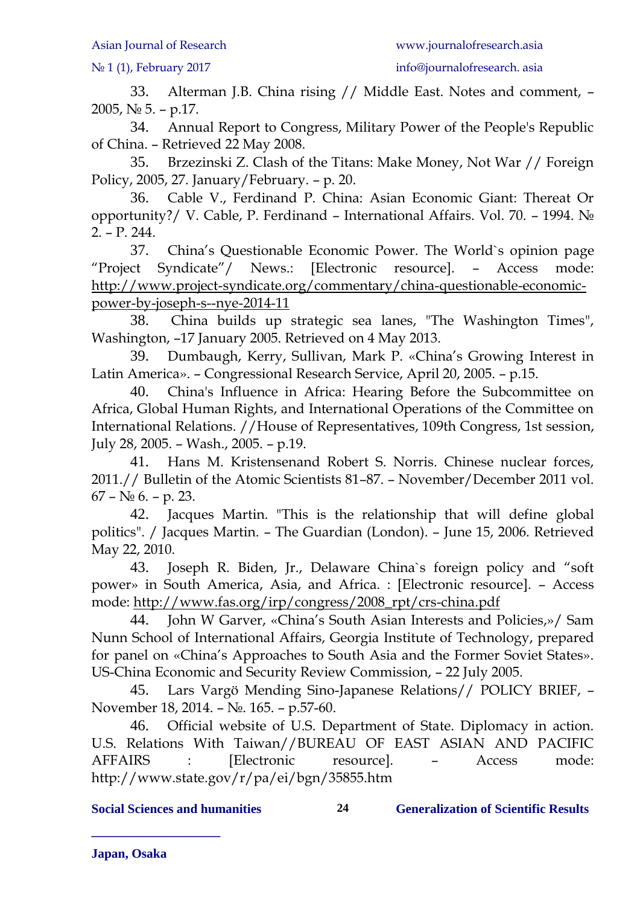33. Alterman J.B. China rising // Middle East. Notes and comment, – 2005, № 5. – p.17.

34. Annual Report to Congress, Military Power of the People's Republic of China. – Retrieved 22 May 2008.

35. Brzezinski Z. Clash of the Titans: Make Money, Not War // Foreign Policy, 2005, 27. January/February. – p. 20.

36. Cable V., Ferdinand P. China: Asian Economic Giant: Thereat Or opportunity?/ V. Cable, P. Ferdinand – International Affairs. Vol. 70. – 1994. № 2. – P. 244.

37. China's Questionable Economic Power. The World`s opinion page "Project Syndicate"/ News.: [Electronic resource]. – Access mode: http://www.project-syndicate.org/commentary/china-questionable-economic-power-by-joseph-s--nye-2014-11

38. China builds up strategic sea lanes, "The Washington Times", Washington, –17 January 2005. Retrieved on 4 May 2013.

39. Dumbaugh, Kerry, Sullivan, Mark P. «China's Growing Interest in Latin America». – Congressional Research Service, April 20, 2005. – p.15.

40. China's Influence in Africa: Hearing Before the Subcommittee on Africa, Global Human Rights, and International Operations of the Committee on International Relations. //House of Representatives, 109th Congress, 1st session, July 28, 2005. – Wash., 2005. – p.19.

41. Hans M. Kristensenand Robert S. Norris. Chinese nuclear forces, 2011.// Bulletin of the Atomic Scientists 81–87. – November/December 2011 vol. 67 – № 6. – p. 23.

42. Jacques Martin. "This is the relationship that will define global politics". / Jacques Martin. – The Guardian (London). – June 15, 2006. Retrieved May 22, 2010.

43. Joseph R. Biden, Jr., Delaware China`s foreign policy and "soft power» in South America, Asia, and Africa. : [Electronic resource]. – Access mode: http://www.fas.org/irp/congress/2008_rpt/crs-china.pdf

44. John W Garver, «China's South Asian Interests and Policies,»/ Sam Nunn School of International Affairs, Georgia Institute of Technology, prepared for panel on «China's Approaches to South Asia and the Former Soviet States». US-China Economic and Security Review Commission, – 22 July 2005.

45. Lars Vargö Mending Sino-Japanese Relations// POLICY BRIEF, – November 18, 2014. – №. 165. – p.57-60.

46. Official website of U.S. Department of State. Diplomacy in action. U.S. Relations With Taiwan//BUREAU OF EAST ASIAN AND PACIFIC AFFAIRS : [Electronic resource]. – Access mode: http://www.state.gov/r/pa/ei/bgn/35855.htm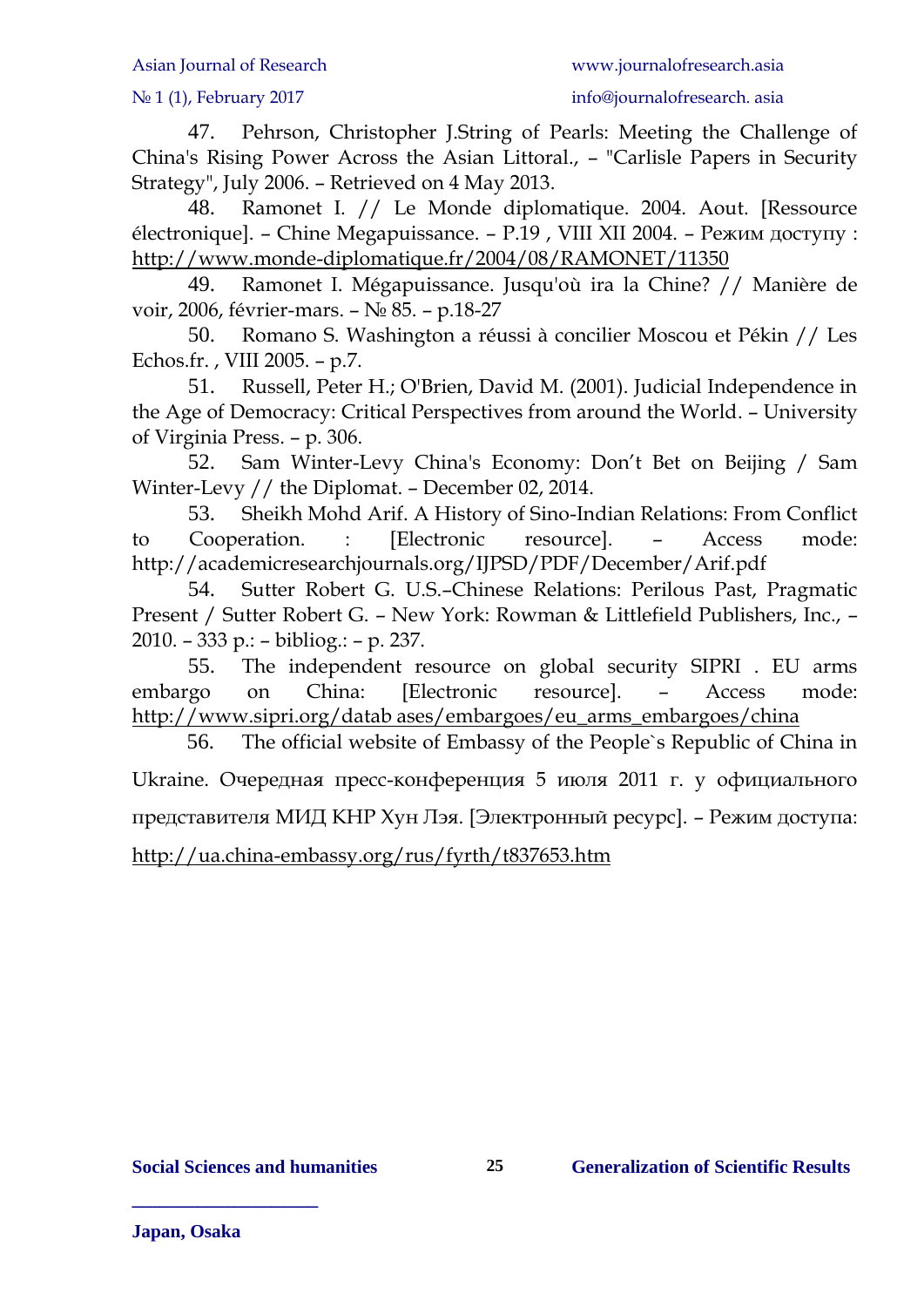47. Pehrson, Christopher J.String of Pearls: Meeting the Challenge of China's Rising Power Across the Asian Littoral., – "Carlisle Papers in Security Strategy", July 2006. – Retrieved on 4 May 2013.

48. Ramonet I. // Le Monde diplomatique. 2004. Aout. [Ressource électronique]. – Chine Megapuissance. – P.19 , VIII XII 2004. – Режим доступу : http://www.monde-diplomatique.fr/2004/08/RAMONET/11350

49. Ramonet I. Mégapuissance. Jusqu'où ira la Chine? // Manière de voir, 2006, février-mars. – № 85. – p.18-27

50. Romano S. Washington a réussi à concilier Moscou et Pékin // Les Echos.fr. , VIII 2005. – p.7.

51. Russell, Peter H.; O'Brien, David M. (2001). Judicial Independence in the Age of Democracy: Critical Perspectives from around the World. – University of Virginia Press. – p. 306.

52. Sam Winter-Levy China's Economy: Don't Bet on Beijing / Sam Winter-Levy // the Diplomat. – December 02, 2014.

53. Sheikh Mohd Arif. A History of Sino-Indian Relations: From Conflict to Cooperation. : [Electronic resource]. – Access mode: http://academicresearchjournals.org/IJPSD/PDF/December/Arif.pdf

54. Sutter Robert G. U.S.–Chinese Relations: Perilous Past, Pragmatic Present / Sutter Robert G. – New York: Rowman & Littlefield Publishers, Inc., – 2010. – 333 p.: – bibliog.: – p. 237.

55. The independent resource on global security SIPRI . EU arms embargo on China: [Electronic resource]. – Access mode: http://www.sipri.org/datab ases/embargoes/eu_arms_embargoes/china

56. The official website of Embassy of the People`s Republic of China in Ukraine. Очередная пресс-конференция 5 июля 2011 г. у официального представителя МИД КНР Хун Лэя. [Электронный ресурс]. – Режим доступа: http://ua.china-embassy.org/rus/fyrth/t837653.htm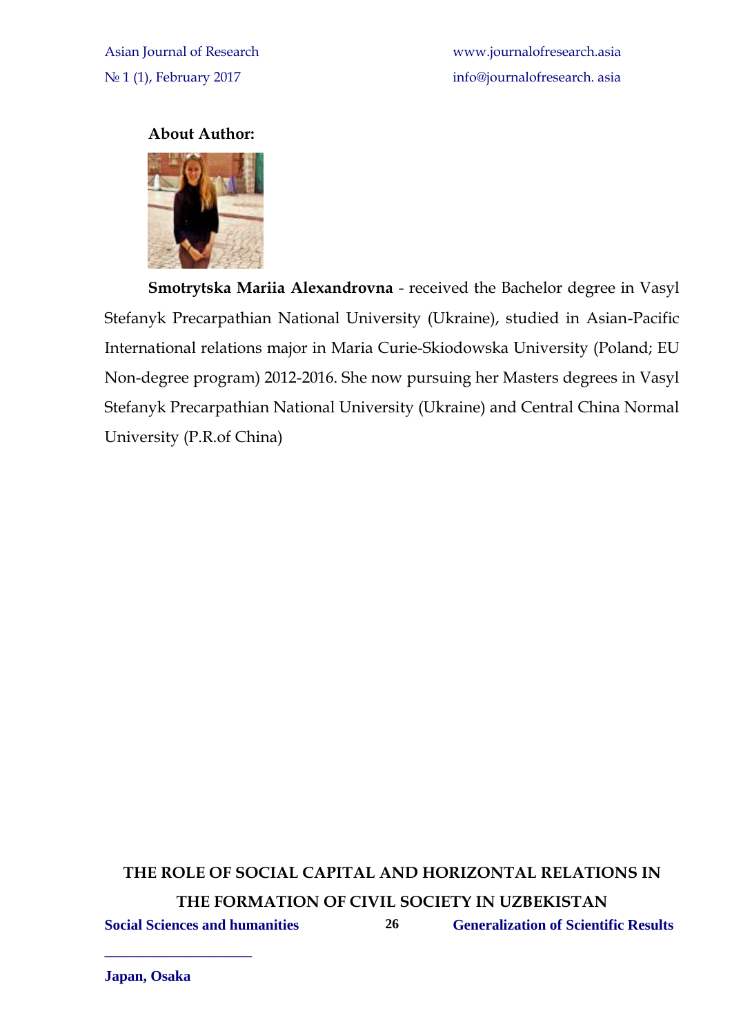**About Author:**

**Smotrytska Mariia Alexandrovna** - received the Bachelor degree in Vasyl Stefanyk Precarpathian National University (Ukraine), studied in Asian-Pacific International relations major in Maria Curie-Skiodowska University (Poland; EU Non-degree program) 2012-2016. She now pursuing her Masters degrees in Vasyl Stefanyk Precarpathian National University (Ukraine) and Central China Normal University (P.R.of China)

## THE ROLE OF SOCIAL CAPITAL AND HORIZONTAL RELATIONS IN THE FORMATION OF CIVIL SOCIETY IN UZBEKISTAN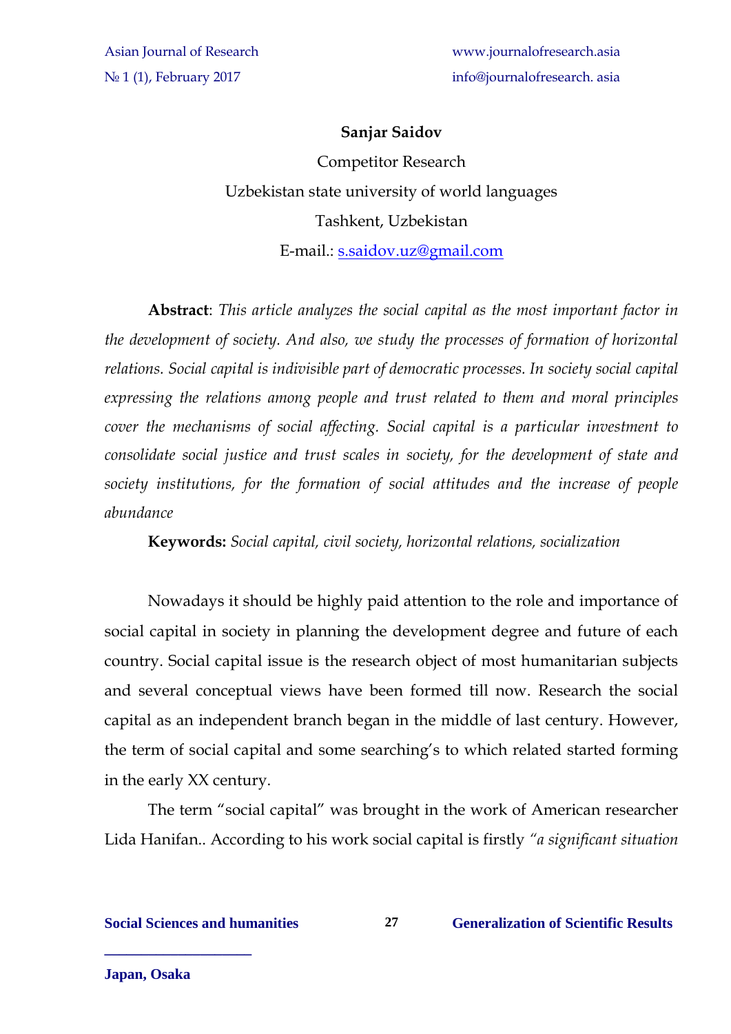**Sanjar Saidov**

Competitor Research

Uzbekistan state university of world languages

Tashkent, Uzbekistan

E-mail.: s.saidov.uz@gmail.com

**Abstract**: *This article analyzes the social capital as the most important factor in the development of society. And also, we study the processes of formation of horizontal relations. Social capital is indivisible part of democratic processes. In society social capital expressing the relations among people and trust related to them and moral principles cover the mechanisms of social affecting. Social capital is a particular investment to consolidate social justice and trust scales in society, for the development of state and society institutions, for the formation of social attitudes and the increase of people abundance*

**Keywords:** *Social capital, civil society, horizontal relations, socialization*

Nowadays it should be highly paid attention to the role and importance of social capital in society in planning the development degree and future of each country. Social capital issue is the research object of most humanitarian subjects and several conceptual views have been formed till now. Research the social capital as an independent branch began in the middle of last century. However, the term of social capital and some searching's to which related started forming in the early XX century.

The term "social capital" was brought in the work of American researcher Lida Hanifan.. According to his work social capital is firstly *"a significant situation*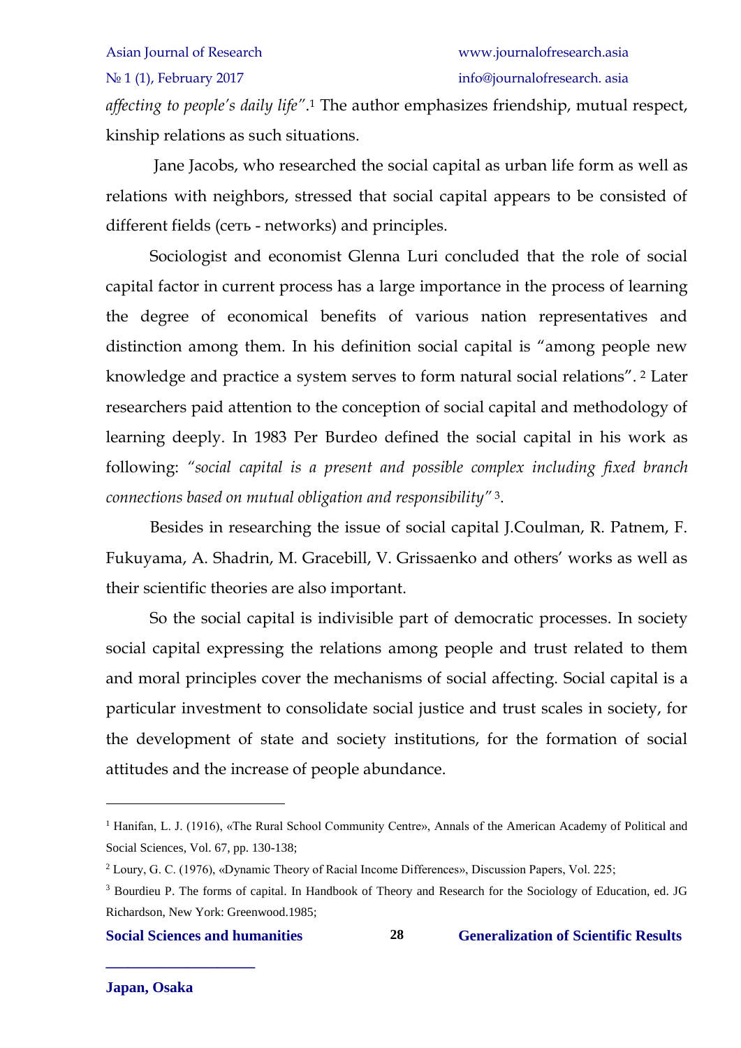*affecting to people's daily life"*.[1] The author emphasizes friendship, mutual respect, kinship relations as such situations.

Jane Jacobs, who researched the social capital as urban life form as well as relations with neighbors, stressed that social capital appears to be consisted of different fields (сеть - networks) and principles.

Sociologist and economist Glenna Luri concluded that the role of social capital factor in current process has a large importance in the process of learning the degree of economical benefits of various nation representatives and distinction among them. In his definition social capital is "among people new knowledge and practice a system serves to form natural social relations". [2] Later researchers paid attention to the conception of social capital and methodology of learning deeply. In 1983 Per Burdeo defined the social capital in his work as following: *"social capital is a present and possible complex including fixed branch connections based on mutual obligation and responsibility"* [3].

Besides in researching the issue of social capital J.Coulman, R. Patnem, F. Fukuyama, A. Shadrin, M. Gracebill, V. Grissaenko and others' works as well as their scientific theories are also important.

So the social capital is indivisible part of democratic processes. In society social capital expressing the relations among people and trust related to them and moral principles cover the mechanisms of social affecting. Social capital is a particular investment to consolidate social justice and trust scales in society, for the development of state and society institutions, for the formation of social attitudes and the increase of people abundance.

---

[1] Hanifan, L. J. (1916), «The Rural School Community Centre», Annals of the American Academy of Political and Social Sciences, Vol. 67, pp. 130-138;

[2] Loury, G. C. (1976), «Dynamic Theory of Racial Income Differences», Discussion Papers, Vol. 225;

[3] Bourdieu P. The forms of capital. In Handbook of Theory and Research for the Sociology of Education, ed. JG Richardson, New York: Greenwood.1985;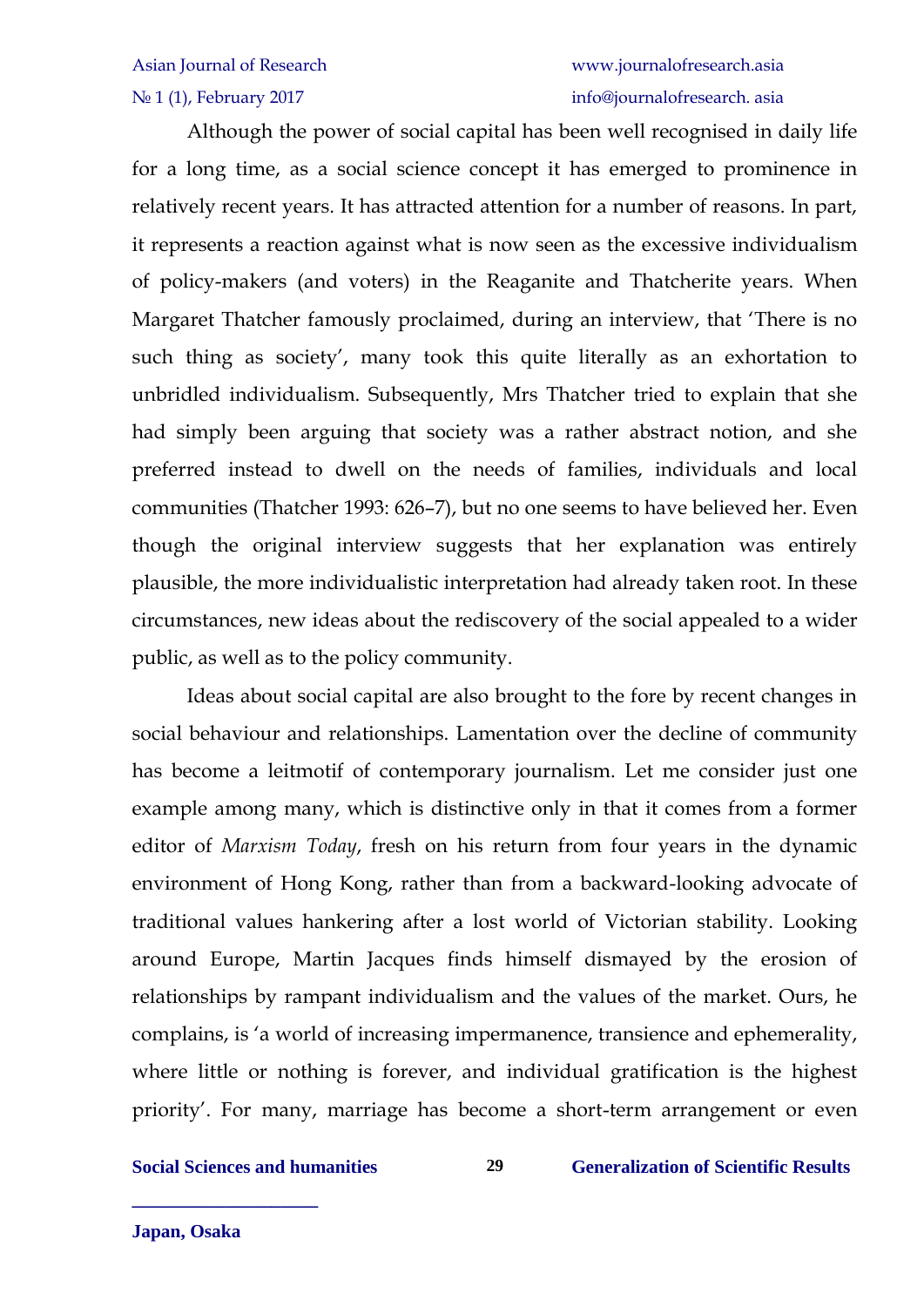Although the power of social capital has been well recognised in daily life for a long time, as a social science concept it has emerged to prominence in relatively recent years. It has attracted attention for a number of reasons. In part, it represents a reaction against what is now seen as the excessive individualism of policy-makers (and voters) in the Reaganite and Thatcherite years. When Margaret Thatcher famously proclaimed, during an interview, that 'There is no such thing as society', many took this quite literally as an exhortation to unbridled individualism. Subsequently, Mrs Thatcher tried to explain that she had simply been arguing that society was a rather abstract notion, and she preferred instead to dwell on the needs of families, individuals and local communities (Thatcher 1993: 626–7), but no one seems to have believed her. Even though the original interview suggests that her explanation was entirely plausible, the more individualistic interpretation had already taken root. In these circumstances, new ideas about the rediscovery of the social appealed to a wider public, as well as to the policy community.

Ideas about social capital are also brought to the fore by recent changes in social behaviour and relationships. Lamentation over the decline of community has become a leitmotif of contemporary journalism. Let me consider just one example among many, which is distinctive only in that it comes from a former editor of *Marxism Today*, fresh on his return from four years in the dynamic environment of Hong Kong, rather than from a backward-looking advocate of traditional values hankering after a lost world of Victorian stability. Looking around Europe, Martin Jacques finds himself dismayed by the erosion of relationships by rampant individualism and the values of the market. Ours, he complains, is 'a world of increasing impermanence, transience and ephemerality, where little or nothing is forever, and individual gratification is the highest priority'. For many, marriage has become a short-term arrangement or even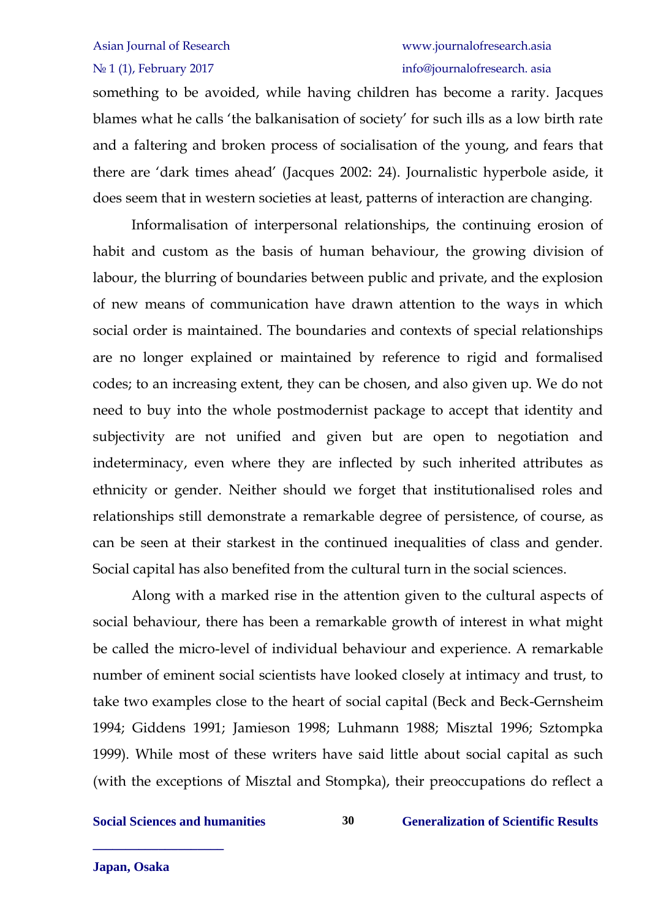something to be avoided, while having children has become a rarity. Jacques blames what he calls 'the balkanisation of society' for such ills as a low birth rate and a faltering and broken process of socialisation of the young, and fears that there are 'dark times ahead' (Jacques 2002: 24). Journalistic hyperbole aside, it does seem that in western societies at least, patterns of interaction are changing.

Informalisation of interpersonal relationships, the continuing erosion of habit and custom as the basis of human behaviour, the growing division of labour, the blurring of boundaries between public and private, and the explosion of new means of communication have drawn attention to the ways in which social order is maintained. The boundaries and contexts of special relationships are no longer explained or maintained by reference to rigid and formalised codes; to an increasing extent, they can be chosen, and also given up. We do not need to buy into the whole postmodernist package to accept that identity and subjectivity are not unified and given but are open to negotiation and indeterminacy, even where they are inflected by such inherited attributes as ethnicity or gender. Neither should we forget that institutionalised roles and relationships still demonstrate a remarkable degree of persistence, of course, as can be seen at their starkest in the continued inequalities of class and gender. Social capital has also benefited from the cultural turn in the social sciences.

Along with a marked rise in the attention given to the cultural aspects of social behaviour, there has been a remarkable growth of interest in what might be called the micro-level of individual behaviour and experience. A remarkable number of eminent social scientists have looked closely at intimacy and trust, to take two examples close to the heart of social capital (Beck and Beck-Gernsheim 1994; Giddens 1991; Jamieson 1998; Luhmann 1988; Misztal 1996; Sztompka 1999). While most of these writers have said little about social capital as such (with the exceptions of Misztal and Stompka), their preoccupations do reflect a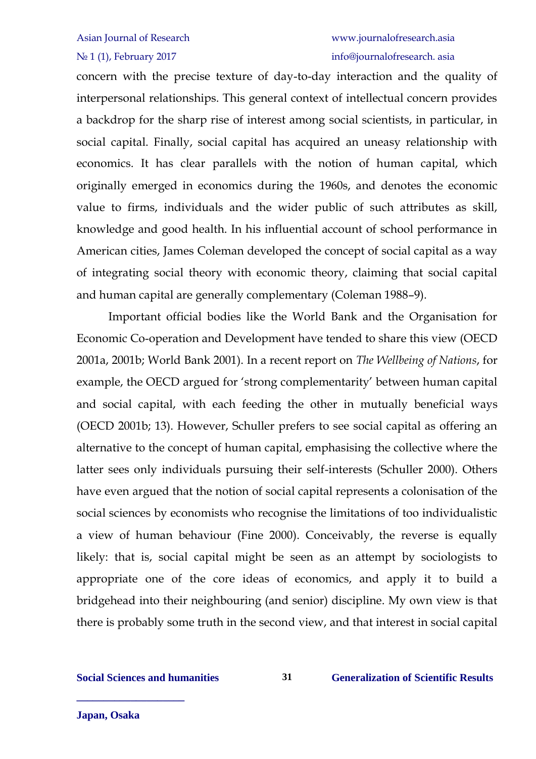concern with the precise texture of day-to-day interaction and the quality of interpersonal relationships. This general context of intellectual concern provides a backdrop for the sharp rise of interest among social scientists, in particular, in social capital. Finally, social capital has acquired an uneasy relationship with economics. It has clear parallels with the notion of human capital, which originally emerged in economics during the 1960s, and denotes the economic value to firms, individuals and the wider public of such attributes as skill, knowledge and good health. In his influential account of school performance in American cities, James Coleman developed the concept of social capital as a way of integrating social theory with economic theory, claiming that social capital and human capital are generally complementary (Coleman 1988–9).

Important official bodies like the World Bank and the Organisation for Economic Co-operation and Development have tended to share this view (OECD 2001a, 2001b; World Bank 2001). In a recent report on *The Wellbeing of Nations*, for example, the OECD argued for 'strong complementarity' between human capital and social capital, with each feeding the other in mutually beneficial ways (OECD 2001b; 13). However, Schuller prefers to see social capital as offering an alternative to the concept of human capital, emphasising the collective where the latter sees only individuals pursuing their self-interests (Schuller 2000). Others have even argued that the notion of social capital represents a colonisation of the social sciences by economists who recognise the limitations of too individualistic a view of human behaviour (Fine 2000). Conceivably, the reverse is equally likely: that is, social capital might be seen as an attempt by sociologists to appropriate one of the core ideas of economics, and apply it to build a bridgehead into their neighbouring (and senior) discipline. My own view is that there is probably some truth in the second view, and that interest in social capital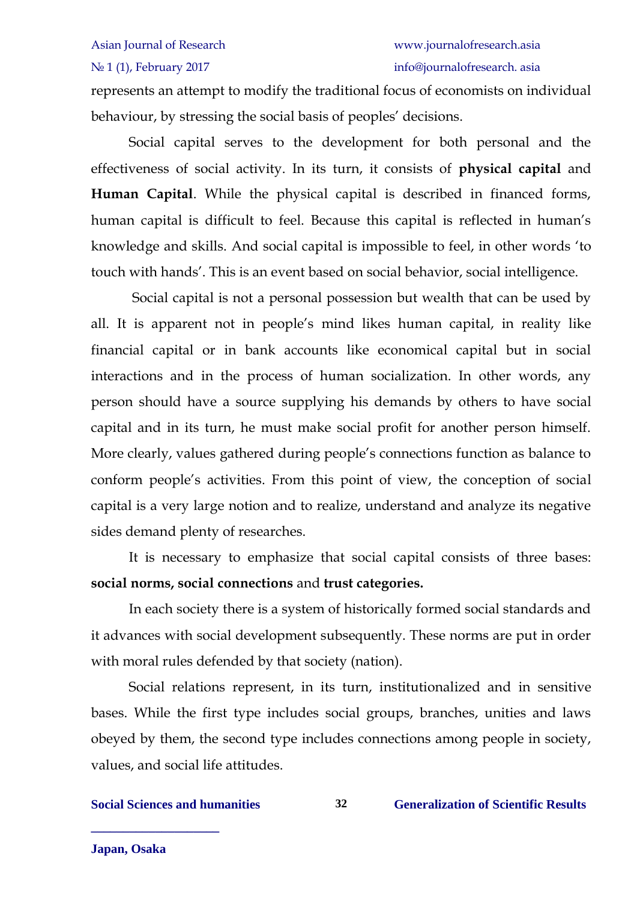represents an attempt to modify the traditional focus of economists on individual behaviour, by stressing the social basis of peoples' decisions.

Social capital serves to the development for both personal and the effectiveness of social activity. In its turn, it consists of **physical capital** and **Human Capital**. While the physical capital is described in financed forms, human capital is difficult to feel. Because this capital is reflected in human's knowledge and skills. And social capital is impossible to feel, in other words 'to touch with hands'. This is an event based on social behavior, social intelligence.

Social capital is not a personal possession but wealth that can be used by all. It is apparent not in people's mind likes human capital, in reality like financial capital or in bank accounts like economical capital but in social interactions and in the process of human socialization. In other words, any person should have a source supplying his demands by others to have social capital and in its turn, he must make social profit for another person himself. More clearly, values gathered during people's connections function as balance to conform people's activities. From this point of view, the conception of social capital is a very large notion and to realize, understand and analyze its negative sides demand plenty of researches.

It is necessary to emphasize that social capital consists of three bases: **social norms, social connections** and **trust categories.**

In each society there is a system of historically formed social standards and it advances with social development subsequently. These norms are put in order with moral rules defended by that society (nation).

Social relations represent, in its turn, institutionalized and in sensitive bases. While the first type includes social groups, branches, unities and laws obeyed by them, the second type includes connections among people in society, values, and social life attitudes.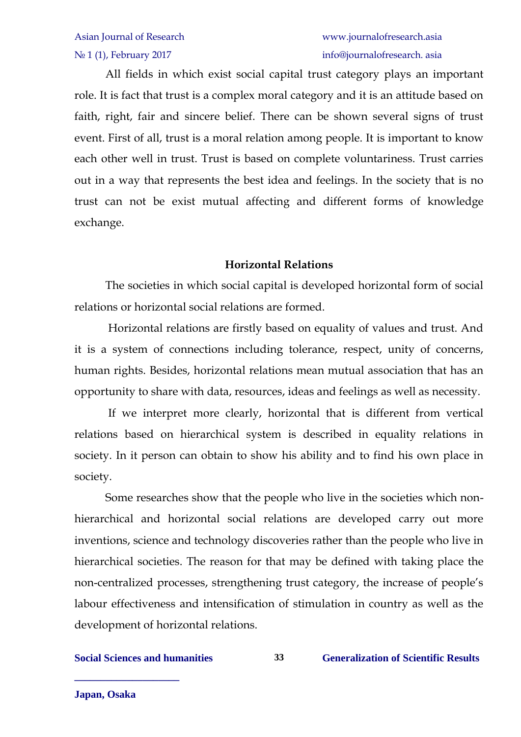All fields in which exist social capital trust category plays an important role. It is fact that trust is a complex moral category and it is an attitude based on faith, right, fair and sincere belief. There can be shown several signs of trust event. First of all, trust is a moral relation among people. It is important to know each other well in trust. Trust is based on complete voluntariness. Trust carries out in a way that represents the best idea and feelings. In the society that is no trust can not be exist mutual affecting and different forms of knowledge exchange.

**Horizontal Relations**

The societies in which social capital is developed horizontal form of social relations or horizontal social relations are formed.

Horizontal relations are firstly based on equality of values and trust. And it is a system of connections including tolerance, respect, unity of concerns, human rights. Besides, horizontal relations mean mutual association that has an opportunity to share with data, resources, ideas and feelings as well as necessity.

If we interpret more clearly, horizontal that is different from vertical relations based on hierarchical system is described in equality relations in society. In it person can obtain to show his ability and to find his own place in society.

Some researches show that the people who live in the societies which non-hierarchical and horizontal social relations are developed carry out more inventions, science and technology discoveries rather than the people who live in hierarchical societies. The reason for that may be defined with taking place the non-centralized processes, strengthening trust category, the increase of people's labour effectiveness and intensification of stimulation in country as well as the development of horizontal relations.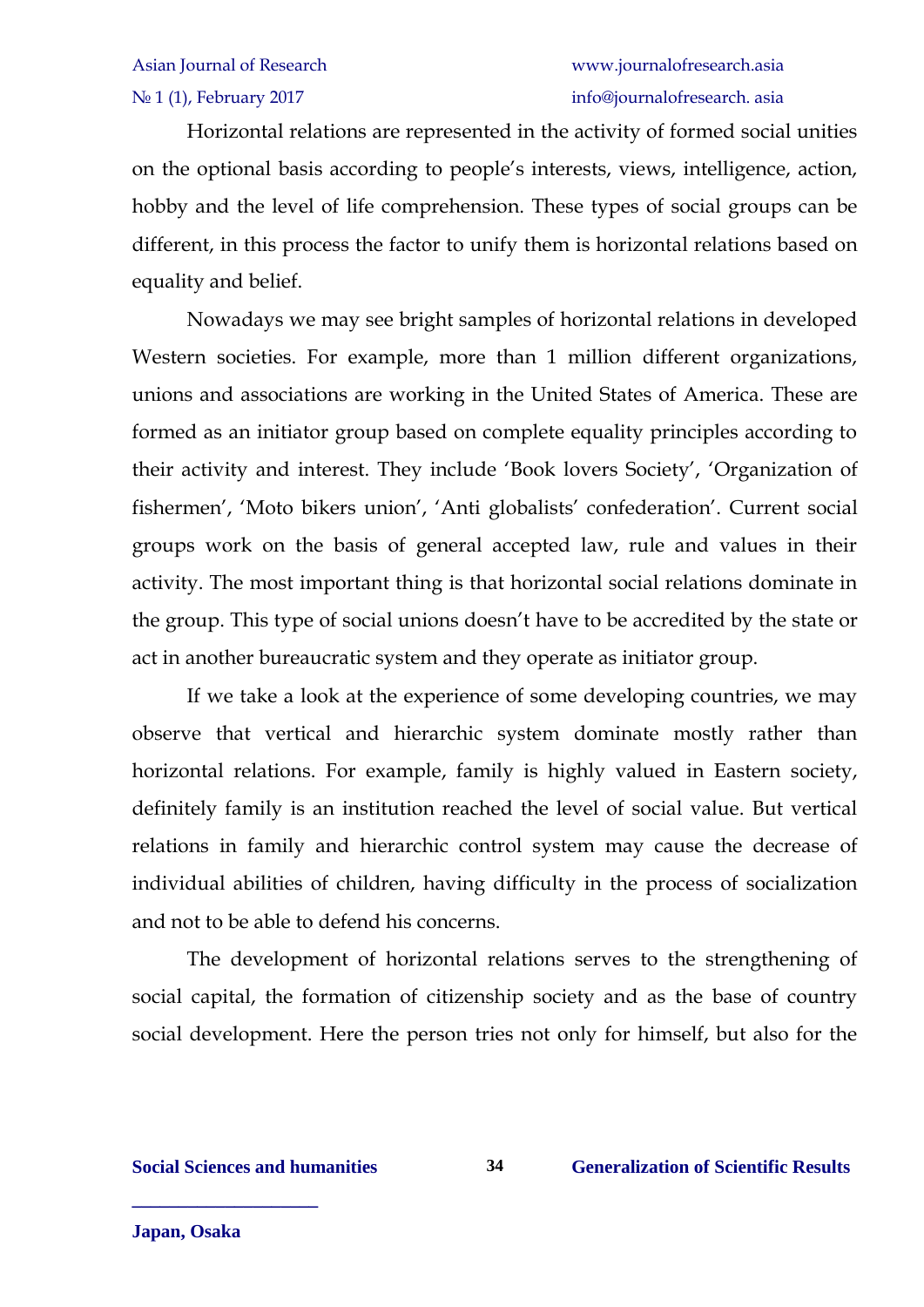Horizontal relations are represented in the activity of formed social unities on the optional basis according to people's interests, views, intelligence, action, hobby and the level of life comprehension. These types of social groups can be different, in this process the factor to unify them is horizontal relations based on equality and belief.

Nowadays we may see bright samples of horizontal relations in developed Western societies. For example, more than 1 million different organizations, unions and associations are working in the United States of America. These are formed as an initiator group based on complete equality principles according to their activity and interest. They include 'Book lovers Society', 'Organization of fishermen', 'Moto bikers union', 'Anti globalists' confederation'. Current social groups work on the basis of general accepted law, rule and values in their activity. The most important thing is that horizontal social relations dominate in the group. This type of social unions doesn't have to be accredited by the state or act in another bureaucratic system and they operate as initiator group.

If we take a look at the experience of some developing countries, we may observe that vertical and hierarchic system dominate mostly rather than horizontal relations. For example, family is highly valued in Eastern society, definitely family is an institution reached the level of social value. But vertical relations in family and hierarchic control system may cause the decrease of individual abilities of children, having difficulty in the process of socialization and not to be able to defend his concerns.

The development of horizontal relations serves to the strengthening of social capital, the formation of citizenship society and as the base of country social development. Here the person tries not only for himself, but also for the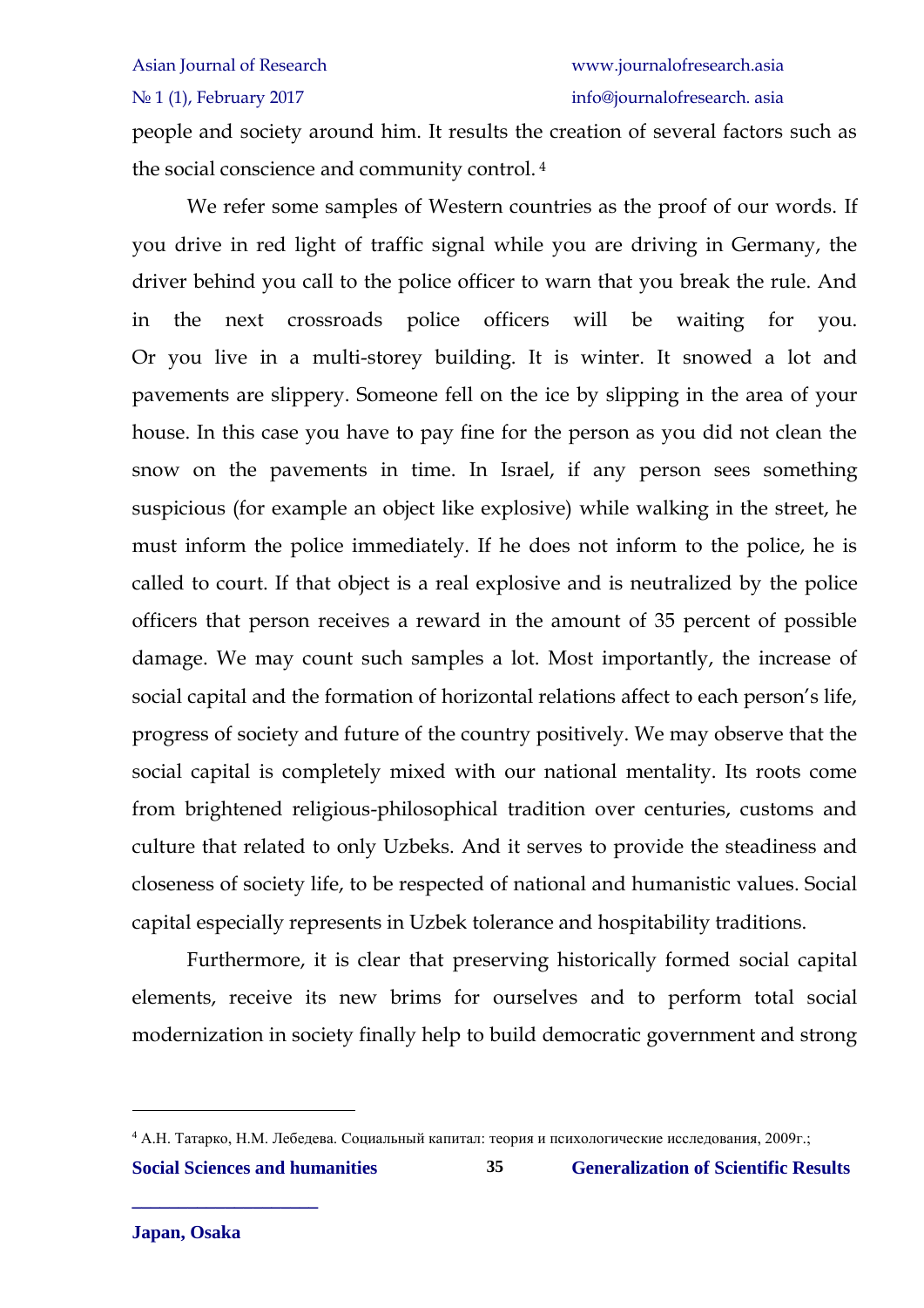people and society around him. It results the creation of several factors such as the social conscience and community control. [4]

We refer some samples of Western countries as the proof of our words. If you drive in red light of traffic signal while you are driving in Germany, the driver behind you call to the police officer to warn that you break the rule. And in the next crossroads police officers will be waiting for you. Or you live in a multi-storey building. It is winter. It snowed a lot and pavements are slippery. Someone fell on the ice by slipping in the area of your house. In this case you have to pay fine for the person as you did not clean the snow on the pavements in time. In Israel, if any person sees something suspicious (for example an object like explosive) while walking in the street, he must inform the police immediately. If he does not inform to the police, he is called to court. If that object is a real explosive and is neutralized by the police officers that person receives a reward in the amount of 35 percent of possible damage. We may count such samples a lot. Most importantly, the increase of social capital and the formation of horizontal relations affect to each person's life, progress of society and future of the country positively. We may observe that the social capital is completely mixed with our national mentality. Its roots come from brightened religious-philosophical tradition over centuries, customs and culture that related to only Uzbeks. And it serves to provide the steadiness and closeness of society life, to be respected of national and humanistic values. Social capital especially represents in Uzbek tolerance and hospitability traditions.

Furthermore, it is clear that preserving historically formed social capital elements, receive its new brims for ourselves and to perform total social modernization in society finally help to build democratic government and strong

---

[4] А.Н. Татарко, Н.М. Лебедева. Социальный капитал: теория и психологические исследования, 2009г.;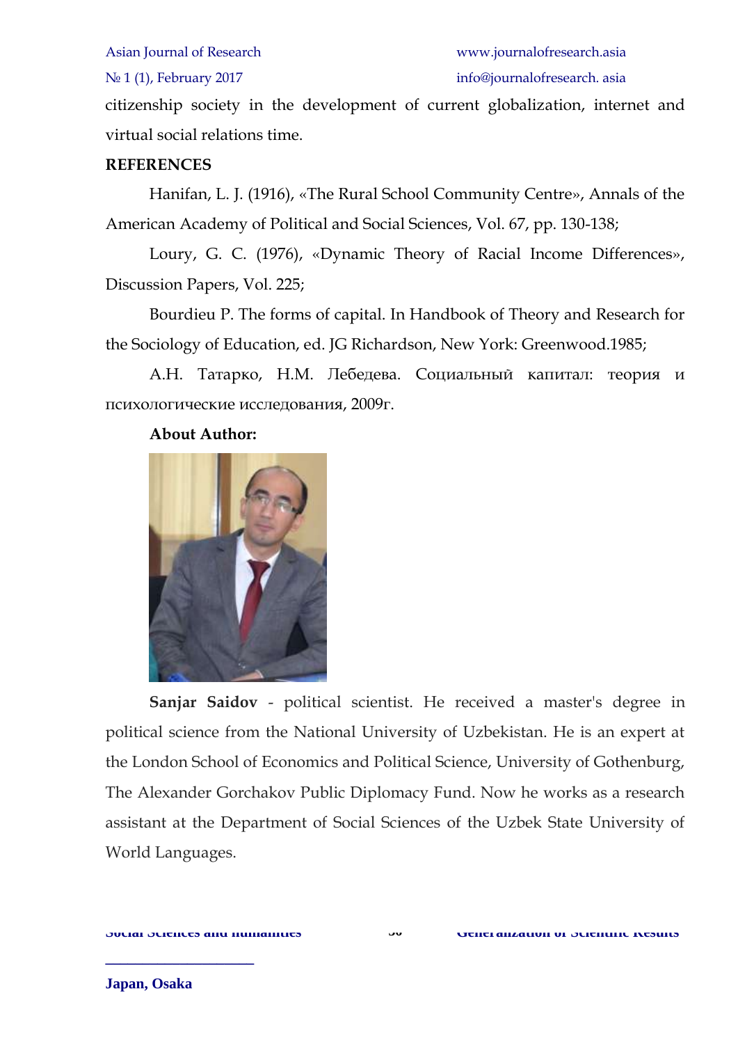citizenship society in the development of current globalization, internet and virtual social relations time.

**REFERENCES**

Hanifan, L. J. (1916), «The Rural School Community Centre», Annals of the American Academy of Political and Social Sciences, Vol. 67, pp. 130-138;

Loury, G. C. (1976), «Dynamic Theory of Racial Income Differences», Discussion Papers, Vol. 225;

Bourdieu P. The forms of capital. In Handbook of Theory and Research for the Sociology of Education, ed. JG Richardson, New York: Greenwood.1985;

А.Н. Татарко, Н.М. Лебедева. Социальный капитал: теория и психологические исследования, 2009г.

**About Author:**

**Sanjar Saidov** - political scientist. He received a master's degree in political science from the National University of Uzbekistan. He is an expert at the London School of Economics and Political Science, University of Gothenburg, The Alexander Gorchakov Public Diplomacy Fund. Now he works as a research assistant at the Department of Social Sciences of the Uzbek State University of World Languages.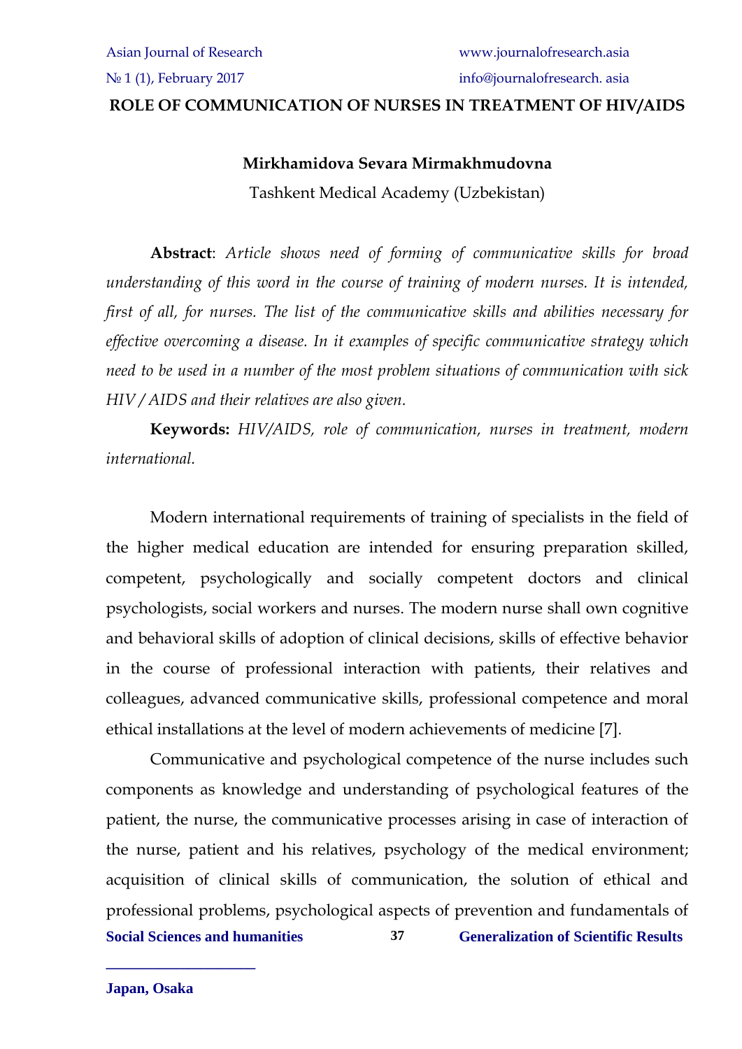# ROLE OF COMMUNICATION OF NURSES IN TREATMENT OF HIV/AIDS

**Mirkhamidova Sevara Mirmakhmudovna**

Tashkent Medical Academy (Uzbekistan)

**Abstract**: *Article shows need of forming of communicative skills for broad understanding of this word in the course of training of modern nurses. It is intended, first of all, for nurses. The list of the communicative skills and abilities necessary for effective overcoming a disease. In it examples of specific communicative strategy which need to be used in a number of the most problem situations of communication with sick HIV / AIDS and their relatives are also given.*

**Keywords:** *HIV/AIDS, role of communication, nurses in treatment, modern international.*

Modern international requirements of training of specialists in the field of the higher medical education are intended for ensuring preparation skilled, competent, psychologically and socially competent doctors and clinical psychologists, social workers and nurses. The modern nurse shall own cognitive and behavioral skills of adoption of clinical decisions, skills of effective behavior in the course of professional interaction with patients, their relatives and colleagues, advanced communicative skills, professional competence and moral ethical installations at the level of modern achievements of medicine [7].

Communicative and psychological competence of the nurse includes such components as knowledge and understanding of psychological features of the patient, the nurse, the communicative processes arising in case of interaction of the nurse, patient and his relatives, psychology of the medical environment; acquisition of clinical skills of communication, the solution of ethical and professional problems, psychological aspects of prevention and fundamentals of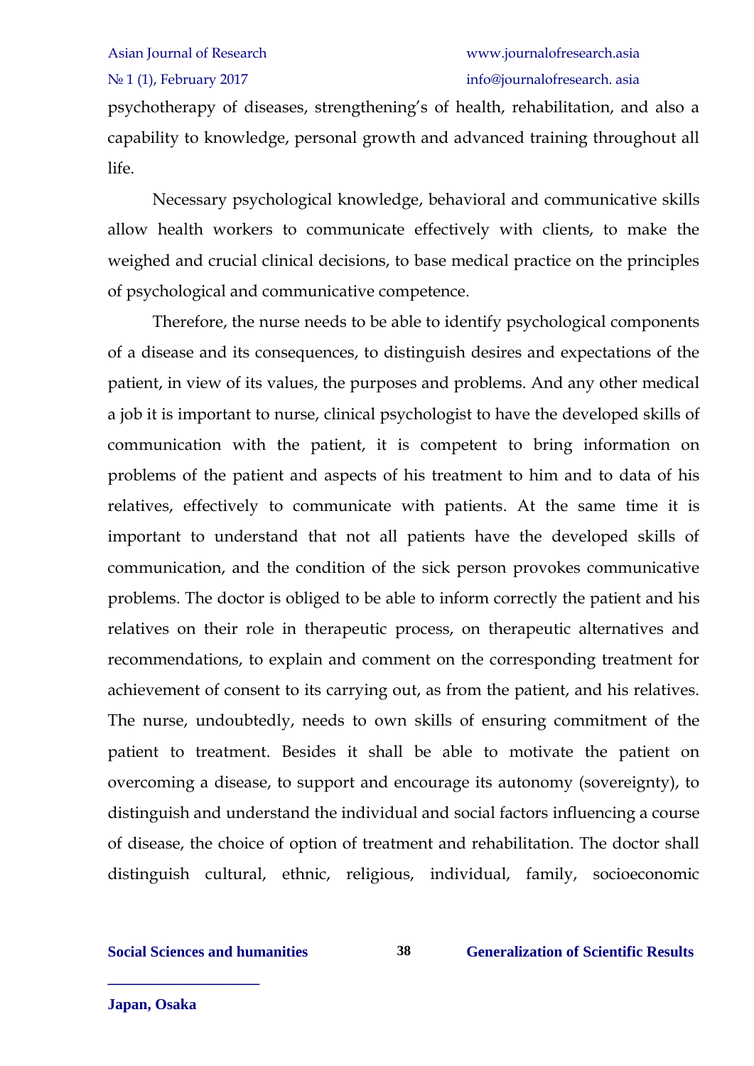psychotherapy of diseases, strengthening's of health, rehabilitation, and also a capability to knowledge, personal growth and advanced training throughout all life.

Necessary psychological knowledge, behavioral and communicative skills allow health workers to communicate effectively with clients, to make the weighed and crucial clinical decisions, to base medical practice on the principles of psychological and communicative competence.

Therefore, the nurse needs to be able to identify psychological components of a disease and its consequences, to distinguish desires and expectations of the patient, in view of its values, the purposes and problems. And any other medical a job it is important to nurse, clinical psychologist to have the developed skills of communication with the patient, it is competent to bring information on problems of the patient and aspects of his treatment to him and to data of his relatives, effectively to communicate with patients. At the same time it is important to understand that not all patients have the developed skills of communication, and the condition of the sick person provokes communicative problems. The doctor is obliged to be able to inform correctly the patient and his relatives on their role in therapeutic process, on therapeutic alternatives and recommendations, to explain and comment on the corresponding treatment for achievement of consent to its carrying out, as from the patient, and his relatives. The nurse, undoubtedly, needs to own skills of ensuring commitment of the patient to treatment. Besides it shall be able to motivate the patient on overcoming a disease, to support and encourage its autonomy (sovereignty), to distinguish and understand the individual and social factors influencing a course of disease, the choice of option of treatment and rehabilitation. The doctor shall distinguish cultural, ethnic, religious, individual, family, socioeconomic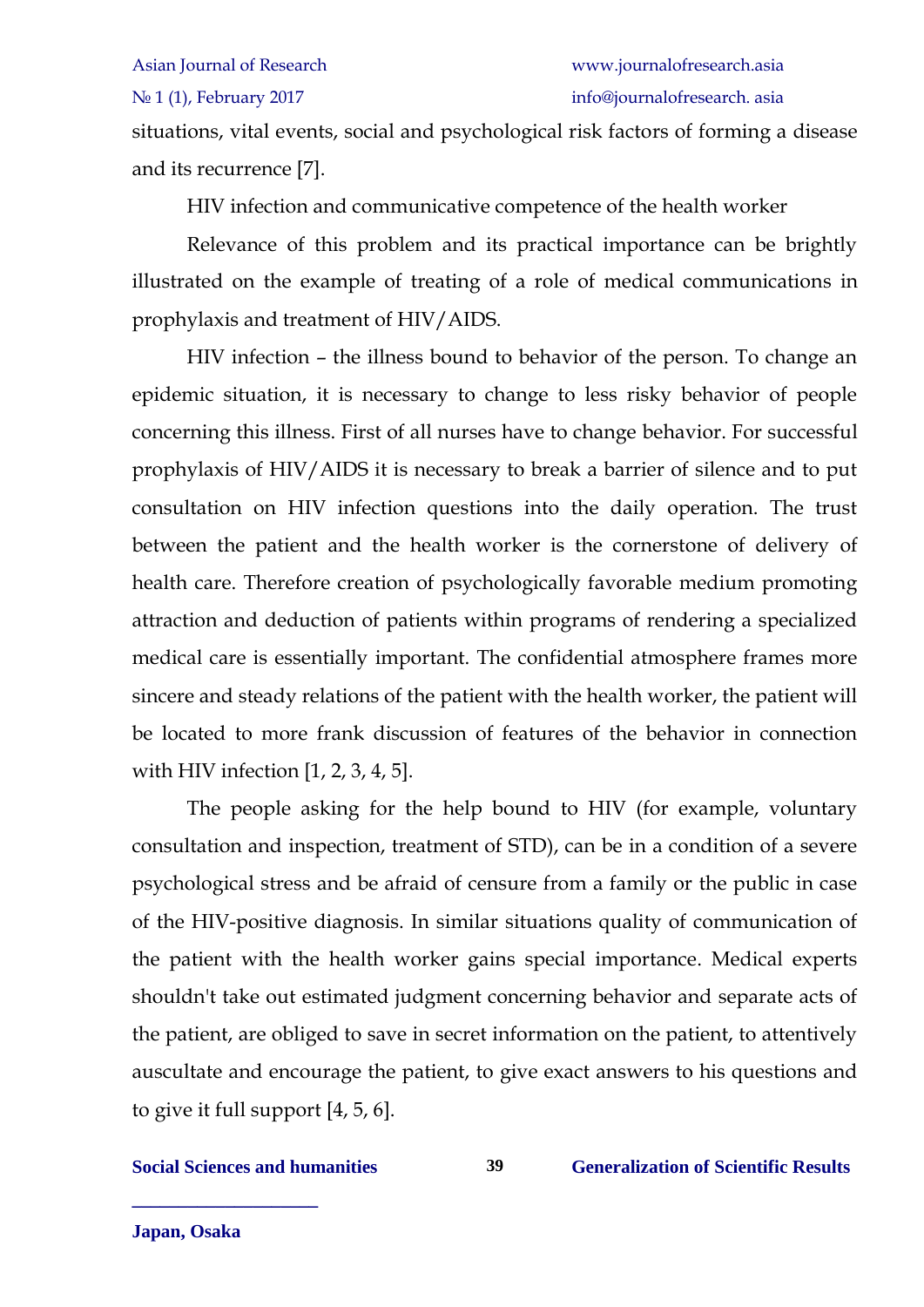situations, vital events, social and psychological risk factors of forming a disease and its recurrence [7].

## HIV infection and communicative competence of the health worker

Relevance of this problem and its practical importance can be brightly illustrated on the example of treating of a role of medical communications in prophylaxis and treatment of HIV/AIDS.

HIV infection – the illness bound to behavior of the person. To change an epidemic situation, it is necessary to change to less risky behavior of people concerning this illness. First of all nurses have to change behavior. For successful prophylaxis of HIV/AIDS it is necessary to break a barrier of silence and to put consultation on HIV infection questions into the daily operation. The trust between the patient and the health worker is the cornerstone of delivery of health care. Therefore creation of psychologically favorable medium promoting attraction and deduction of patients within programs of rendering a specialized medical care is essentially important. The confidential atmosphere frames more sincere and steady relations of the patient with the health worker, the patient will be located to more frank discussion of features of the behavior in connection with HIV infection [1, 2, 3, 4, 5].

The people asking for the help bound to HIV (for example, voluntary consultation and inspection, treatment of STD), can be in a condition of a severe psychological stress and be afraid of censure from a family or the public in case of the HIV-positive diagnosis. In similar situations quality of communication of the patient with the health worker gains special importance. Medical experts shouldn't take out estimated judgment concerning behavior and separate acts of the patient, are obliged to save in secret information on the patient, to attentively auscultate and encourage the patient, to give exact answers to his questions and to give it full support [4, 5, 6].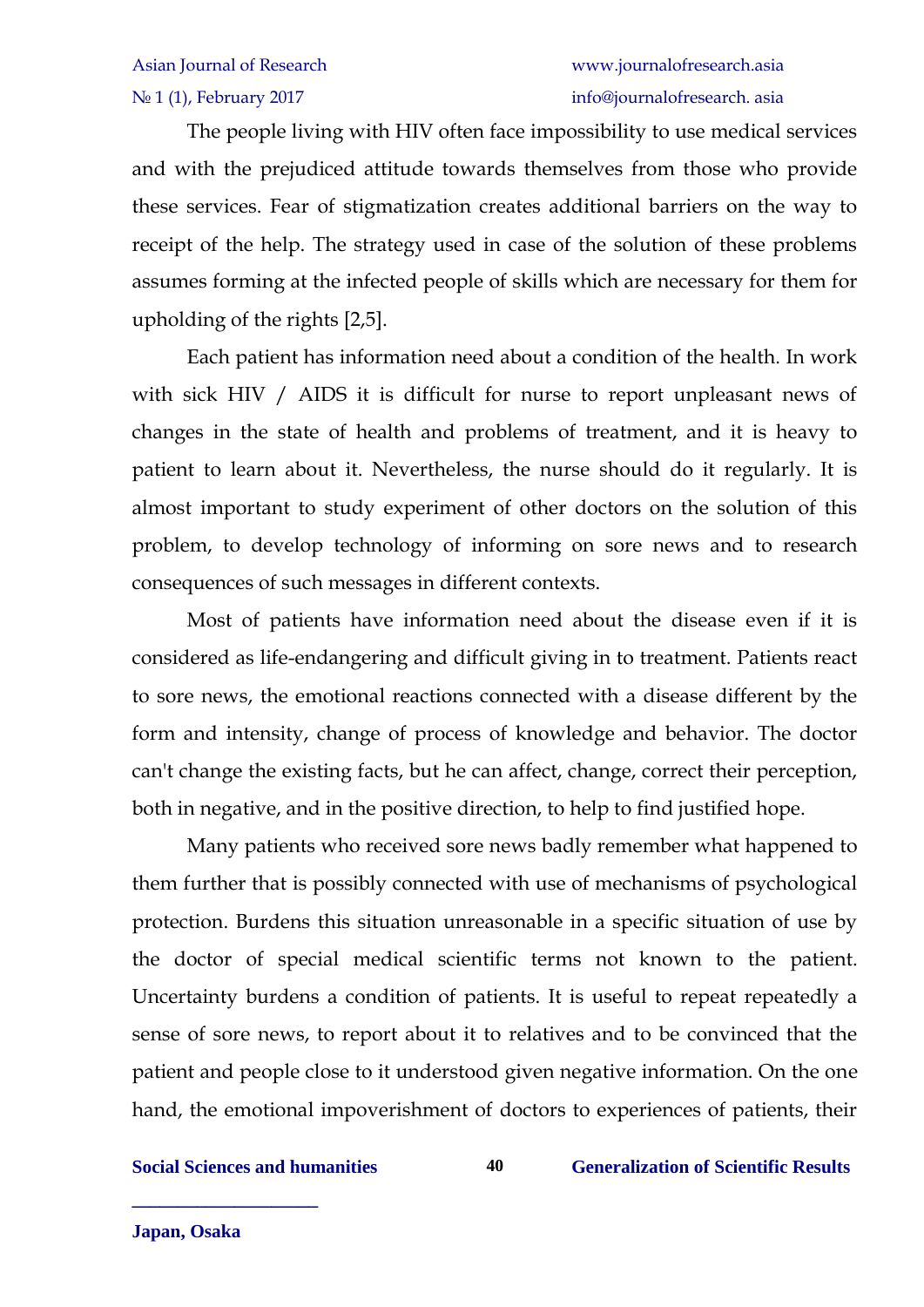The people living with HIV often face impossibility to use medical services and with the prejudiced attitude towards themselves from those who provide these services. Fear of stigmatization creates additional barriers on the way to receipt of the help. The strategy used in case of the solution of these problems assumes forming at the infected people of skills which are necessary for them for upholding of the rights [2,5].

Each patient has information need about a condition of the health. In work with sick HIV / AIDS it is difficult for nurse to report unpleasant news of changes in the state of health and problems of treatment, and it is heavy to patient to learn about it. Nevertheless, the nurse should do it regularly. It is almost important to study experiment of other doctors on the solution of this problem, to develop technology of informing on sore news and to research consequences of such messages in different contexts.

Most of patients have information need about the disease even if it is considered as life-endangering and difficult giving in to treatment. Patients react to sore news, the emotional reactions connected with a disease different by the form and intensity, change of process of knowledge and behavior. The doctor can't change the existing facts, but he can affect, change, correct their perception, both in negative, and in the positive direction, to help to find justified hope.

Many patients who received sore news badly remember what happened to them further that is possibly connected with use of mechanisms of psychological protection. Burdens this situation unreasonable in a specific situation of use by the doctor of special medical scientific terms not known to the patient. Uncertainty burdens a condition of patients. It is useful to repeat repeatedly a sense of sore news, to report about it to relatives and to be convinced that the patient and people close to it understood given negative information. On the one hand, the emotional impoverishment of doctors to experiences of patients, their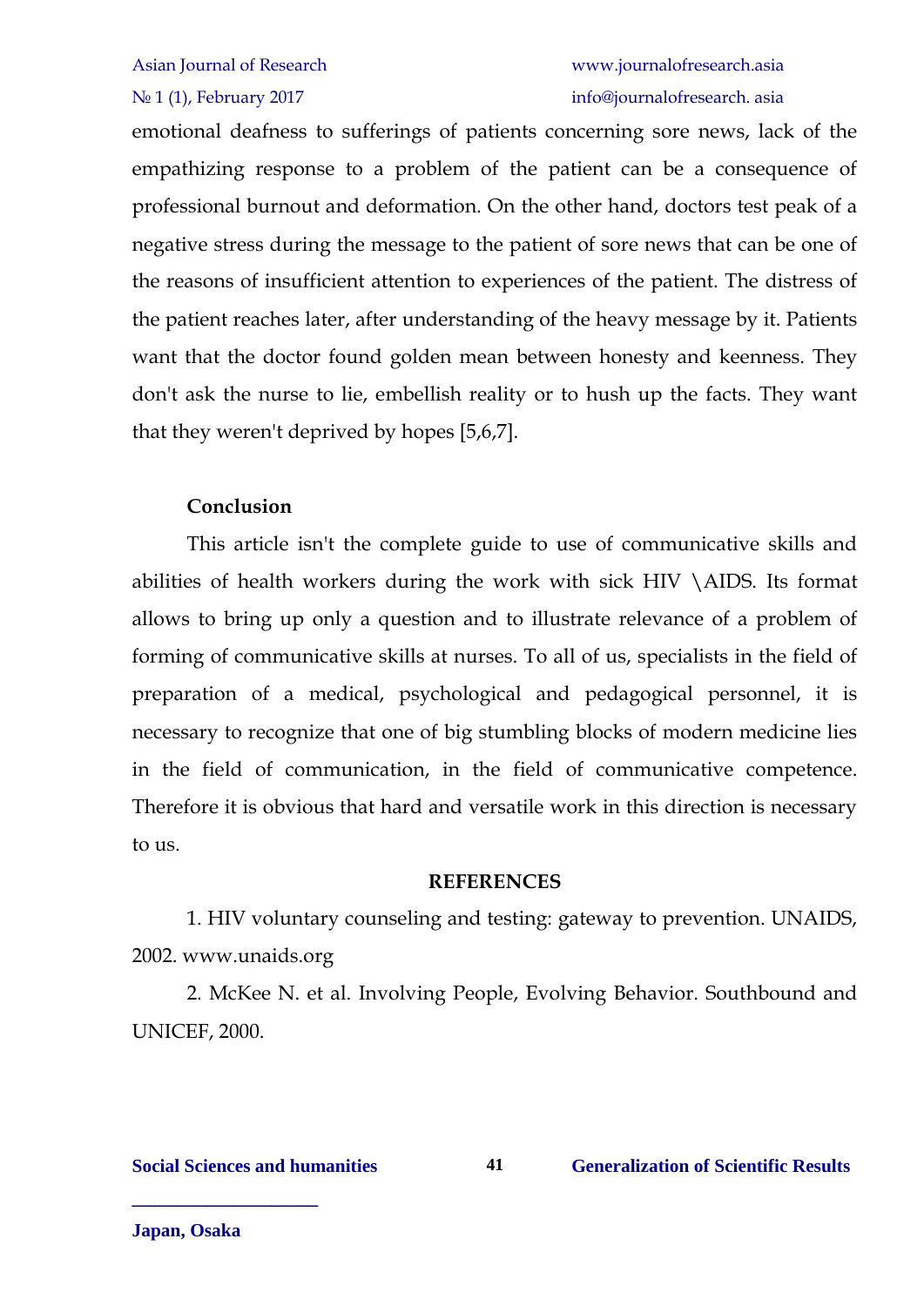emotional deafness to sufferings of patients concerning sore news, lack of the empathizing response to a problem of the patient can be a consequence of professional burnout and deformation. On the other hand, doctors test peak of a negative stress during the message to the patient of sore news that can be one of the reasons of insufficient attention to experiences of the patient. The distress of the patient reaches later, after understanding of the heavy message by it. Patients want that the doctor found golden mean between honesty and keenness. They don't ask the nurse to lie, embellish reality or to hush up the facts. They want that they weren't deprived by hopes [5,6,7].

**Conclusion**

This article isn't the complete guide to use of communicative skills and abilities of health workers during the work with sick HIV \AIDS. Its format allows to bring up only a question and to illustrate relevance of a problem of forming of communicative skills at nurses. To all of us, specialists in the field of preparation of a medical, psychological and pedagogical personnel, it is necessary to recognize that one of big stumbling blocks of modern medicine lies in the field of communication, in the field of communicative competence. Therefore it is obvious that hard and versatile work in this direction is necessary to us.

**REFERENCES**

1. HIV voluntary counseling and testing: gateway to prevention. UNAIDS, 2002. www.unaids.org

2. McKee N. et al. Involving People, Evolving Behavior. Southbound and UNICEF, 2000.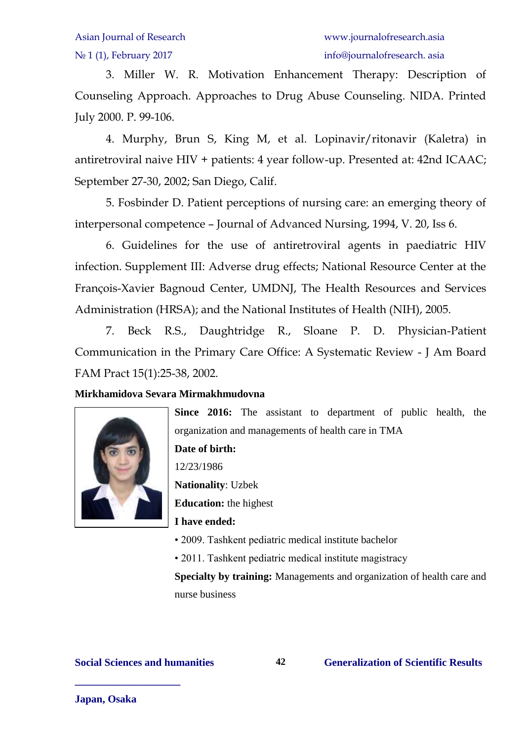3. Miller W. R. Motivation Enhancement Therapy: Description of Counseling Approach. Approaches to Drug Abuse Counseling. NIDA. Printed July 2000. P. 99-106.

4. Murphy, Brun S, King M, et al. Lopinavir/ritonavir (Kaletra) in antiretroviral naive HIV + patients: 4 year follow-up. Presented at: 42nd ICAAC; September 27-30, 2002; San Diego, Calif.

5. Fosbinder D. Patient perceptions of nursing care: an emerging theory of interpersonal competence – Journal of Advanced Nursing, 1994, V. 20, Iss 6.

6. Guidelines for the use of antiretroviral agents in paediatric HIV infection. Supplement III: Adverse drug effects; National Resource Center at the François-Xavier Bagnoud Center, UMDNJ, The Health Resources and Services Administration (HRSA); and the National Institutes of Health (NIH), 2005.

7. Beck R.S., Daughtridge R., Sloane P. D. Physician-Patient Communication in the Primary Care Office: A Systematic Review - J Am Board FAM Pract 15(1):25-38, 2002.

**Mirkhamidova Sevara Mirmakhmudovna**

**Since 2016:** The assistant to department of public health, the organization and managements of health care in TMA

**Date of birth:**

12/23/1986

**Nationality**: Uzbek

**Education:** the highest

**I have ended:**

- 2009. Tashkent pediatric medical institute bachelor
- 2011. Tashkent pediatric medical institute magistracy

**Specialty by training:** Managements and organization of health care and nurse business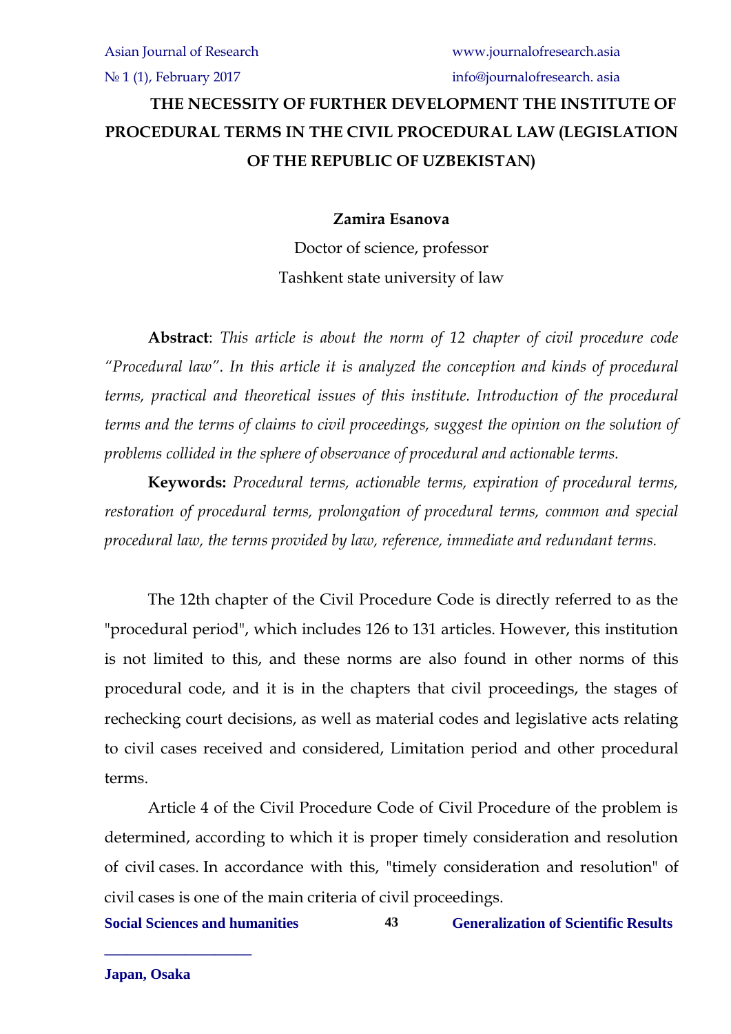# THE NECESSITY OF FURTHER DEVELOPMENT THE INSTITUTE OF PROCEDURAL TERMS IN THE CIVIL PROCEDURAL LAW (LEGISLATION OF THE REPUBLIC OF UZBEKISTAN)

**Zamira Esanova**

Doctor of science, professor

Tashkent state university of law

**Abstract**: *This article is about the norm of 12 chapter of civil procedure code "Procedural law". In this article it is analyzed the conception and kinds of procedural terms, practical and theoretical issues of this institute. Introduction of the procedural terms and the terms of claims to civil proceedings, suggest the opinion on the solution of problems collided in the sphere of observance of procedural and actionable terms.*

**Keywords:** *Procedural terms, actionable terms, expiration of procedural terms, restoration of procedural terms, prolongation of procedural terms, common and special procedural law, the terms provided by law, reference, immediate and redundant terms.*

The 12th chapter of the Civil Procedure Code is directly referred to as the "procedural period", which includes 126 to 131 articles. However, this institution is not limited to this, and these norms are also found in other norms of this procedural code, and it is in the chapters that civil proceedings, the stages of rechecking court decisions, as well as material codes and legislative acts relating to civil cases received and considered, Limitation period and other procedural terms.

Article 4 of the Civil Procedure Code of Civil Procedure of the problem is determined, according to which it is proper timely consideration and resolution of civil cases. In accordance with this, "timely consideration and resolution" of civil cases is one of the main criteria of civil proceedings.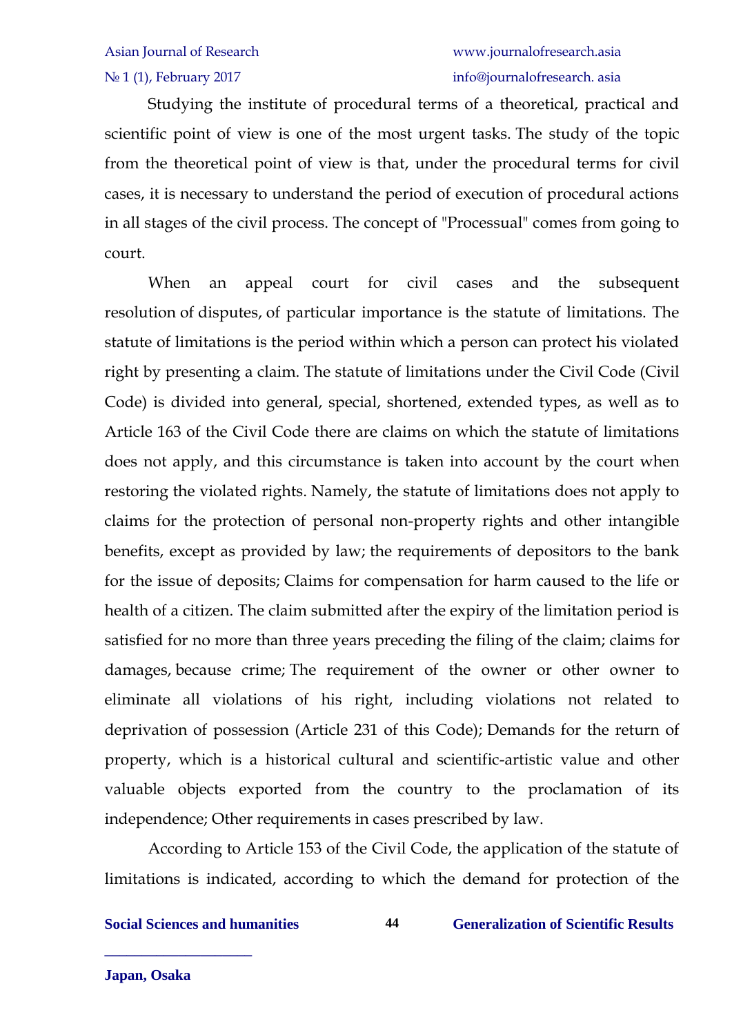Studying the institute of procedural terms of a theoretical, practical and scientific point of view is one of the most urgent tasks. The study of the topic from the theoretical point of view is that, under the procedural terms for civil cases, it is necessary to understand the period of execution of procedural actions in all stages of the civil process. The concept of "Processual" comes from going to court.

When an appeal court for civil cases and the subsequent resolution of disputes, of particular importance is the statute of limitations. The statute of limitations is the period within which a person can protect his violated right by presenting a claim. The statute of limitations under the Civil Code (Civil Code) is divided into general, special, shortened, extended types, as well as to Article 163 of the Civil Code there are claims on which the statute of limitations does not apply, and this circumstance is taken into account by the court when restoring the violated rights. Namely, the statute of limitations does not apply to claims for the protection of personal non-property rights and other intangible benefits, except as provided by law; the requirements of depositors to the bank for the issue of deposits; Claims for compensation for harm caused to the life or health of a citizen. The claim submitted after the expiry of the limitation period is satisfied for no more than three years preceding the filing of the claim; claims for damages, because crime; The requirement of the owner or other owner to eliminate all violations of his right, including violations not related to deprivation of possession (Article 231 of this Code); Demands for the return of property, which is a historical cultural and scientific-artistic value and other valuable objects exported from the country to the proclamation of its independence; Other requirements in cases prescribed by law.

According to Article 153 of the Civil Code, the application of the statute of limitations is indicated, according to which the demand for protection of the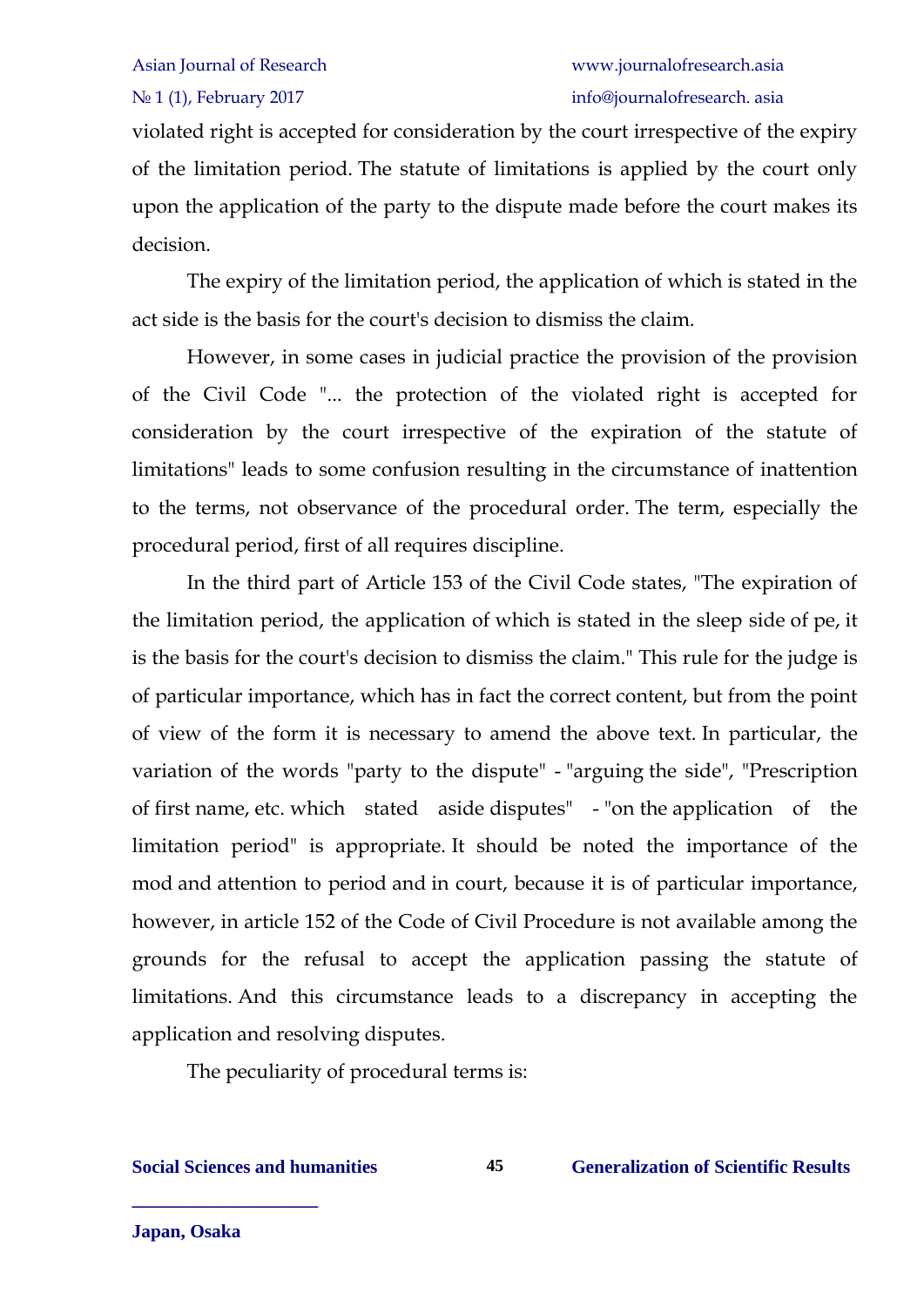violated right is accepted for consideration by the court irrespective of the expiry of the limitation period. The statute of limitations is applied by the court only upon the application of the party to the dispute made before the court makes its decision.

The expiry of the limitation period, the application of which is stated in the act side is the basis for the court's decision to dismiss the claim.

However, in some cases in judicial practice the provision of the provision of the Civil Code "... the protection of the violated right is accepted for consideration by the court irrespective of the expiration of the statute of limitations" leads to some confusion resulting in the circumstance of inattention to the terms, not observance of the procedural order. The term, especially the procedural period, first of all requires discipline.

In the third part of Article 153 of the Civil Code states, "The expiration of the limitation period, the application of which is stated in the sleep side of pe, it is the basis for the court's decision to dismiss the claim." This rule for the judge is of particular importance, which has in fact the correct content, but from the point of view of the form it is necessary to amend the above text. In particular, the variation of the words "party to the dispute" - "arguing the side", "Prescription of first name, etc. which stated aside disputes" - "on the application of the limitation period" is appropriate. It should be noted the importance of the mod and attention to period and in court, because it is of particular importance, however, in article 152 of the Code of Civil Procedure is not available among the grounds for the refusal to accept the application passing the statute of limitations. And this circumstance leads to a discrepancy in accepting the application and resolving disputes.

The peculiarity of procedural terms is: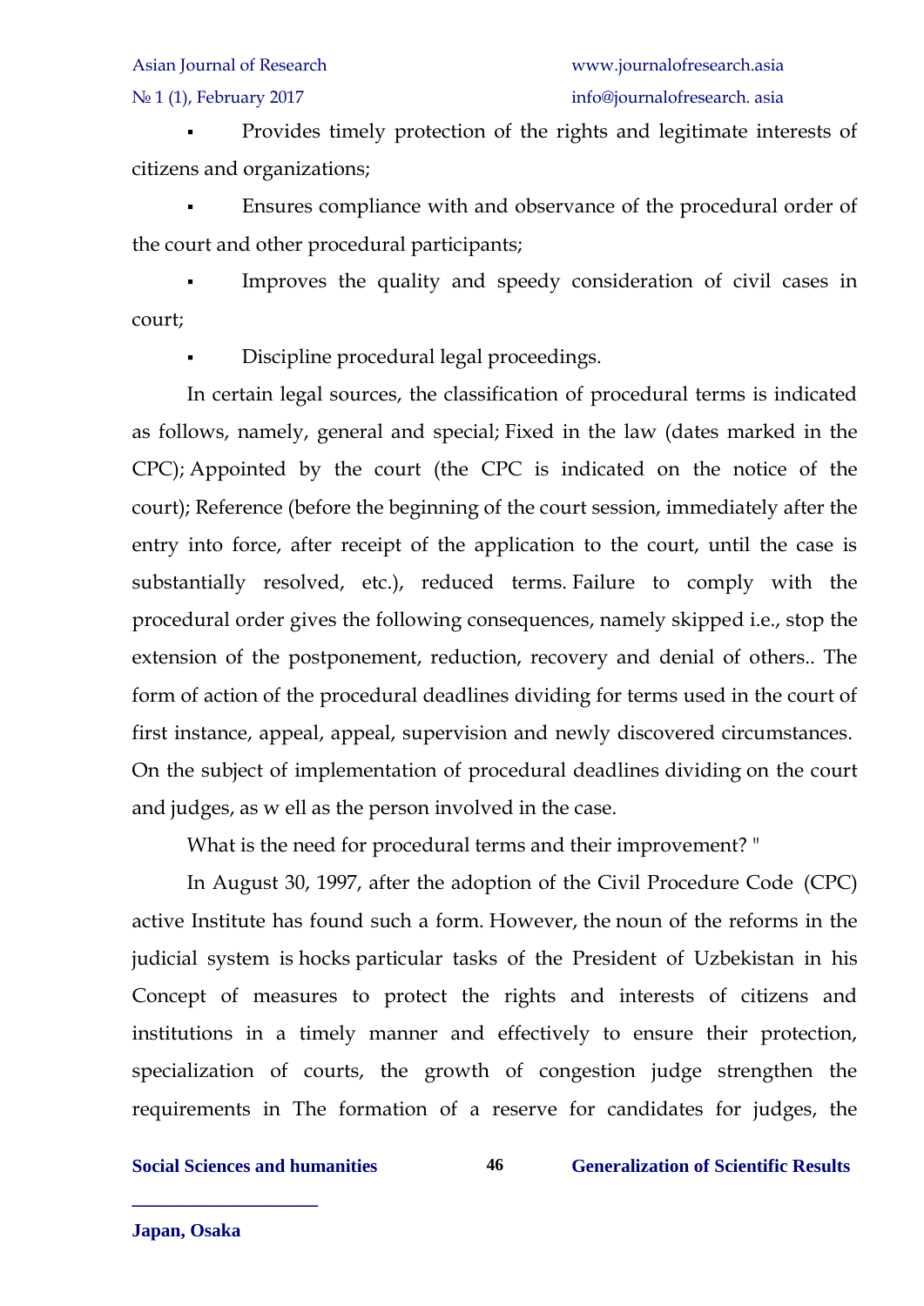- Provides timely protection of the rights and legitimate interests of citizens and organizations;
- Ensures compliance with and observance of the procedural order of the court and other procedural participants;
- Improves the quality and speedy consideration of civil cases in court;
- Discipline procedural legal proceedings.

In certain legal sources, the classification of procedural terms is indicated as follows, namely, general and special; Fixed in the law (dates marked in the CPC); Appointed by the court (the CPC is indicated on the notice of the court); Reference (before the beginning of the court session, immediately after the entry into force, after receipt of the application to the court, until the case is substantially resolved, etc.), reduced terms. Failure to comply with the procedural order gives the following consequences, namely skipped i.e., stop the extension of the postponement, reduction, recovery and denial of others.. The form of action of the procedural deadlines dividing for terms used in the court of first instance, appeal, appeal, supervision and newly discovered circumstances. On the subject of implementation of procedural deadlines dividing on the court and judges, as w ell as the person involved in the case.

What is the need for procedural terms and their improvement? "

In August 30, 1997, after the adoption of the Civil Procedure Code (CPC) active Institute has found such a form. However, the noun of the reforms in the judicial system is hocks particular tasks of the President of Uzbekistan in his Concept of measures to protect the rights and interests of citizens and institutions in a timely manner and effectively to ensure their protection, specialization of courts, the growth of congestion judge strengthen the requirements in The formation of a reserve for candidates for judges, the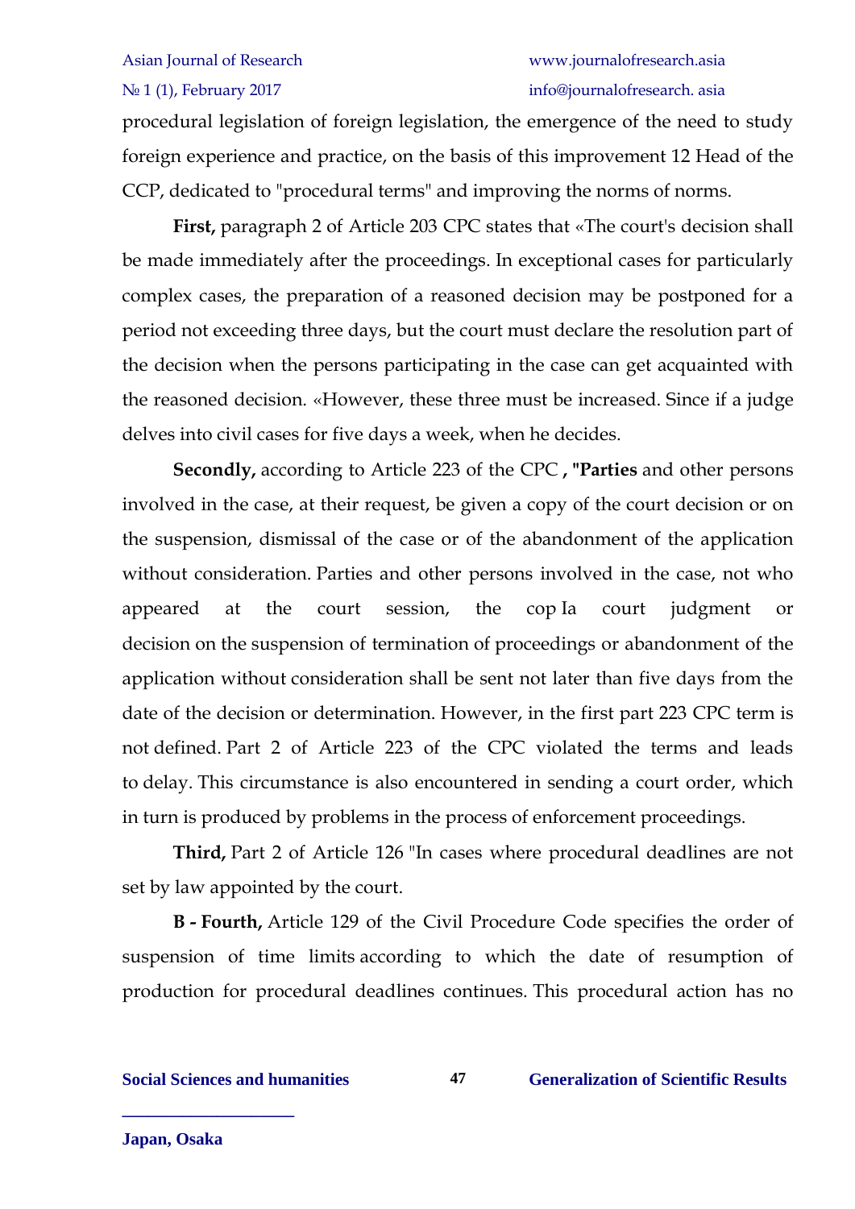procedural legislation of foreign legislation, the emergence of the need to study foreign experience and practice, on the basis of this improvement 12 Head of the CCP, dedicated to "procedural terms" and improving the norms of norms.

**First,** paragraph 2 of Article 203 CPC states that «The court's decision shall be made immediately after the proceedings. In exceptional cases for particularly complex cases, the preparation of a reasoned decision may be postponed for a period not exceeding three days, but the court must declare the resolution part of the decision when the persons participating in the case can get acquainted with the reasoned decision. «However, these three must be increased. Since if a judge delves into civil cases for five days a week, when he decides.

**Secondly,** according to Article 223 of the CPC **, "Parties** and other persons involved in the case, at their request, be given a copy of the court decision or on the suspension, dismissal of the case or of the abandonment of the application without consideration. Parties and other persons involved in the case, not who appeared at the court session, the cop Ia court judgment or decision on the suspension of termination of proceedings or abandonment of the application without consideration shall be sent not later than five days from the date of the decision or determination. However, in the first part 223 CPC term is not defined. Part 2 of Article 223 of the CPC violated the terms and leads to delay. This circumstance is also encountered in sending a court order, which in turn is produced by problems in the process of enforcement proceedings.

**Third,** Part 2 of Article 126 "In cases where procedural deadlines are not set by law appointed by the court.

**B - Fourth,** Article 129 of the Civil Procedure Code specifies the order of suspension of time limits according to which the date of resumption of production for procedural deadlines continues. This procedural action has no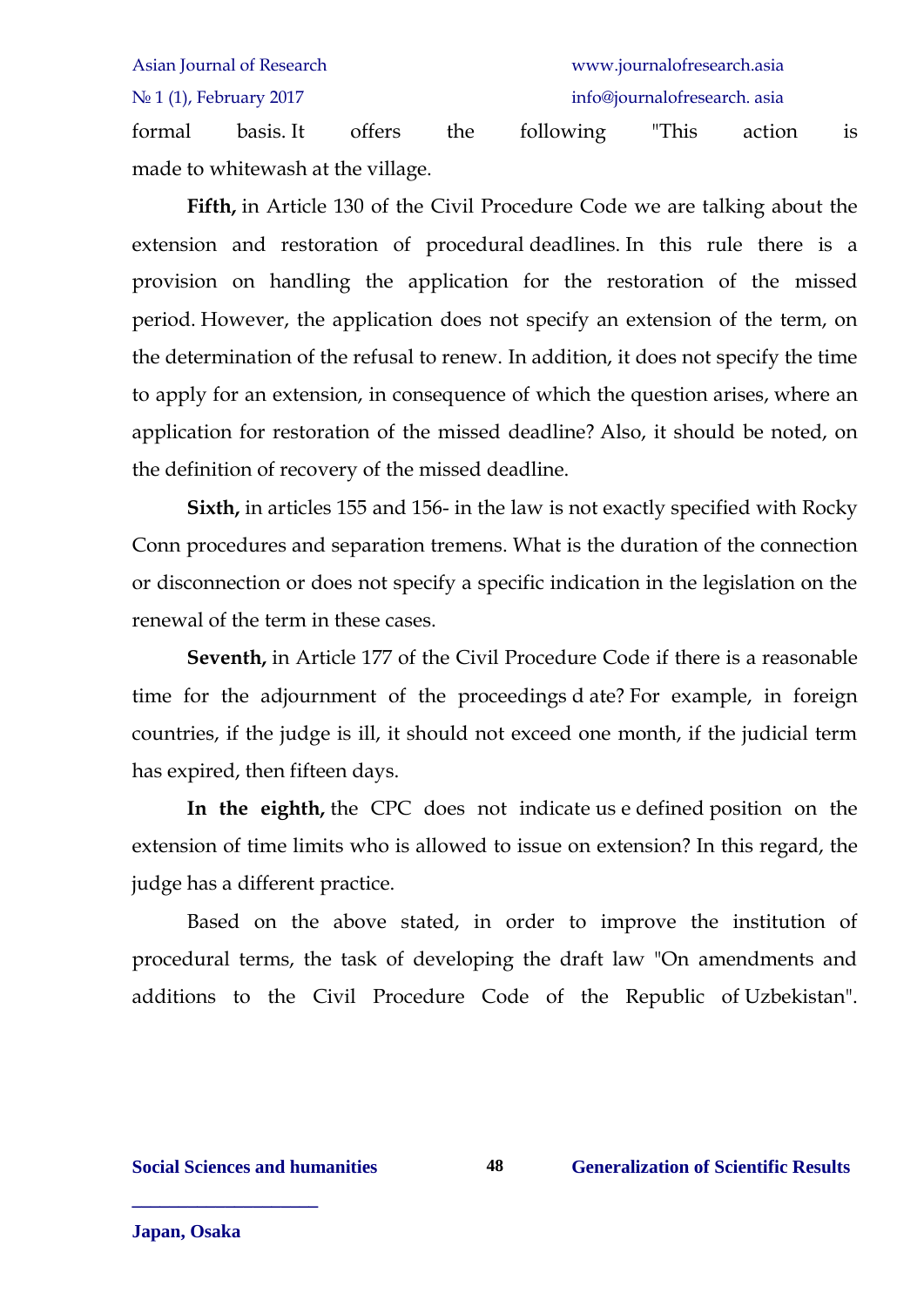formal basis. It offers the following "This action is made to whitewash at the village.

**Fifth,** in Article 130 of the Civil Procedure Code we are talking about the extension and restoration of procedural deadlines. In this rule there is a provision on handling the application for the restoration of the missed period. However, the application does not specify an extension of the term, on the determination of the refusal to renew. In addition, it does not specify the time to apply for an extension, in consequence of which the question arises, where an application for restoration of the missed deadline? Also, it should be noted, on the definition of recovery of the missed deadline.

**Sixth,** in articles 155 and 156- in the law is not exactly specified with Rocky Conn procedures and separation tremens. What is the duration of the connection or disconnection or does not specify a specific indication in the legislation on the renewal of the term in these cases.

**Seventh,** in Article 177 of the Civil Procedure Code if there is a reasonable time for the adjournment of the proceedings d ate? For example, in foreign countries, if the judge is ill, it should not exceed one month, if the judicial term has expired, then fifteen days.

**In the eighth,** the CPC does not indicate us e defined position on the extension of time limits who is allowed to issue on extension? In this regard, the judge has a different practice.

Based on the above stated, in order to improve the institution of procedural terms, the task of developing the draft law "On amendments and additions to the Civil Procedure Code of the Republic of Uzbekistan".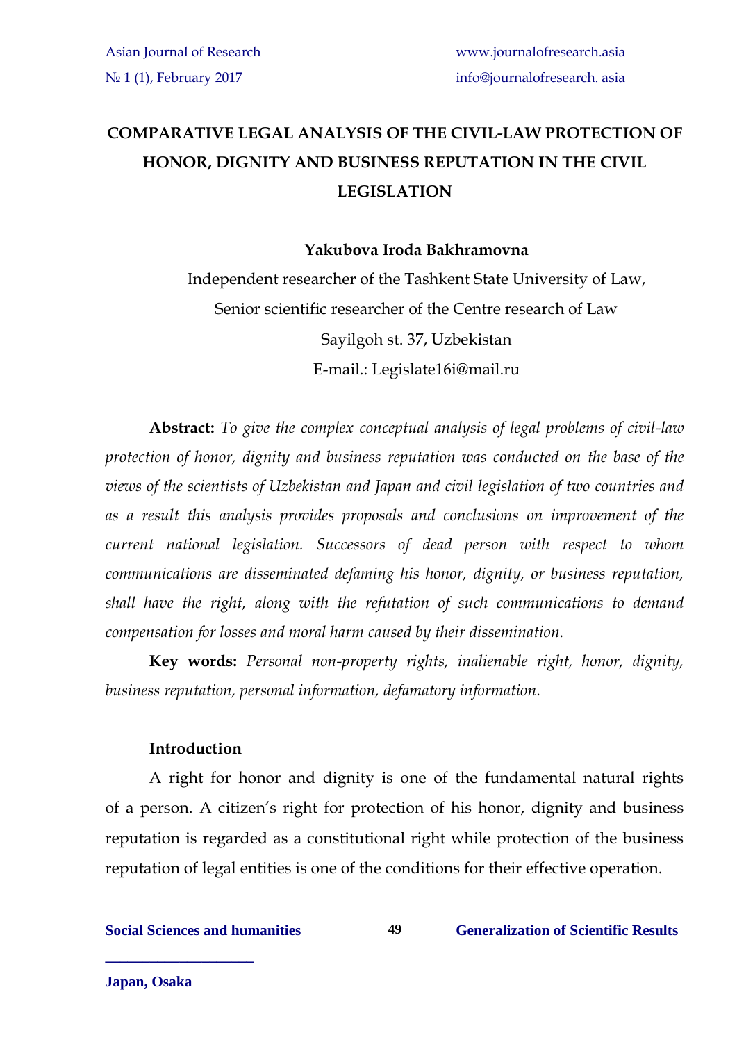# COMPARATIVE LEGAL ANALYSIS OF THE CIVIL-LAW PROTECTION OF HONOR, DIGNITY AND BUSINESS REPUTATION IN THE CIVIL LEGISLATION

**Yakubova Iroda Bakhramovna**

Independent researcher of the Tashkent State University of Law,
Senior scientific researcher of the Centre research of Law
Sayilgoh st. 37, Uzbekistan
E-mail.: Legislate16i@mail.ru

**Abstract:** *To give the complex conceptual analysis of legal problems of civil-law protection of honor, dignity and business reputation was conducted on the base of the views of the scientists of Uzbekistan and Japan and civil legislation of two countries and as a result this analysis provides proposals and conclusions on improvement of the current national legislation. Successors of dead person with respect to whom communications are disseminated defaming his honor, dignity, or business reputation, shall have the right, along with the refutation of such communications to demand compensation for losses and moral harm caused by their dissemination.*

**Key words:** *Personal non-property rights, inalienable right, honor, dignity, business reputation, personal information, defamatory information.*

## Introduction

A right for honor and dignity is one of the fundamental natural rights of a person. A citizen's right for protection of his honor, dignity and business reputation is regarded as a constitutional right while protection of the business reputation of legal entities is one of the conditions for their effective operation.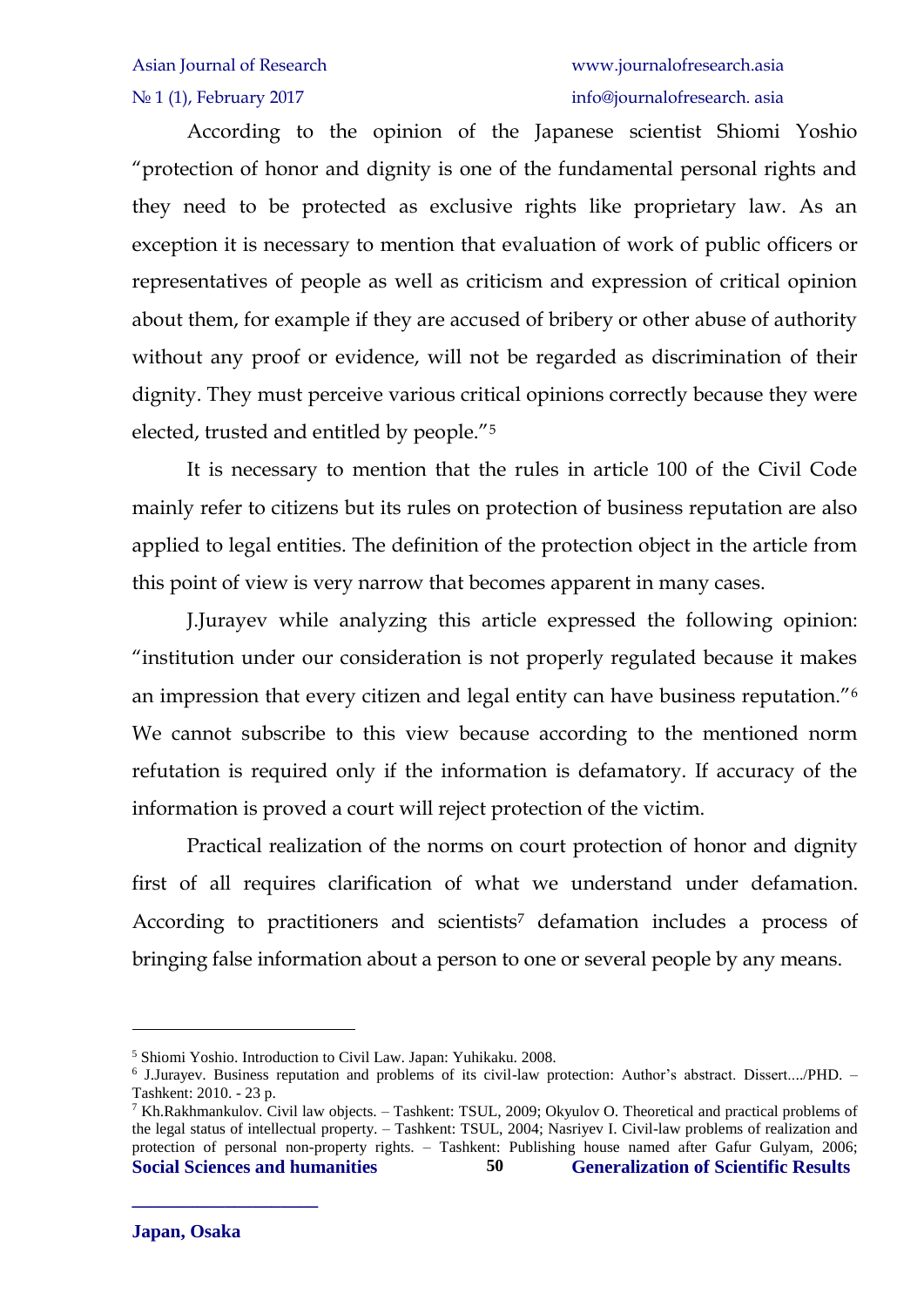According to the opinion of the Japanese scientist Shiomi Yoshio "protection of honor and dignity is one of the fundamental personal rights and they need to be protected as exclusive rights like proprietary law. As an exception it is necessary to mention that evaluation of work of public officers or representatives of people as well as criticism and expression of critical opinion about them, for example if they are accused of bribery or other abuse of authority without any proof or evidence, will not be regarded as discrimination of their dignity. They must perceive various critical opinions correctly because they were elected, trusted and entitled by people."[5]

It is necessary to mention that the rules in article 100 of the Civil Code mainly refer to citizens but its rules on protection of business reputation are also applied to legal entities. The definition of the protection object in the article from this point of view is very narrow that becomes apparent in many cases.

J.Jurayev while analyzing this article expressed the following opinion: "institution under our consideration is not properly regulated because it makes an impression that every citizen and legal entity can have business reputation."[6] We cannot subscribe to this view because according to the mentioned norm refutation is required only if the information is defamatory. If accuracy of the information is proved a court will reject protection of the victim.

Practical realization of the norms on court protection of honor and dignity first of all requires clarification of what we understand under defamation. According to practitioners and scientists[7] defamation includes a process of bringing false information about a person to one or several people by any means.

---

[5] Shiomi Yoshio. Introduction to Civil Law. Japan: Yuhikaku. 2008.

[6] J.Jurayev. Business reputation and problems of its civil-law protection: Author's abstract. Dissert..../PHD. – Tashkent: 2010. - 23 p.

[7] Kh.Rakhmankulov. Civil law objects. – Tashkent: TSUL, 2009; Okyulov O. Theoretical and practical problems of the legal status of intellectual property. – Tashkent: TSUL, 2004; Nasriyev I. Civil-law problems of realization and protection of personal non-property rights. – Tashkent: Publishing house named after Gafur Gulyam, 2006;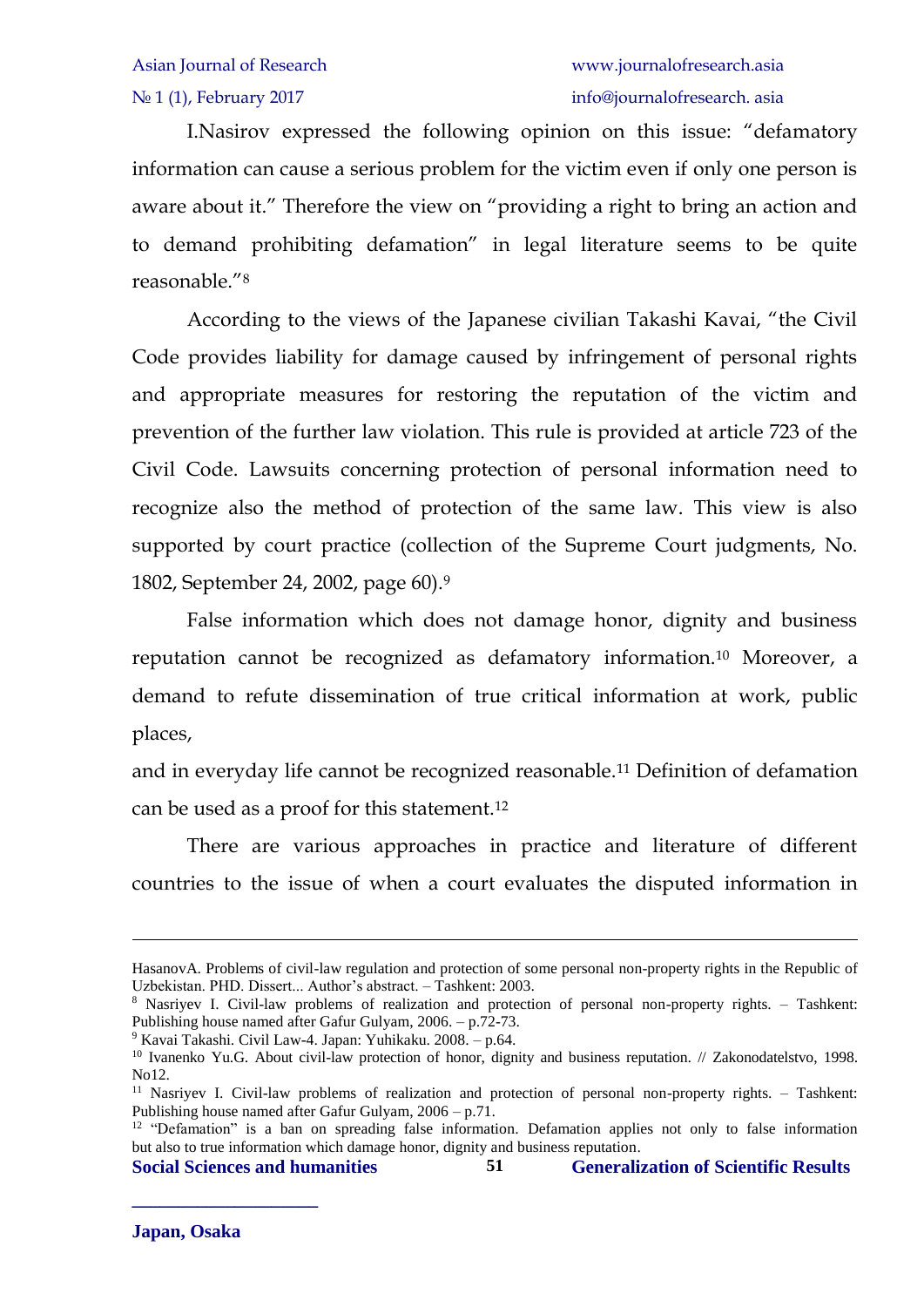I.Nasirov expressed the following opinion on this issue: "defamatory information can cause a serious problem for the victim even if only one person is aware about it." Therefore the view on "providing a right to bring an action and to demand prohibiting defamation" in legal literature seems to be quite reasonable."[8]

According to the views of the Japanese civilian Takashi Kavai, "the Civil Code provides liability for damage caused by infringement of personal rights and appropriate measures for restoring the reputation of the victim and prevention of the further law violation. This rule is provided at article 723 of the Civil Code. Lawsuits concerning protection of personal information need to recognize also the method of protection of the same law. This view is also supported by court practice (collection of the Supreme Court judgments, No. 1802, September 24, 2002, page 60).[9]

False information which does not damage honor, dignity and business reputation cannot be recognized as defamatory information.[10] Moreover, a demand to refute dissemination of true critical information at work, public places, and in everyday life cannot be recognized reasonable.[11] Definition of defamation can be used as a proof for this statement.[12]

There are various approaches in practice and literature of different countries to the issue of when a court evaluates the disputed information in

---

HasanovA. Problems of civil-law regulation and protection of some personal non-property rights in the Republic of Uzbekistan. PHD. Dissert... Author's abstract. – Tashkent: 2003.

[8] Nasriyev I. Civil-law problems of realization and protection of personal non-property rights. – Tashkent: Publishing house named after Gafur Gulyam, 2006. – p.72-73.

[9] Kavai Takashi. Civil Law-4. Japan: Yuhikaku. 2008. – p.64.

[10] Ivanenko Yu.G. About civil-law protection of honor, dignity and business reputation. // Zakonodatelstvo, 1998. No12.

[11] Nasriyev I. Civil-law problems of realization and protection of personal non-property rights. – Tashkent: Publishing house named after Gafur Gulyam, 2006 – p.71.

[12] "Defamation" is a ban on spreading false information. Defamation applies not only to false information but also to true information which damage honor, dignity and business reputation.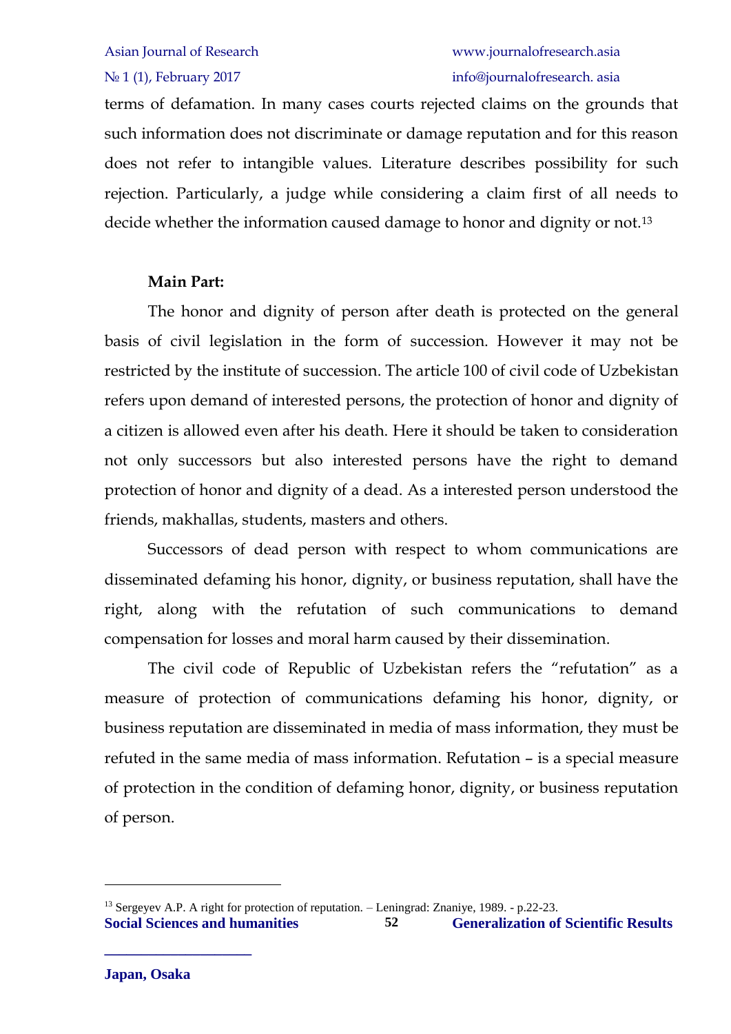terms of defamation. In many cases courts rejected claims on the grounds that such information does not discriminate or damage reputation and for this reason does not refer to intangible values. Literature describes possibility for such rejection. Particularly, a judge while considering a claim first of all needs to decide whether the information caused damage to honor and dignity or not.[13]

**Main Part:**

The honor and dignity of person after death is protected on the general basis of civil legislation in the form of succession. However it may not be restricted by the institute of succession. The article 100 of civil code of Uzbekistan refers upon demand of interested persons, the protection of honor and dignity of a citizen is allowed even after his death. Here it should be taken to consideration not only successors but also interested persons have the right to demand protection of honor and dignity of a dead. As a interested person understood the friends, makhallas, students, masters and others.

Successors of dead person with respect to whom communications are disseminated defaming his honor, dignity, or business reputation, shall have the right, along with the refutation of such communications to demand compensation for losses and moral harm caused by their dissemination.

The civil code of Republic of Uzbekistan refers the "refutation" as a measure of protection of communications defaming his honor, dignity, or business reputation are disseminated in media of mass information, they must be refuted in the same media of mass information. Refutation – is a special measure of protection in the condition of defaming honor, dignity, or business reputation of person.

---

[13] Sergeyev A.P. A right for protection of reputation. – Leningrad: Znaniye, 1989. - p.22-23.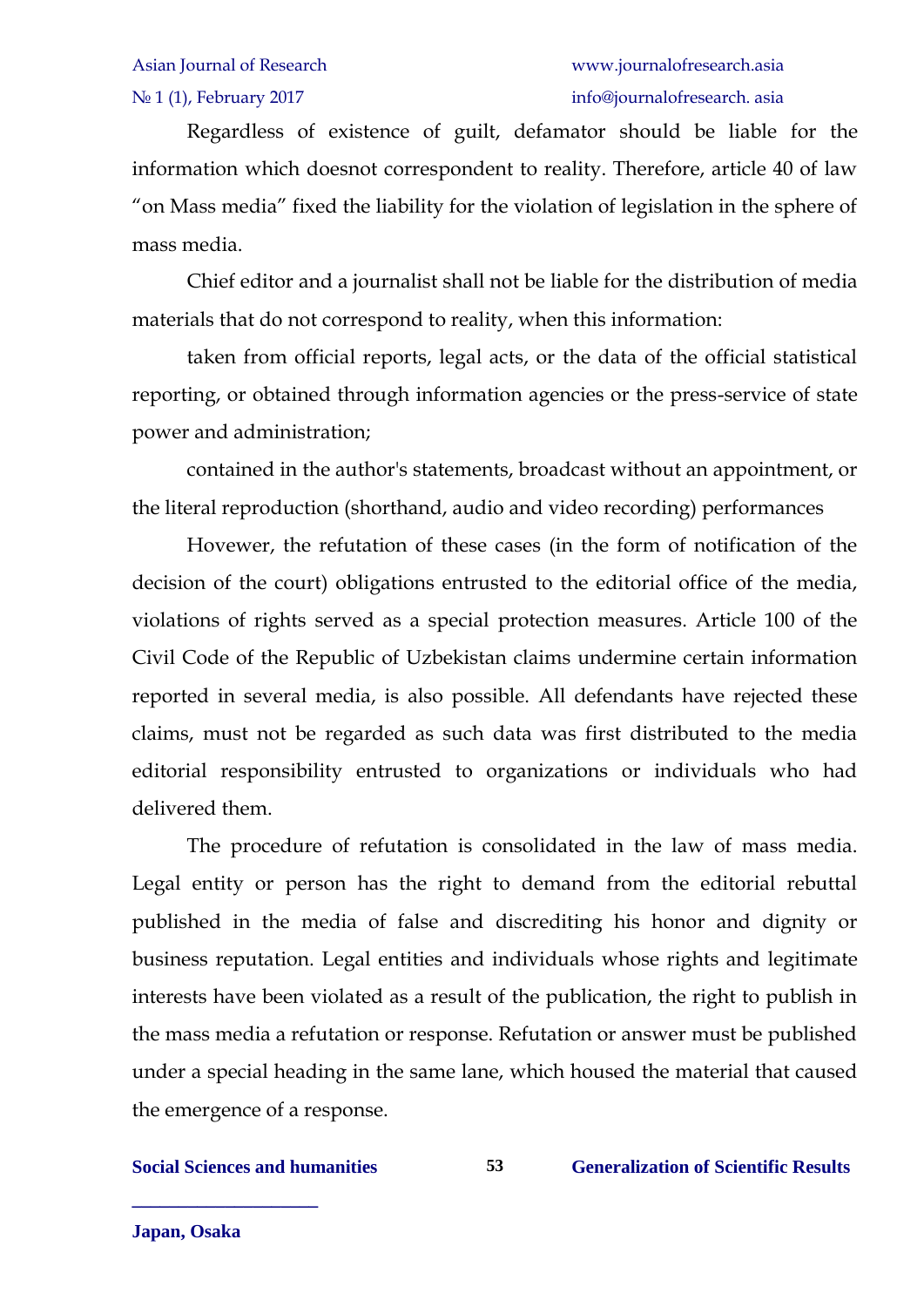Regardless of existence of guilt, defamator should be liable for the information which doesnot correspondent to reality. Therefore, article 40 of law "on Mass media" fixed the liability for the violation of legislation in the sphere of mass media.

Chief editor and a journalist shall not be liable for the distribution of media materials that do not correspond to reality, when this information:

taken from official reports, legal acts, or the data of the official statistical reporting, or obtained through information agencies or the press-service of state power and administration;

contained in the author's statements, broadcast without an appointment, or the literal reproduction (shorthand, audio and video recording) performances

Hovewer, the refutation of these cases (in the form of notification of the decision of the court) obligations entrusted to the editorial office of the media, violations of rights served as a special protection measures. Article 100 of the Civil Code of the Republic of Uzbekistan claims undermine certain information reported in several media, is also possible. All defendants have rejected these claims, must not be regarded as such data was first distributed to the media editorial responsibility entrusted to organizations or individuals who had delivered them.

The procedure of refutation is consolidated in the law of mass media. Legal entity or person has the right to demand from the editorial rebuttal published in the media of false and discrediting his honor and dignity or business reputation. Legal entities and individuals whose rights and legitimate interests have been violated as a result of the publication, the right to publish in the mass media a refutation or response. Refutation or answer must be published under a special heading in the same lane, which housed the material that caused the emergence of a response.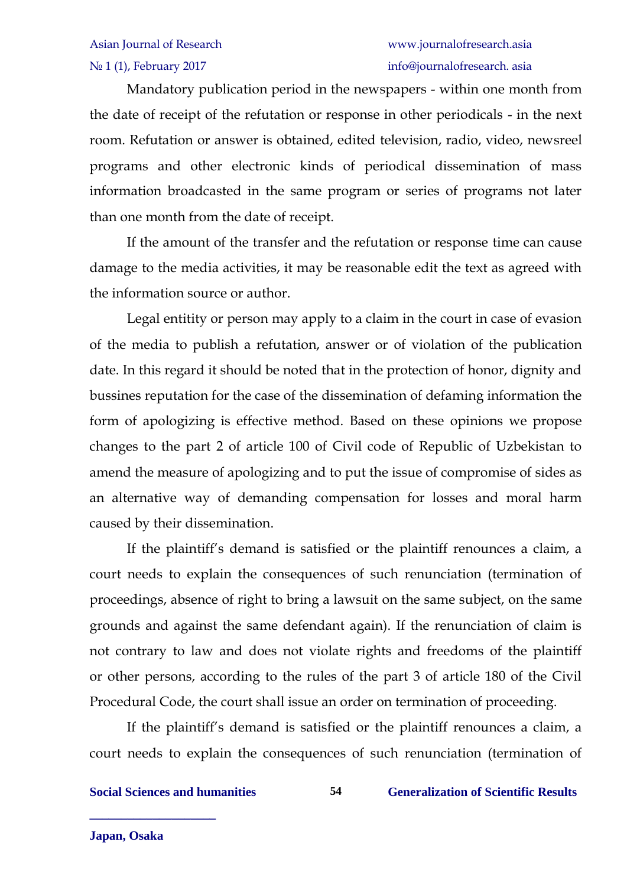Mandatory publication period in the newspapers - within one month from the date of receipt of the refutation or response in other periodicals - in the next room. Refutation or answer is obtained, edited television, radio, video, newsreel programs and other electronic kinds of periodical dissemination of mass information broadcasted in the same program or series of programs not later than one month from the date of receipt.

If the amount of the transfer and the refutation or response time can cause damage to the media activities, it may be reasonable edit the text as agreed with the information source or author.

Legal entitity or person may apply to a claim in the court in case of evasion of the media to publish a refutation, answer or of violation of the publication date. In this regard it should be noted that in the protection of honor, dignity and bussines reputation for the case of the dissemination of defaming information the form of apologizing is effective method. Based on these opinions we propose changes to the part 2 of article 100 of Civil code of Republic of Uzbekistan to amend the measure of apologizing and to put the issue of compromise of sides as an alternative way of demanding compensation for losses and moral harm caused by their dissemination.

If the plaintiff's demand is satisfied or the plaintiff renounces a claim, a court needs to explain the consequences of such renunciation (termination of proceedings, absence of right to bring a lawsuit on the same subject, on the same grounds and against the same defendant again). If the renunciation of claim is not contrary to law and does not violate rights and freedoms of the plaintiff or other persons, according to the rules of the part 3 of article 180 of the Civil Procedural Code, the court shall issue an order on termination of proceeding.

If the plaintiff's demand is satisfied or the plaintiff renounces a claim, a court needs to explain the consequences of such renunciation (termination of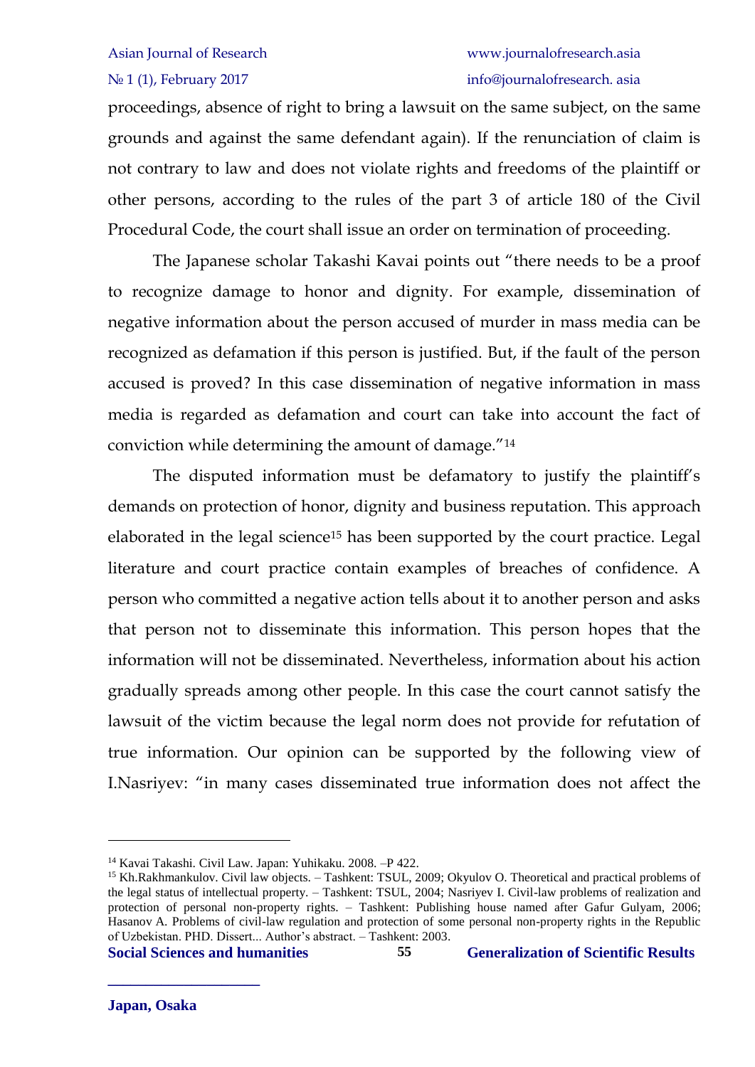proceedings, absence of right to bring a lawsuit on the same subject, on the same grounds and against the same defendant again). If the renunciation of claim is not contrary to law and does not violate rights and freedoms of the plaintiff or other persons, according to the rules of the part 3 of article 180 of the Civil Procedural Code, the court shall issue an order on termination of proceeding.

The Japanese scholar Takashi Kavai points out "there needs to be a proof to recognize damage to honor and dignity. For example, dissemination of negative information about the person accused of murder in mass media can be recognized as defamation if this person is justified. But, if the fault of the person accused is proved? In this case dissemination of negative information in mass media is regarded as defamation and court can take into account the fact of conviction while determining the amount of damage."[14]

The disputed information must be defamatory to justify the plaintiff's demands on protection of honor, dignity and business reputation. This approach elaborated in the legal science[15] has been supported by the court practice. Legal literature and court practice contain examples of breaches of confidence. A person who committed a negative action tells about it to another person and asks that person not to disseminate this information. This person hopes that the information will not be disseminated. Nevertheless, information about his action gradually spreads among other people. In this case the court cannot satisfy the lawsuit of the victim because the legal norm does not provide for refutation of true information. Our opinion can be supported by the following view of I.Nasriyev: "in many cases disseminated true information does not affect the

---

[14] Kavai Takashi. Civil Law. Japan: Yuhikaku. 2008. –P 422.

[15] Kh.Rakhmankulov. Civil law objects. – Tashkent: TSUL, 2009; Okyulov O. Theoretical and practical problems of the legal status of intellectual property. – Tashkent: TSUL, 2004; Nasriyev I. Civil-law problems of realization and protection of personal non-property rights. – Tashkent: Publishing house named after Gafur Gulyam, 2006; Hasanov A. Problems of civil-law regulation and protection of some personal non-property rights in the Republic of Uzbekistan. PHD. Dissert... Author's abstract. – Tashkent: 2003.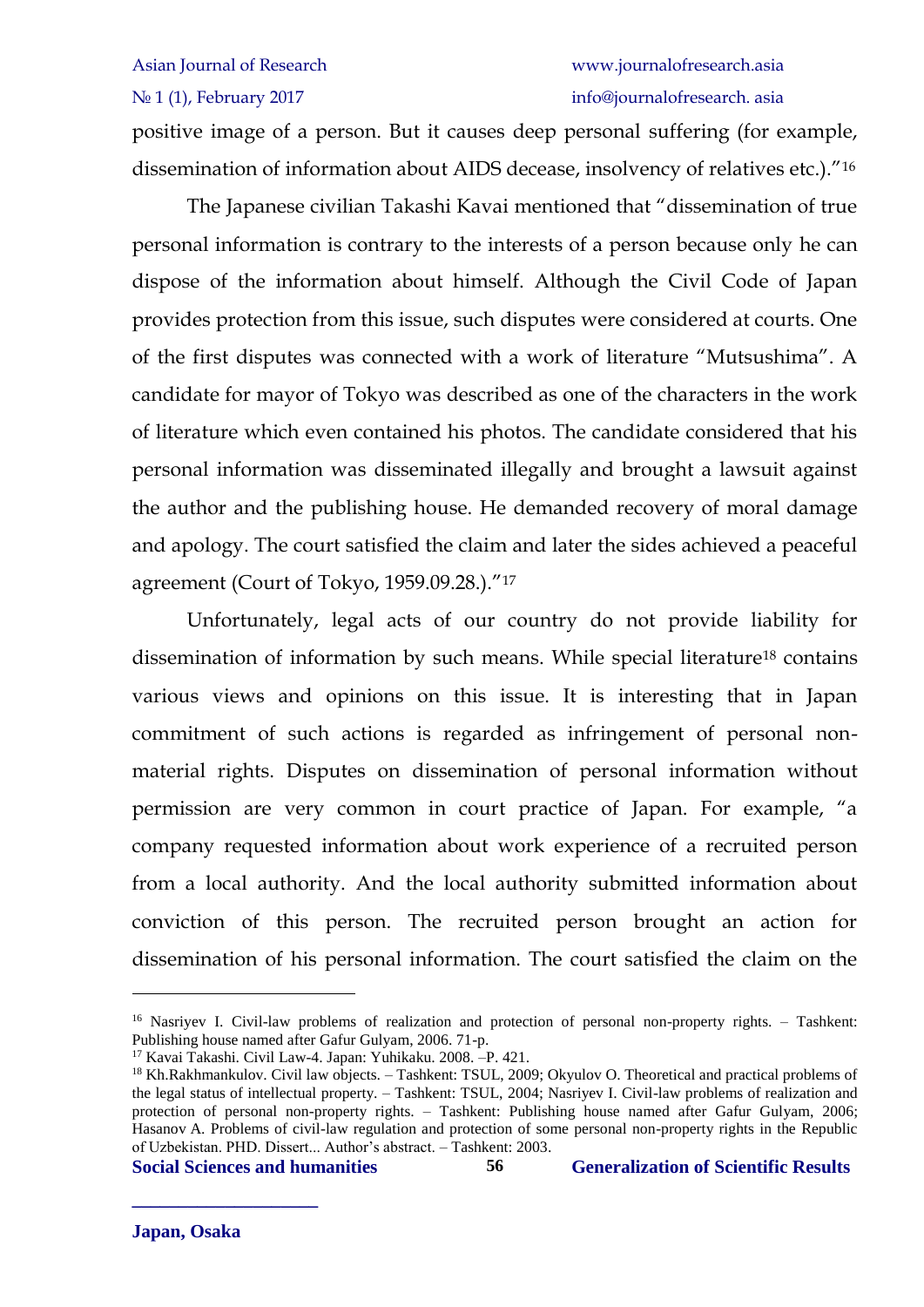positive image of a person. But it causes deep personal suffering (for example, dissemination of information about AIDS decease, insolvency of relatives etc.)."[16]

The Japanese civilian Takashi Kavai mentioned that "dissemination of true personal information is contrary to the interests of a person because only he can dispose of the information about himself. Although the Civil Code of Japan provides protection from this issue, such disputes were considered at courts. One of the first disputes was connected with a work of literature "Mutsushima". A candidate for mayor of Tokyo was described as one of the characters in the work of literature which even contained his photos. The candidate considered that his personal information was disseminated illegally and brought a lawsuit against the author and the publishing house. He demanded recovery of moral damage and apology. The court satisfied the claim and later the sides achieved a peaceful agreement (Court of Tokyo, 1959.09.28.)."[17]

Unfortunately, legal acts of our country do not provide liability for dissemination of information by such means. While special literature[18] contains various views and opinions on this issue. It is interesting that in Japan commitment of such actions is regarded as infringement of personal non-material rights. Disputes on dissemination of personal information without permission are very common in court practice of Japan. For example, "a company requested information about work experience of a recruited person from a local authority. And the local authority submitted information about conviction of this person. The recruited person brought an action for dissemination of his personal information. The court satisfied the claim on the

---

[16] Nasriyev I. Civil-law problems of realization and protection of personal non-property rights. – Tashkent: Publishing house named after Gafur Gulyam, 2006. 71-p.

[17] Kavai Takashi. Civil Law-4. Japan: Yuhikaku. 2008. –P. 421.

[18] Kh.Rakhmankulov. Civil law objects. – Tashkent: TSUL, 2009; Okyulov O. Theoretical and practical problems of the legal status of intellectual property. – Tashkent: TSUL, 2004; Nasriyev I. Civil-law problems of realization and protection of personal non-property rights. – Tashkent: Publishing house named after Gafur Gulyam, 2006; Hasanov A. Problems of civil-law regulation and protection of some personal non-property rights in the Republic of Uzbekistan. PHD. Dissert... Author's abstract. – Tashkent: 2003.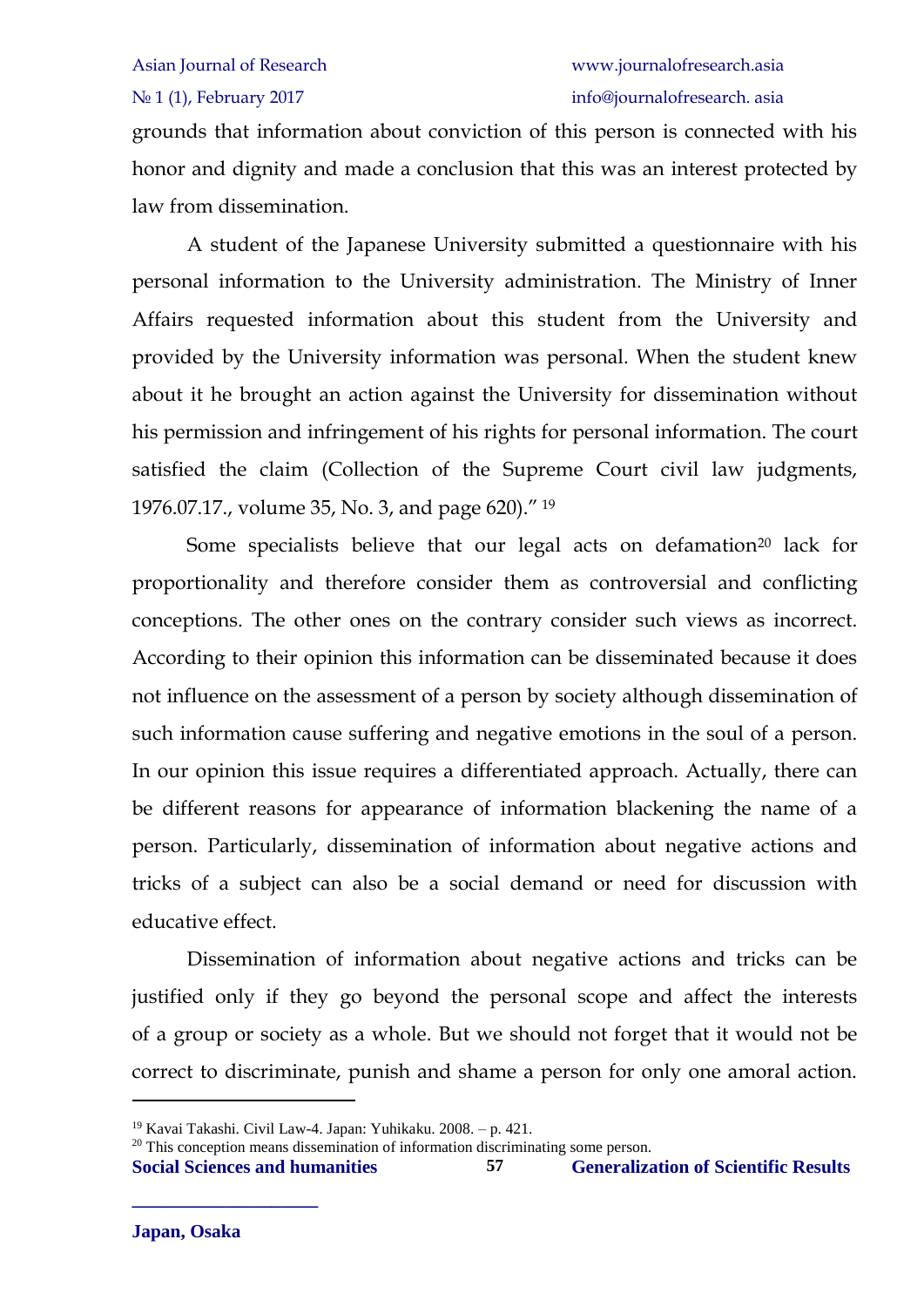grounds that information about conviction of this person is connected with his honor and dignity and made a conclusion that this was an interest protected by law from dissemination.

A student of the Japanese University submitted a questionnaire with his personal information to the University administration. The Ministry of Inner Affairs requested information about this student from the University and provided by the University information was personal. When the student knew about it he brought an action against the University for dissemination without his permission and infringement of his rights for personal information. The court satisfied the claim (Collection of the Supreme Court civil law judgments, 1976.07.17., volume 35, No. 3, and page 620)." [19]

Some specialists believe that our legal acts on defamation[20] lack for proportionality and therefore consider them as controversial and conflicting conceptions. The other ones on the contrary consider such views as incorrect. According to their opinion this information can be disseminated because it does not influence on the assessment of a person by society although dissemination of such information cause suffering and negative emotions in the soul of a person. In our opinion this issue requires a differentiated approach. Actually, there can be different reasons for appearance of information blackening the name of a person. Particularly, dissemination of information about negative actions and tricks of a subject can also be a social demand or need for discussion with educative effect.

Dissemination of information about negative actions and tricks can be justified only if they go beyond the personal scope and affect the interests of a group or society as a whole. But we should not forget that it would not be correct to discriminate, punish and shame a person for only one amoral action.

---

[19] Kavai Takashi. Civil Law-4. Japan: Yuhikaku. 2008. – p. 421.

[20] This conception means dissemination of information discriminating some person.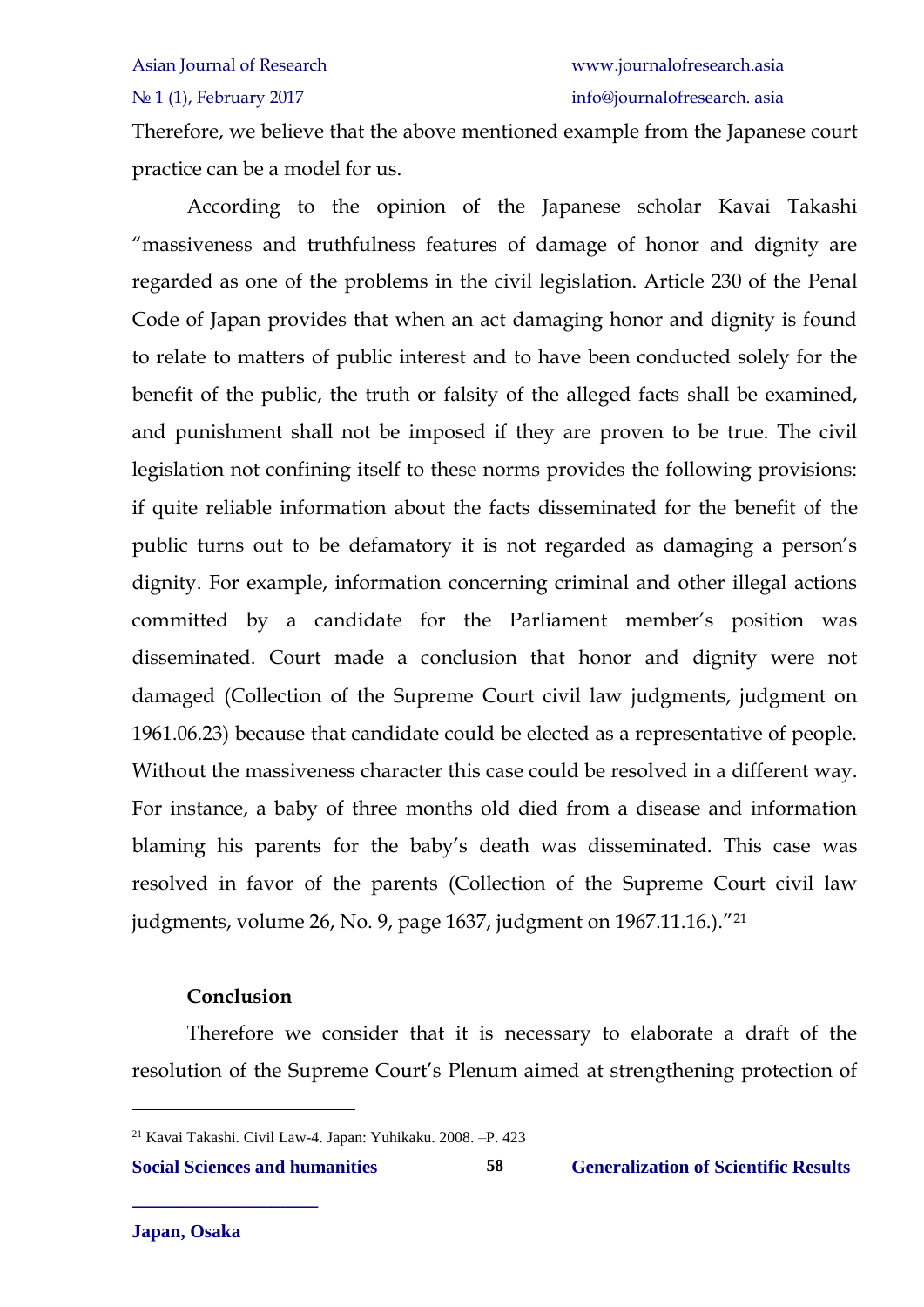Therefore, we believe that the above mentioned example from the Japanese court practice can be a model for us.

According to the opinion of the Japanese scholar Kavai Takashi "massiveness and truthfulness features of damage of honor and dignity are regarded as one of the problems in the civil legislation. Article 230 of the Penal Code of Japan provides that when an act damaging honor and dignity is found to relate to matters of public interest and to have been conducted solely for the benefit of the public, the truth or falsity of the alleged facts shall be examined, and punishment shall not be imposed if they are proven to be true. The civil legislation not confining itself to these norms provides the following provisions: if quite reliable information about the facts disseminated for the benefit of the public turns out to be defamatory it is not regarded as damaging a person's dignity. For example, information concerning criminal and other illegal actions committed by a candidate for the Parliament member's position was disseminated. Court made a conclusion that honor and dignity were not damaged (Collection of the Supreme Court civil law judgments, judgment on 1961.06.23) because that candidate could be elected as a representative of people. Without the massiveness character this case could be resolved in a different way. For instance, a baby of three months old died from a disease and information blaming his parents for the baby's death was disseminated. This case was resolved in favor of the parents (Collection of the Supreme Court civil law judgments, volume 26, No. 9, page 1637, judgment on 1967.11.16.)."[21]

**Conclusion**

Therefore we consider that it is necessary to elaborate a draft of the resolution of the Supreme Court's Plenum aimed at strengthening protection of

---

[21] Kavai Takashi. Civil Law-4. Japan: Yuhikaku. 2008. –P. 423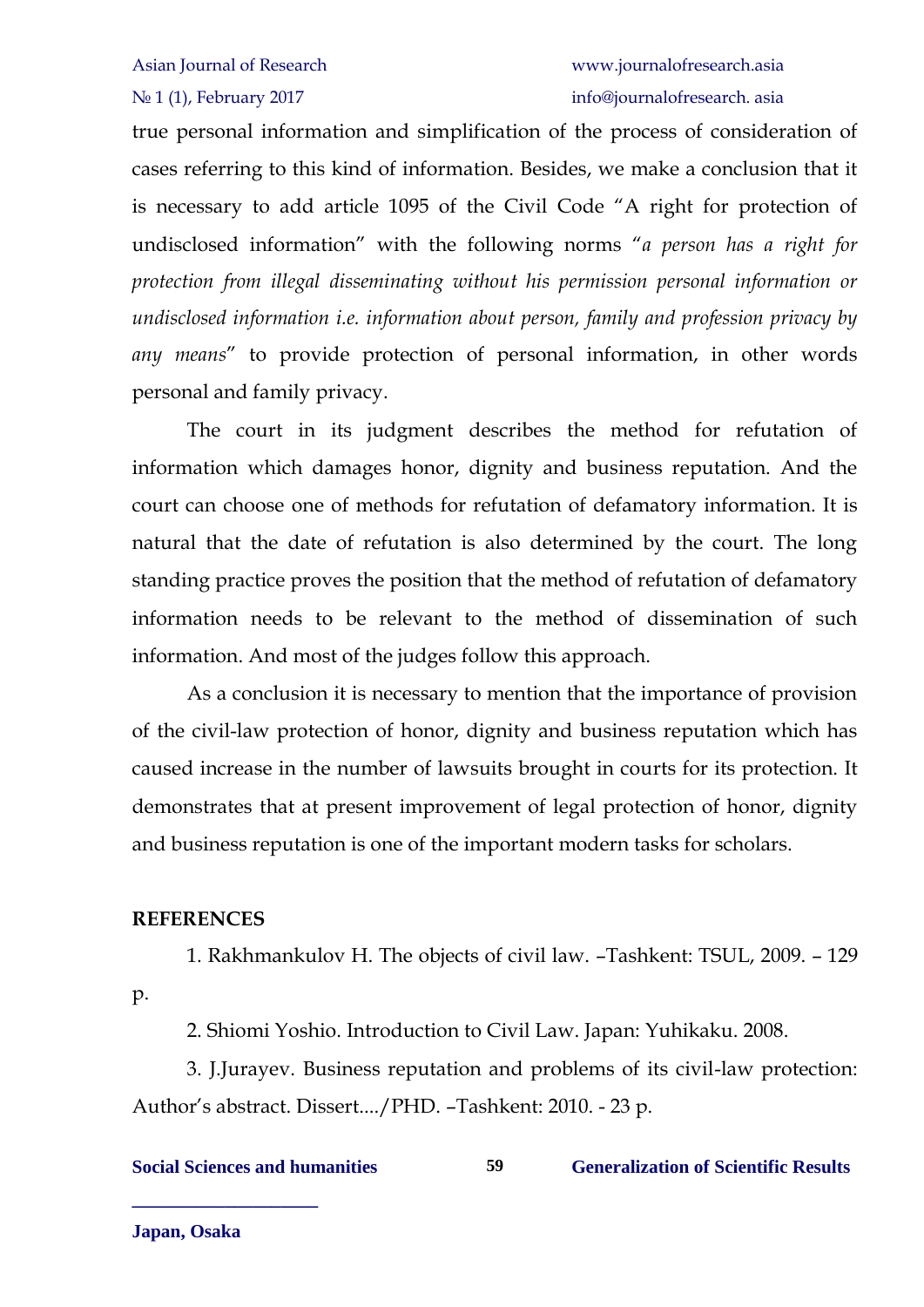true personal information and simplification of the process of consideration of cases referring to this kind of information. Besides, we make a conclusion that it is necessary to add article 1095 of the Civil Code "A right for protection of undisclosed information" with the following norms "*a person has a right for protection from illegal disseminating without his permission personal information or undisclosed information i.e. information about person, family and profession privacy by any means*" to provide protection of personal information, in other words personal and family privacy.

The court in its judgment describes the method for refutation of information which damages honor, dignity and business reputation. And the court can choose one of methods for refutation of defamatory information. It is natural that the date of refutation is also determined by the court. The long standing practice proves the position that the method of refutation of defamatory information needs to be relevant to the method of dissemination of such information. And most of the judges follow this approach.

As a conclusion it is necessary to mention that the importance of provision of the civil-law protection of honor, dignity and business reputation which has caused increase in the number of lawsuits brought in courts for its protection. It demonstrates that at present improvement of legal protection of honor, dignity and business reputation is one of the important modern tasks for scholars.

**REFERENCES**

1. Rakhmankulov H. The objects of civil law. –Tashkent: TSUL, 2009. – 129 p.

2. Shiomi Yoshio. Introduction to Civil Law. Japan: Yuhikaku. 2008.

3. J.Jurayev. Business reputation and problems of its civil-law protection: Author's abstract. Dissert..../PHD. –Tashkent: 2010. - 23 p.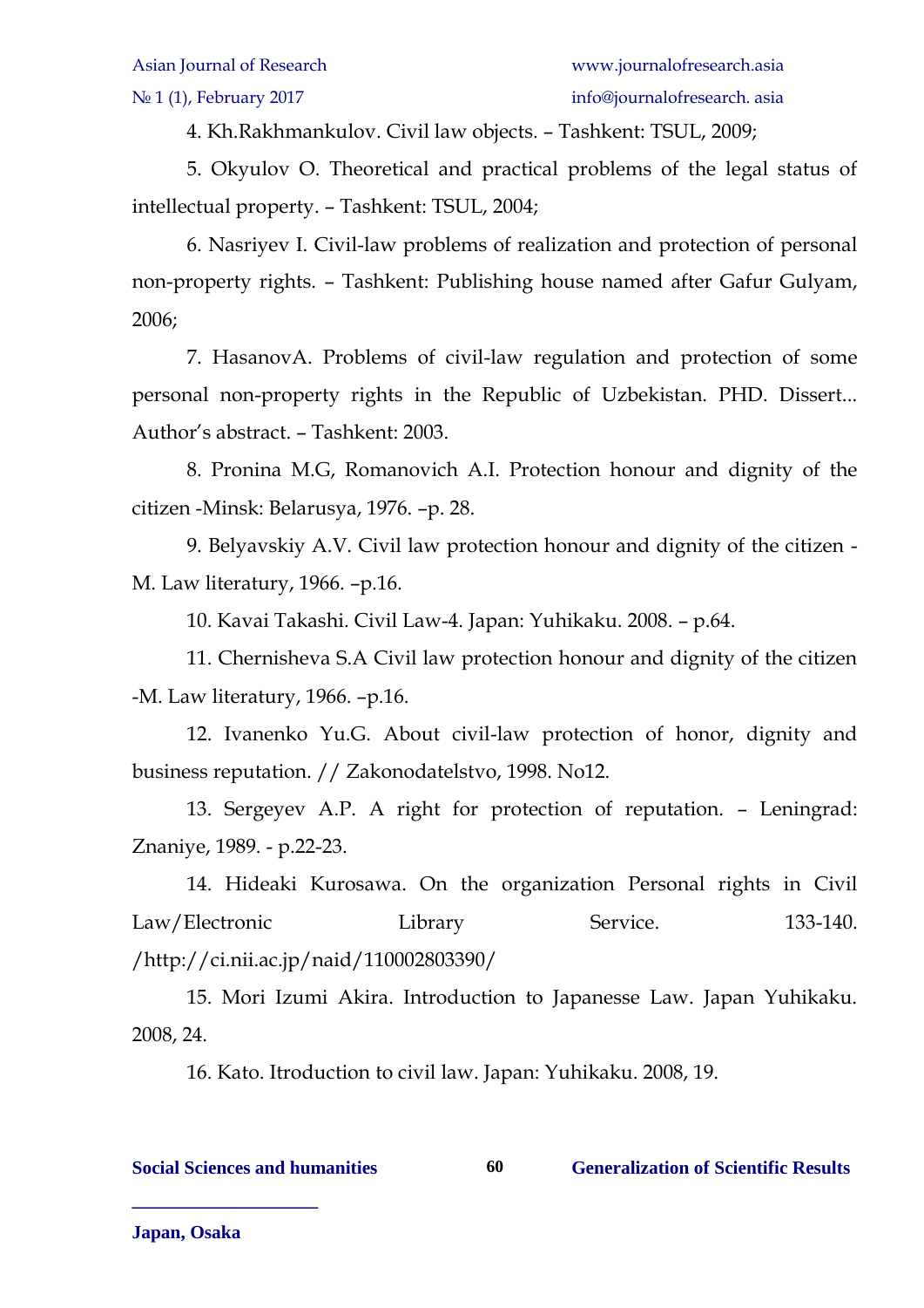4. Kh.Rakhmankulov. Civil law objects. – Tashkent: TSUL, 2009;

5. Okyulov O. Theoretical and practical problems of the legal status of intellectual property. – Tashkent: TSUL, 2004;

6. Nasriyev I. Civil-law problems of realization and protection of personal non-property rights. – Tashkent: Publishing house named after Gafur Gulyam, 2006;

7. HasanovA. Problems of civil-law regulation and protection of some personal non-property rights in the Republic of Uzbekistan. PHD. Dissert... Author's abstract. – Tashkent: 2003.

8. Pronina M.G, Romanovich A.I. Protection honour and dignity of the citizen -Minsk: Belarusya, 1976. –p. 28.

9. Belyavskiy A.V. Civil law protection honour and dignity of the citizen - M. Law literatury, 1966. –p.16.

10. Kavai Takashi. Civil Law-4. Japan: Yuhikaku. 2008. – p.64.

11. Chernisheva S.A Civil law protection honour and dignity of the citizen -M. Law literatury, 1966. –p.16.

12. Ivanenko Yu.G. About civil-law protection of honor, dignity and business reputation. // Zakonodatelstvo, 1998. No12.

13. Sergeyev A.P. A right for protection of reputation. – Leningrad: Znaniye, 1989. - p.22-23.

14. Hideaki Kurosawa. On the organization Personal rights in Civil Law/Electronic Library Service. 133-140. /http://ci.nii.ac.jp/naid/110002803390/

15. Mori Izumi Akira. Introduction to Japanesse Law. Japan Yuhikaku. 2008, 24.

16. Kato. Itroduction to civil law. Japan: Yuhikaku. 2008, 19.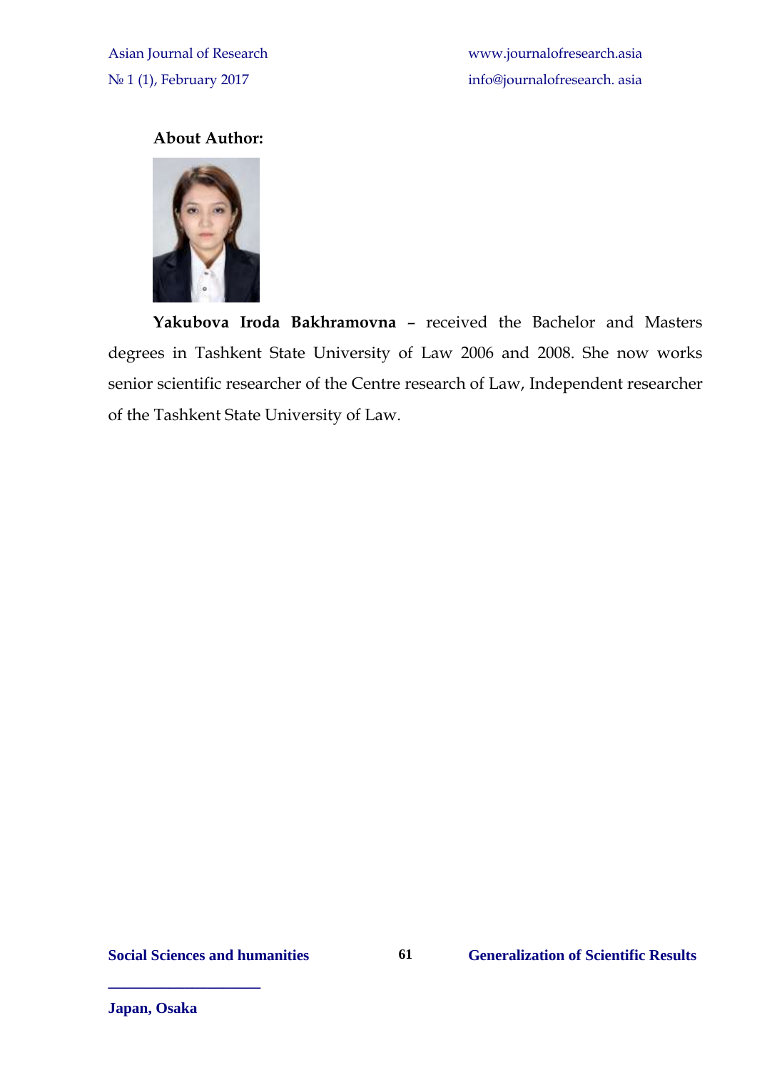**About Author:**

**Yakubova Iroda Bakhramovna** – received the Bachelor and Masters degrees in Tashkent State University of Law 2006 and 2008. She now works senior scientific researcher of the Centre research of Law, Independent researcher of the Tashkent State University of Law.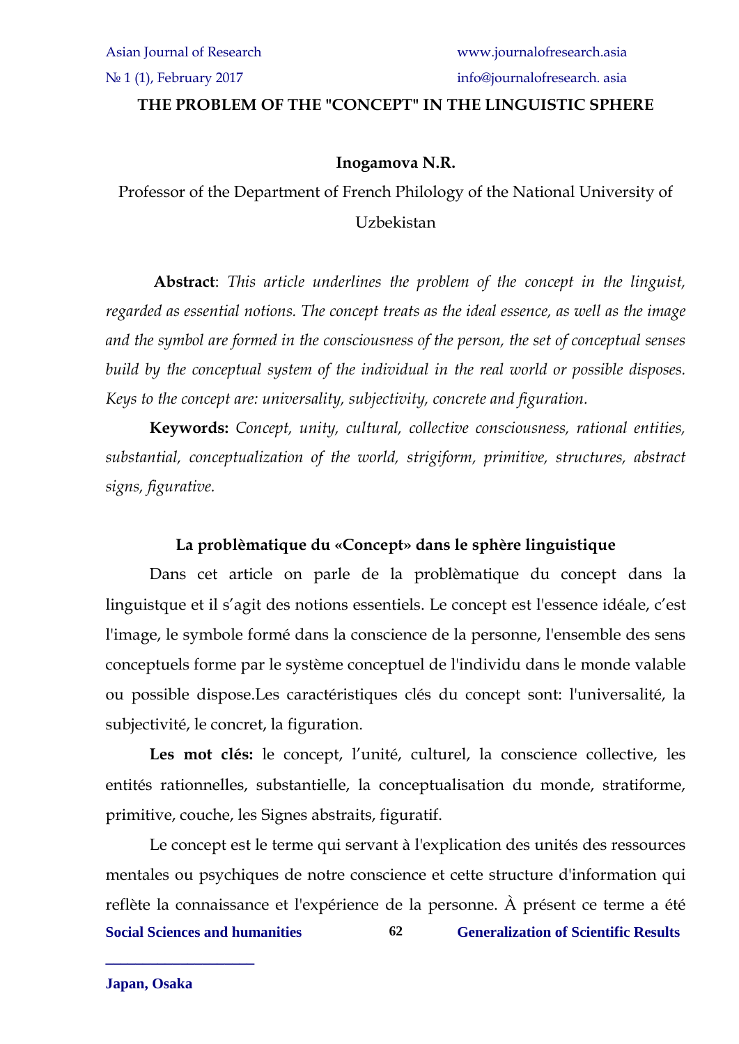# THE PROBLEM OF THE "CONCEPT" IN THE LINGUISTIC SPHERE

**Inogamova N.R.**

Professor of the Department of French Philology of the National University of Uzbekistan

**Abstract**: *This article underlines the problem of the concept in the linguist, regarded as essential notions. The concept treats as the ideal essence, as well as the image and the symbol are formed in the consciousness of the person, the set of conceptual senses build by the conceptual system of the individual in the real world or possible disposes. Keys to the concept are: universality, subjectivity, concrete and figuration.*

**Keywords:** *Concept, unity, cultural, collective consciousness, rational entities, substantial, conceptualization of the world, strigiform, primitive, structures, abstract signs, figurative.*

## La problèmatique du «Concept» dans le sphère linguistique

Dans cet article on parle de la problèmatique du concept dans la linguistque et il s'agit des notions essentiels. Le concept est l'essence idéale, c'est l'image, le symbole formé dans la conscience de la personne, l'ensemble des sens conceptuels forme par le système conceptuel de l'individu dans le monde valable ou possible dispose.Les caractéristiques clés du concept sont: l'universalité, la subjectivité, le concret, la figuration.

**Les mot clés:** le concept, l'unité, culturel, la conscience collective, les entités rationnelles, substantielle, la conceptualisation du monde, stratiforme, primitive, couche, les Signes abstraits, figuratif.

Le concept est le terme qui servant à l'explication des unités des ressources mentales ou psychiques de notre conscience et cette structure d'information qui reflète la connaissance et l'expérience de la personne. À présent ce terme a été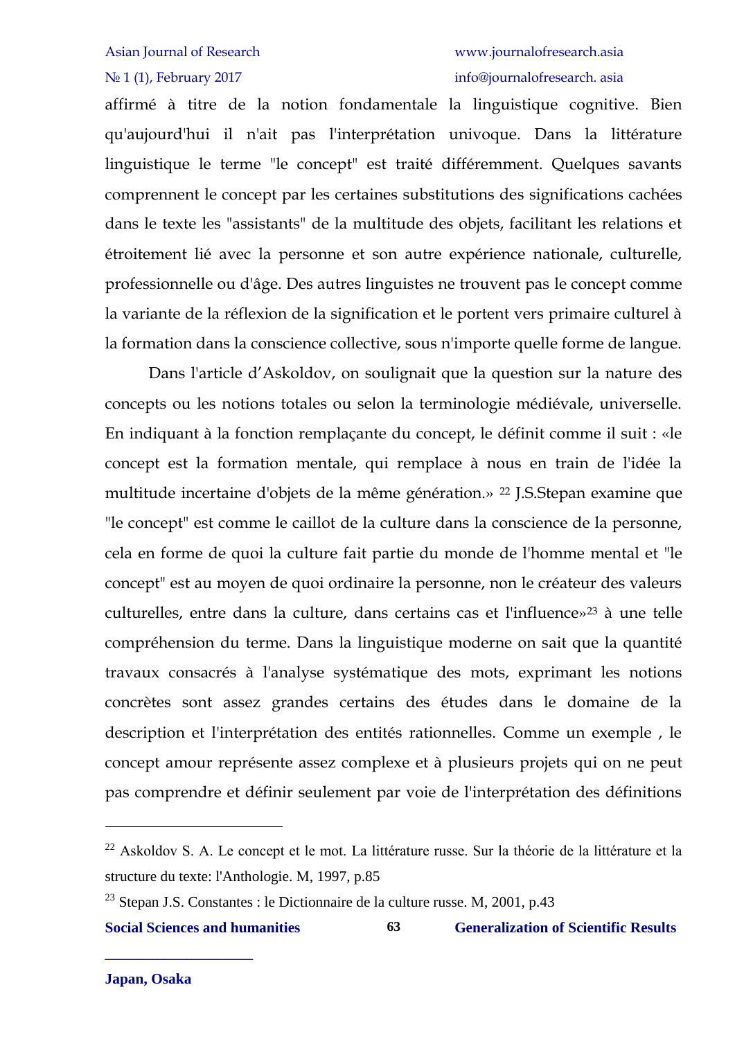affirmé à titre de la notion fondamentale la linguistique cognitive. Bien qu'aujourd'hui il n'ait pas l'interprétation univoque. Dans la littérature linguistique le terme "le concept" est traité différemment. Quelques savants comprennent le concept par les certaines substitutions des significations cachées dans le texte les "assistants" de la multitude des objets, facilitant les relations et étroitement lié avec la personne et son autre expérience nationale, culturelle, professionnelle ou d'âge. Des autres linguistes ne trouvent pas le concept comme la variante de la réflexion de la signification et le portent vers primaire culturel à la formation dans la conscience collective, sous n'importe quelle forme de langue.

Dans l'article d'Askoldov, on soulignait que la question sur la nature des concepts ou les notions totales ou selon la terminologie médiévale, universelle. En indiquant à la fonction remplaçante du concept, le définit comme il suit : «le concept est la formation mentale, qui remplace à nous en train de l'idée la multitude incertaine d'objets de la même génération.» [22] J.S.Stepan examine que "le concept" est comme le caillot de la culture dans la conscience de la personne, cela en forme de quoi la culture fait partie du monde de l'homme mental et "le concept" est au moyen de quoi ordinaire la personne, non le créateur des valeurs culturelles, entre dans la culture, dans certains cas et l'influence»[23] à une telle compréhension du terme. Dans la linguistique moderne on sait que la quantité travaux consacrés à l'analyse systématique des mots, exprimant les notions concrètes sont assez grandes certains des études dans le domaine de la description et l'interprétation des entités rationnelles. Comme un exemple , le concept amour représente assez complexe et à plusieurs projets qui on ne peut pas comprendre et définir seulement par voie de l'interprétation des définitions

---

[22] Askoldov S. A. Le concept et le mot. La littérature russe. Sur la théorie de la littérature et la structure du texte: l'Anthologie. M, 1997, p.85

[23] Stepan J.S. Constantes : le Dictionnaire de la culture russe. M, 2001, p.43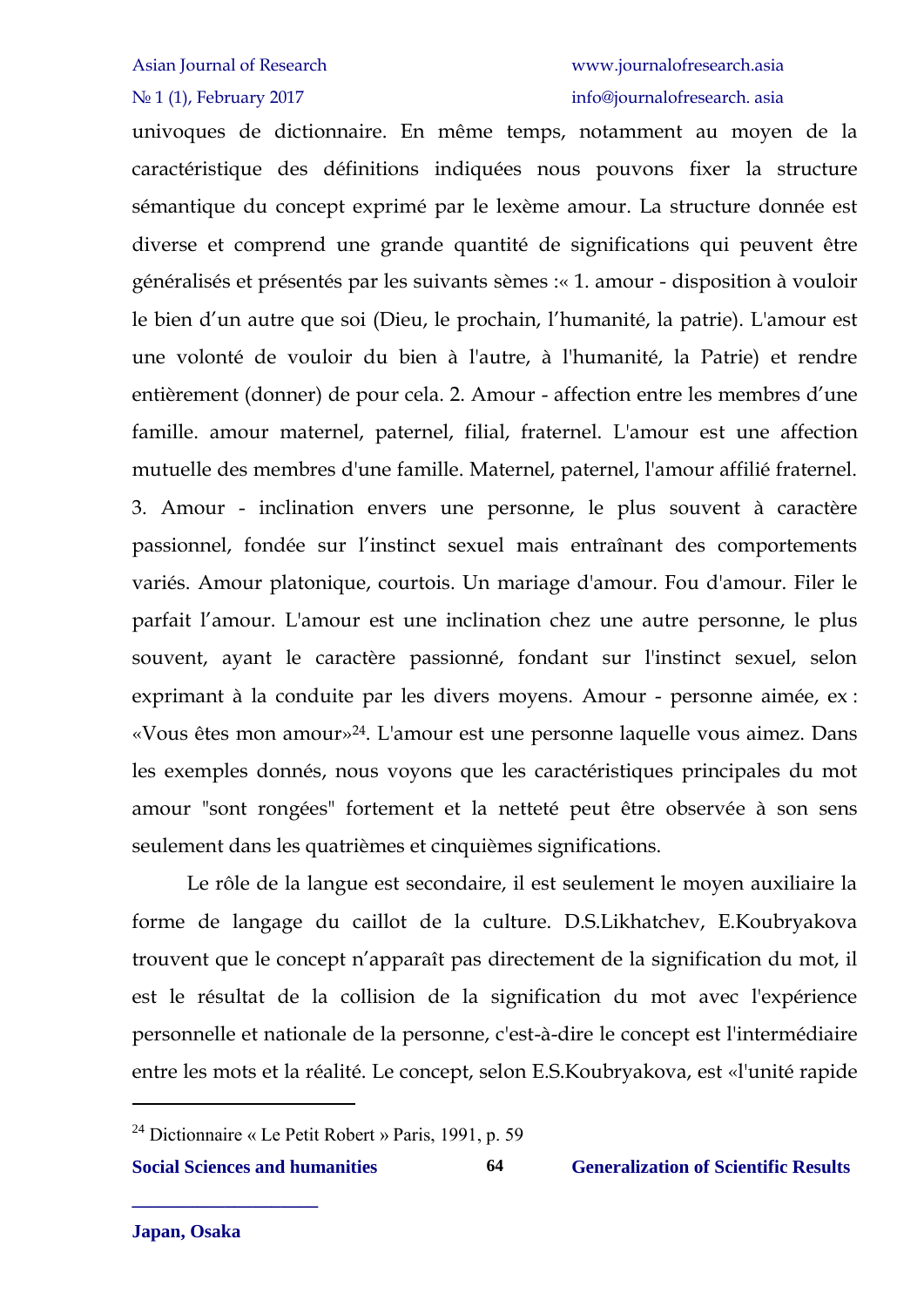univoques de dictionnaire. En même temps, notamment au moyen de la caractéristique des définitions indiquées nous pouvons fixer la structure sémantique du concept exprimé par le lexème amour. La structure donnée est diverse et comprend une grande quantité de significations qui peuvent être généralisés et présentés par les suivants sèmes :« 1. amour - disposition à vouloir le bien d'un autre que soi (Dieu, le prochain, l'humanité, la patrie). L'amour est une volonté de vouloir du bien à l'autre, à l'humanité, la Patrie) et rendre entièrement (donner) de pour cela. 2. Amour - affection entre les membres d'une famille. amour maternel, paternel, filial, fraternel. L'amour est une affection mutuelle des membres d'une famille. Maternel, paternel, l'amour affilié fraternel. 3. Amour - inclination envers une personne, le plus souvent à caractère passionnel, fondée sur l'instinct sexuel mais entraînant des comportements variés. Amour platonique, courtois. Un mariage d'amour. Fou d'amour. Filer le parfait l'amour. L'amour est une inclination chez une autre personne, le plus souvent, ayant le caractère passionné, fondant sur l'instinct sexuel, selon exprimant à la conduite par les divers moyens. Amour - personne aimée, ex : «Vous êtes mon amour»[24]. L'amour est une personne laquelle vous aimez. Dans les exemples donnés, nous voyons que les caractéristiques principales du mot amour "sont rongées" fortement et la netteté peut être observée à son sens seulement dans les quatrièmes et cinquièmes significations.

Le rôle de la langue est secondaire, il est seulement le moyen auxiliaire la forme de langage du caillot de la culture. D.S.Likhatchev, E.Koubryakova trouvent que le concept n'apparaît pas directement de la signification du mot, il est le résultat de la collision de la signification du mot avec l'expérience personnelle et nationale de la personne, c'est-à-dire le concept est l'intermédiaire entre les mots et la réalité. Le concept, selon E.S.Koubryakova, est «l'unité rapide

---

[24] Dictionnaire « Le Petit Robert » Paris, 1991, p. 59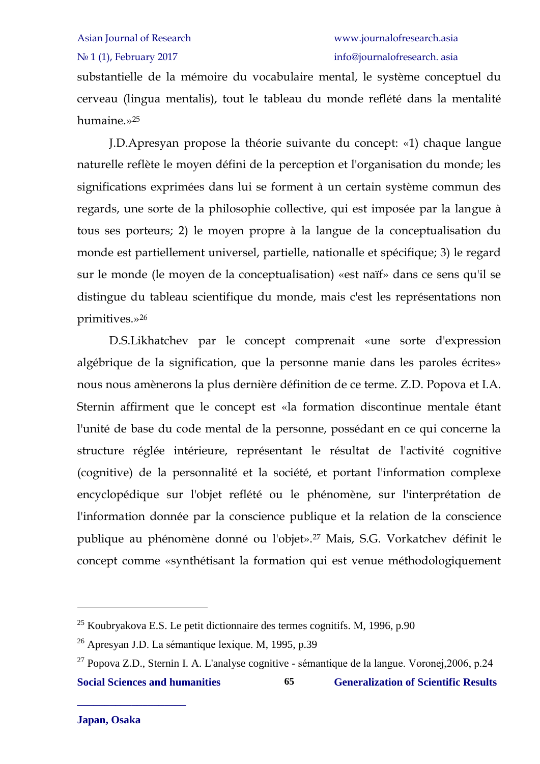substantielle de la mémoire du vocabulaire mental, le système conceptuel du cerveau (lingua mentalis), tout le tableau du monde reflété dans la mentalité humaine.»[25]

J.D.Apresyan propose la théorie suivante du concept: «1) chaque langue naturelle reflète le moyen défini de la perception et l'organisation du monde; les significations exprimées dans lui se forment à un certain système commun des regards, une sorte de la philosophie collective, qui est imposée par la langue à tous ses porteurs; 2) le moyen propre à la langue de la conceptualisation du monde est partiellement universel, partielle, nationalle et spécifique; 3) le regard sur le monde (le moyen de la conceptualisation) «est naïf» dans ce sens qu'il se distingue du tableau scientifique du monde, mais c'est les représentations non primitives.»[26]

D.S.Likhatchev par le concept comprenait «une sorte d'expression algébrique de la signification, que la personne manie dans les paroles écrites» nous nous amènerons la plus dernière définition de ce terme. Z.D. Popova et I.A. Sternin affirment que le concept est «la formation discontinue mentale étant l'unité de base du code mental de la personne, possédant en ce qui concerne la structure réglée intérieure, représentant le résultat de l'activité cognitive (cognitive) de la personnalité et la société, et portant l'information complexe encyclopédique sur l'objet reflété ou le phénomène, sur l'interprétation de l'information donnée par la conscience publique et la relation de la conscience publique au phénomène donné ou l'objet».[27] Mais, S.G. Vorkatchev définit le concept comme «synthétisant la formation qui est venue méthodologiquement

---

[25] Koubryakova E.S. Le petit dictionnaire des termes cognitifs. M, 1996, p.90

[26] Apresyan J.D. La sémantique lexique. M, 1995, p.39

[27] Popova Z.D., Sternin I. A. L'analyse cognitive - sémantique de la langue. Voronej,2006, p.24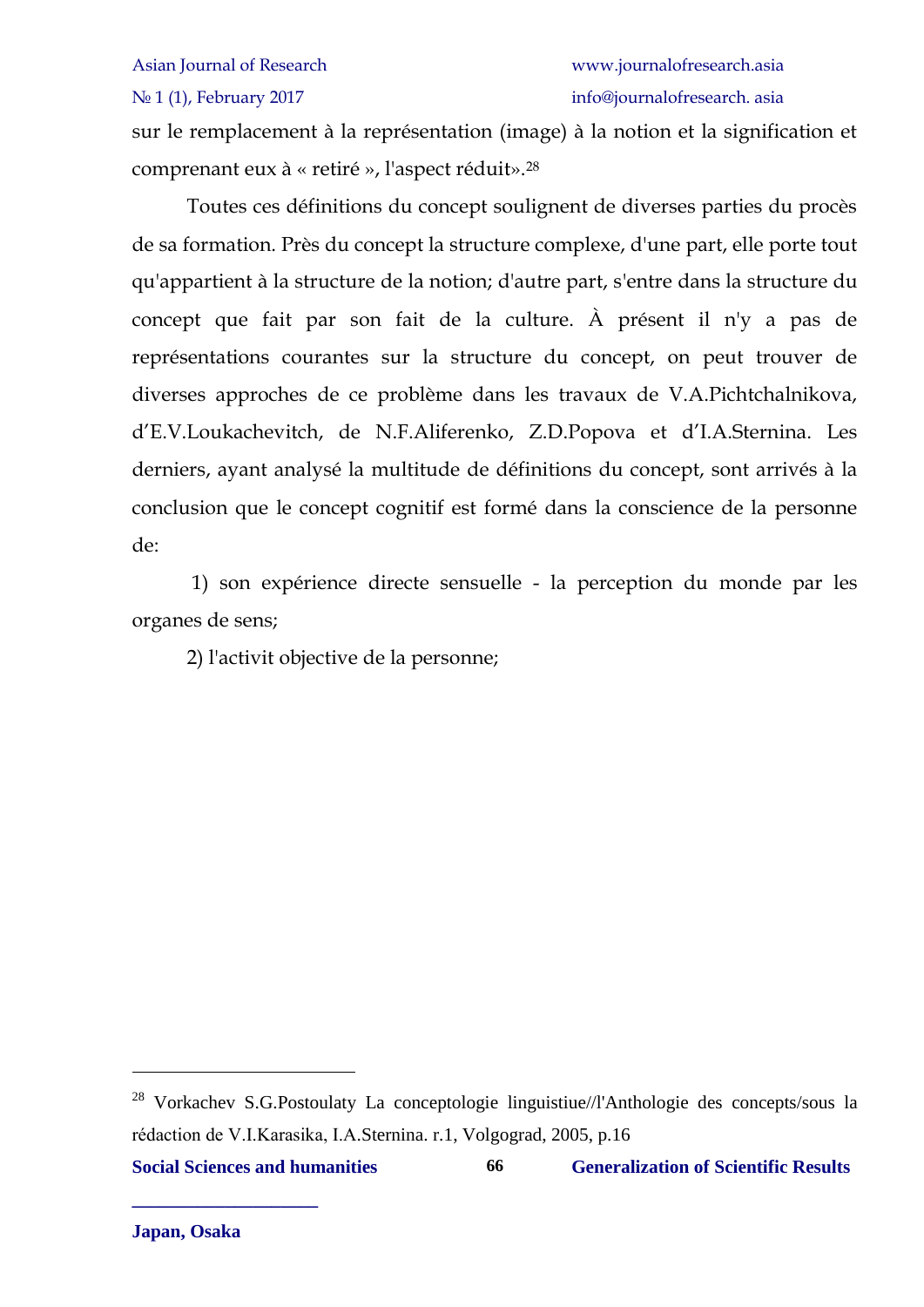sur le remplacement à la représentation (image) à la notion et la signification et comprenant eux à « retiré », l'aspect réduit».[28]

Toutes ces définitions du concept soulignent de diverses parties du procès de sa formation. Près du concept la structure complexe, d'une part, elle porte tout qu'appartient à la structure de la notion; d'autre part, s'entre dans la structure du concept que fait par son fait de la culture. À présent il n'y a pas de représentations courantes sur la structure du concept, on peut trouver de diverses approches de ce problème dans les travaux de V.A.Pichtchalnikova, d'E.V.Loukachevitch, de N.F.Aliferenko, Z.D.Popova et d'I.A.Sternina. Les derniers, ayant analysé la multitude de définitions du concept, sont arrivés à la conclusion que le concept cognitif est formé dans la conscience de la personne de:

1) son expérience directe sensuelle - la perception du monde par les organes de sens;

2) l'activit objective de la personne;

---

[28] Vorkachev S.G.Postoulaty La conceptologie linguistiue//l'Anthologie des concepts/sous la rédaction de V.I.Karasika, I.A.Sternina. r.1, Volgograd, 2005, p.16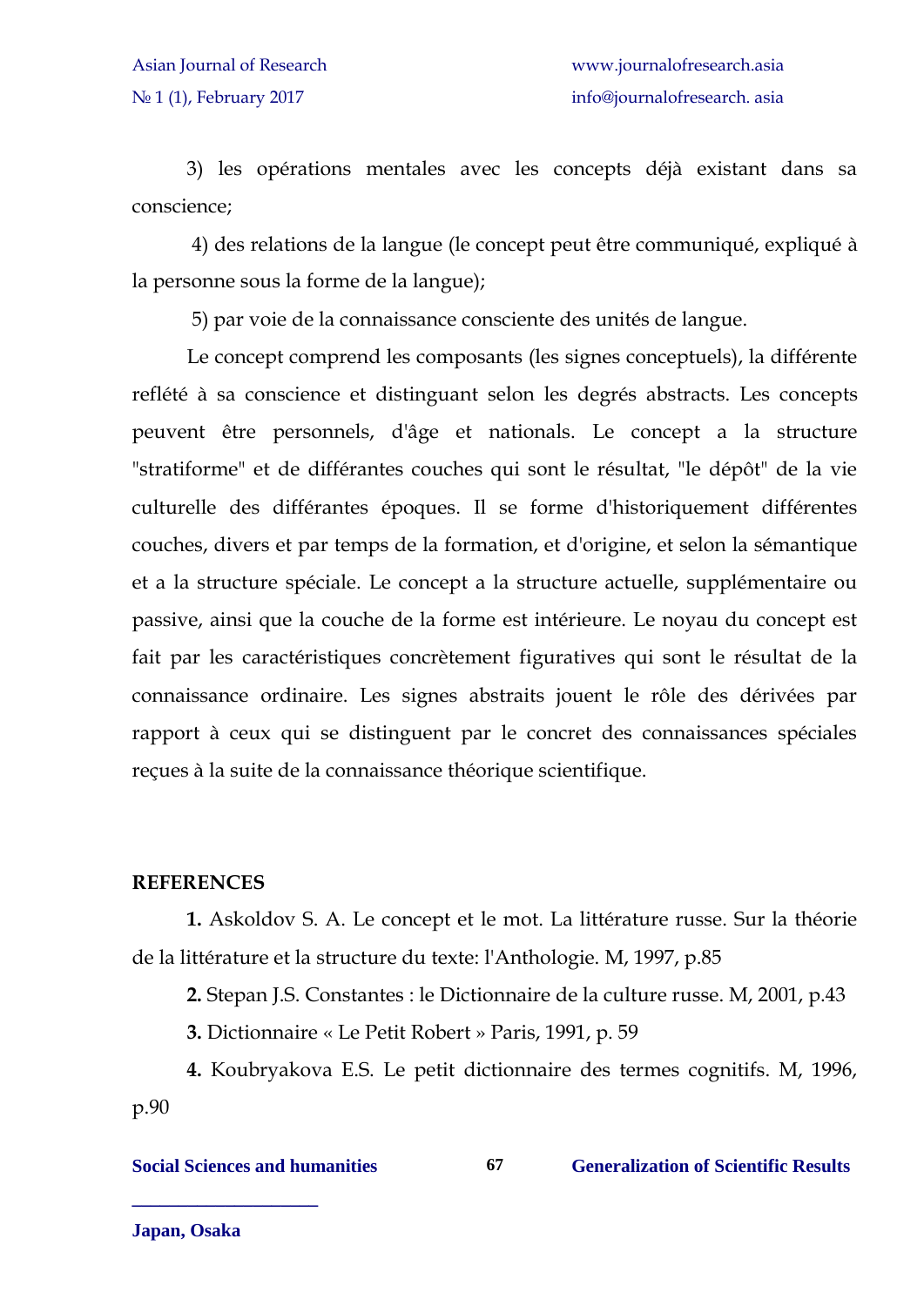3) les opérations mentales avec les concepts déjà existant dans sa conscience;

4) des relations de la langue (le concept peut être communiqué, expliqué à la personne sous la forme de la langue);

5) par voie de la connaissance consciente des unités de langue.

Le concept comprend les composants (les signes conceptuels), la différente reflété à sa conscience et distinguant selon les degrés abstracts. Les concepts peuvent être personnels, d'âge et nationals. Le concept a la structure "stratiforme" et de différantes couches qui sont le résultat, "le dépôt" de la vie culturelle des différantes époques. Il se forme d'historiquement différentes couches, divers et par temps de la formation, et d'origine, et selon la sémantique et a la structure spéciale. Le concept a la structure actuelle, supplémentaire ou passive, ainsi que la couche de la forme est intérieure. Le noyau du concept est fait par les caractéristiques concrètement figuratives qui sont le résultat de la connaissance ordinaire. Les signes abstraits jouent le rôle des dérivées par rapport à ceux qui se distinguent par le concret des connaissances spéciales reçues à la suite de la connaissance théorique scientifique.

**REFERENCES**

**1.** Askoldov S. A. Le concept et le mot. La littérature russe. Sur la théorie de la littérature et la structure du texte: l'Anthologie. M, 1997, p.85

**2.** Stepan J.S. Constantes : le Dictionnaire de la culture russe. M, 2001, p.43

**3.** Dictionnaire « Le Petit Robert » Paris, 1991, p. 59

**4.** Koubryakova E.S. Le petit dictionnaire des termes cognitifs. M, 1996, p.90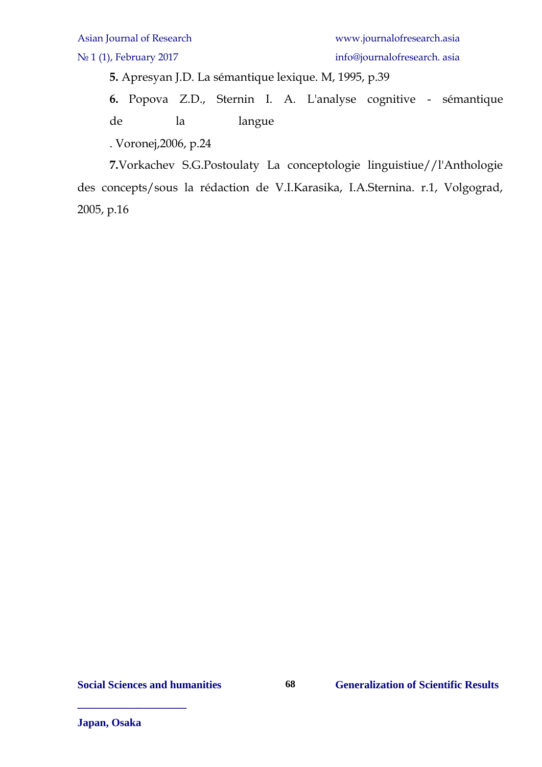**5.** Apresyan J.D. La sémantique lexique. M, 1995, p.39

**6.** Popova Z.D., Sternin I. A. L'analyse cognitive - sémantique de la langue

. Voronej,2006, p.24

**7.**Vorkachev S.G.Postoulaty La conceptologie linguistiue//l'Anthologie des concepts/sous la rédaction de V.I.Karasika, I.A.Sternina. r.1, Volgograd, 2005, p.16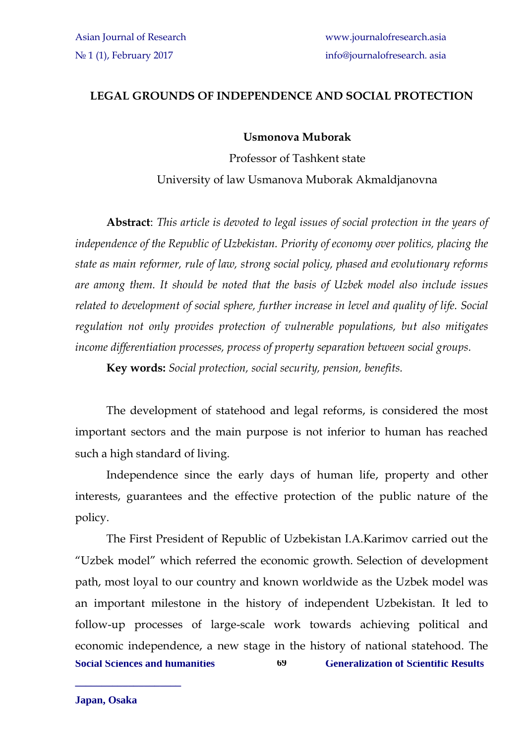# LEGAL GROUNDS OF INDEPENDENCE AND SOCIAL PROTECTION

**Usmonova Muborak**

Professor of Tashkent state

University of law Usmanova Muborak Akmaldjanovna

**Abstract**: *This article is devoted to legal issues of social protection in the years of independence of the Republic of Uzbekistan. Priority of economy over politics, placing the state as main reformer, rule of law, strong social policy, phased and evolutionary reforms are among them. It should be noted that the basis of Uzbek model also include issues related to development of social sphere, further increase in level and quality of life. Social regulation not only provides protection of vulnerable populations, but also mitigates income differentiation processes, process of property separation between social groups.*

**Key words:** *Social protection, social security, pension, benefits.*

The development of statehood and legal reforms, is considered the most important sectors and the main purpose is not inferior to human has reached such a high standard of living.

Independence since the early days of human life, property and other interests, guarantees and the effective protection of the public nature of the policy.

The First President of Republic of Uzbekistan I.A.Karimov carried out the "Uzbek model" which referred the economic growth. Selection of development path, most loyal to our country and known worldwide as the Uzbek model was an important milestone in the history of independent Uzbekistan. It led to follow-up processes of large-scale work towards achieving political and economic independence, a new stage in the history of national statehood. The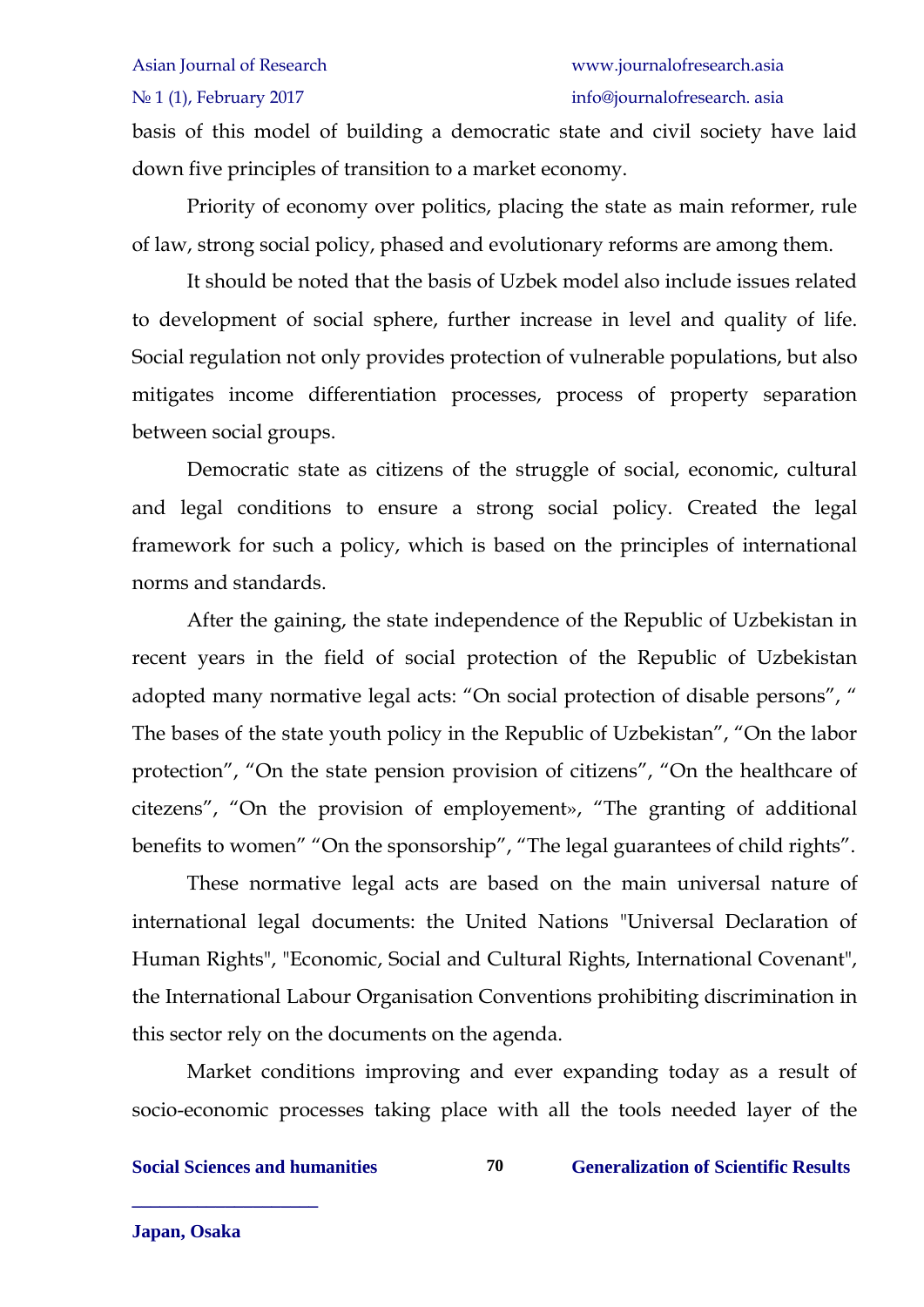basis of this model of building a democratic state and civil society have laid down five principles of transition to a market economy.

Priority of economy over politics, placing the state as main reformer, rule of law, strong social policy, phased and evolutionary reforms are among them.

It should be noted that the basis of Uzbek model also include issues related to development of social sphere, further increase in level and quality of life. Social regulation not only provides protection of vulnerable populations, but also mitigates income differentiation processes, process of property separation between social groups.

Democratic state as citizens of the struggle of social, economic, cultural and legal conditions to ensure a strong social policy. Created the legal framework for such a policy, which is based on the principles of international norms and standards.

After the gaining, the state independence of the Republic of Uzbekistan in recent years in the field of social protection of the Republic of Uzbekistan adopted many normative legal acts: "On social protection of disable persons", " The bases of the state youth policy in the Republic of Uzbekistan", "On the labor protection", "On the state pension provision of citizens", "On the healthcare of citezens", "On the provision of employement», "The granting of additional benefits to women" "On the sponsorship", "The legal guarantees of child rights".

These normative legal acts are based on the main universal nature of international legal documents: the United Nations "Universal Declaration of Human Rights", "Economic, Social and Cultural Rights, International Covenant", the International Labour Organisation Conventions prohibiting discrimination in this sector rely on the documents on the agenda.

Market conditions improving and ever expanding today as a result of socio-economic processes taking place with all the tools needed layer of the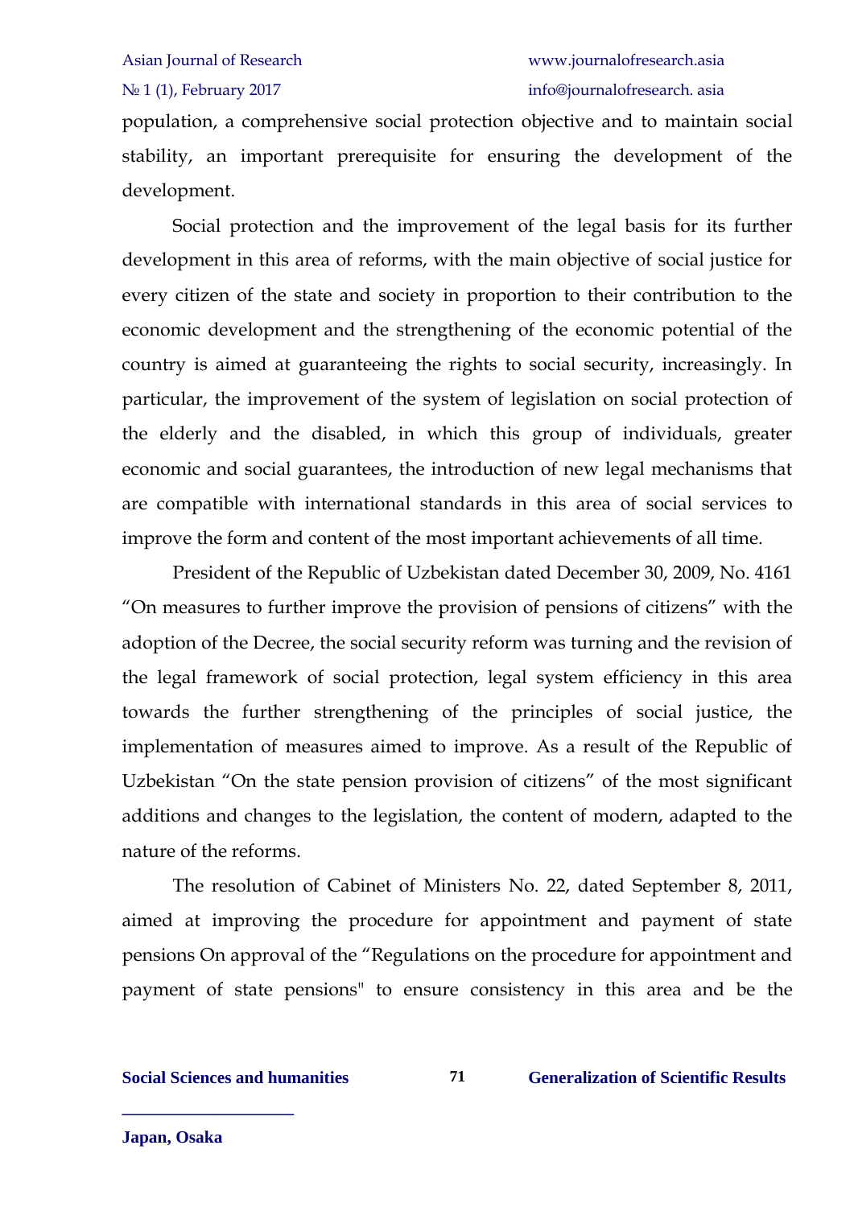population, a comprehensive social protection objective and to maintain social stability, an important prerequisite for ensuring the development of the development.

Social protection and the improvement of the legal basis for its further development in this area of reforms, with the main objective of social justice for every citizen of the state and society in proportion to their contribution to the economic development and the strengthening of the economic potential of the country is aimed at guaranteeing the rights to social security, increasingly. In particular, the improvement of the system of legislation on social protection of the elderly and the disabled, in which this group of individuals, greater economic and social guarantees, the introduction of new legal mechanisms that are compatible with international standards in this area of social services to improve the form and content of the most important achievements of all time.

President of the Republic of Uzbekistan dated December 30, 2009, No. 4161 "On measures to further improve the provision of pensions of citizens" with the adoption of the Decree, the social security reform was turning and the revision of the legal framework of social protection, legal system efficiency in this area towards the further strengthening of the principles of social justice, the implementation of measures aimed to improve. As a result of the Republic of Uzbekistan "On the state pension provision of citizens" of the most significant additions and changes to the legislation, the content of modern, adapted to the nature of the reforms.

The resolution of Cabinet of Ministers No. 22, dated September 8, 2011, aimed at improving the procedure for appointment and payment of state pensions On approval of the "Regulations on the procedure for appointment and payment of state pensions" to ensure consistency in this area and be the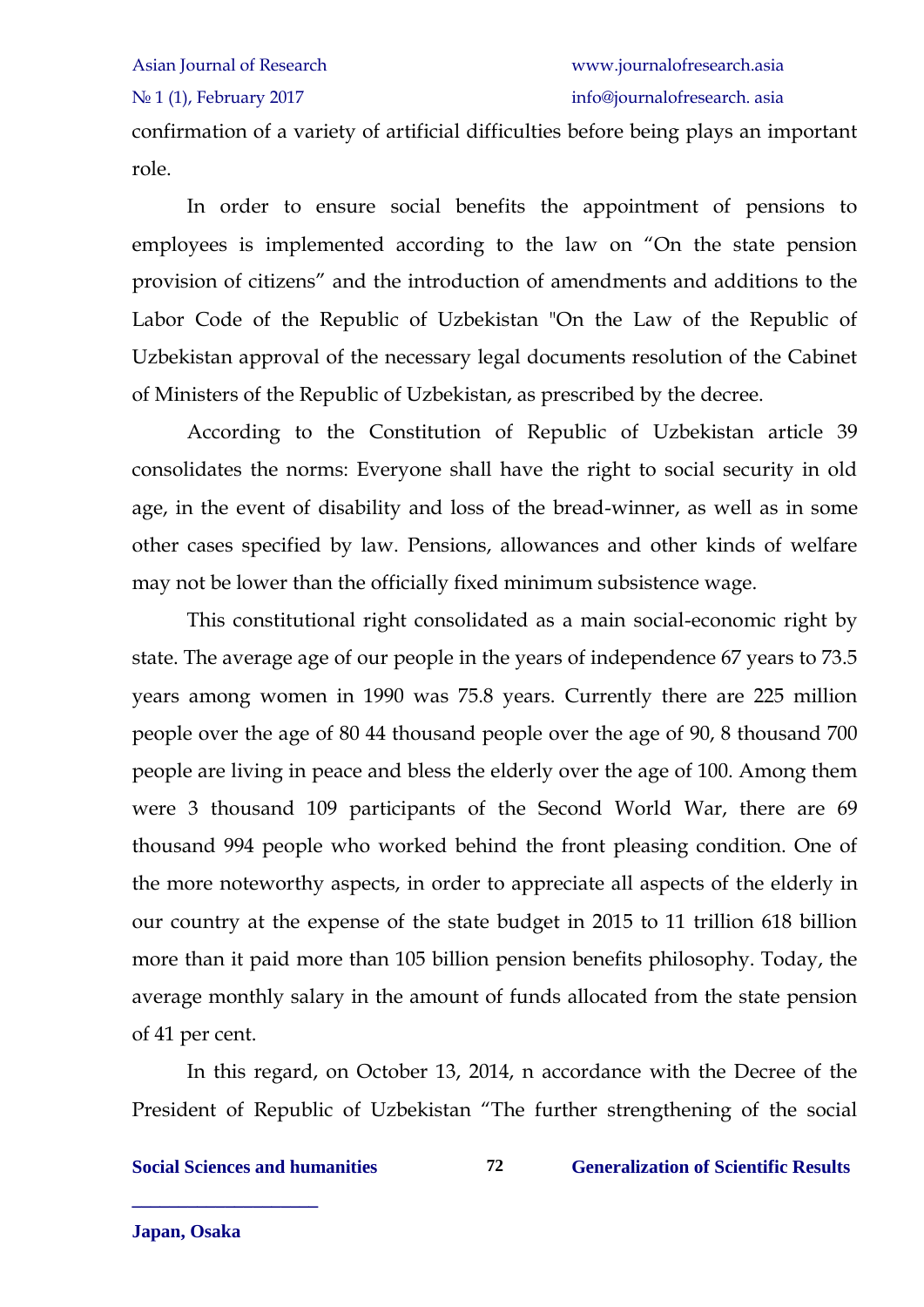confirmation of a variety of artificial difficulties before being plays an important role.

In order to ensure social benefits the appointment of pensions to employees is implemented according to the law on "On the state pension provision of citizens" and the introduction of amendments and additions to the Labor Code of the Republic of Uzbekistan "On the Law of the Republic of Uzbekistan approval of the necessary legal documents resolution of the Cabinet of Ministers of the Republic of Uzbekistan, as prescribed by the decree.

According to the Constitution of Republic of Uzbekistan article 39 consolidates the norms: Everyone shall have the right to social security in old age, in the event of disability and loss of the bread-winner, as well as in some other cases specified by law. Pensions, allowances and other kinds of welfare may not be lower than the officially fixed minimum subsistence wage.

This constitutional right consolidated as a main social-economic right by state. The average age of our people in the years of independence 67 years to 73.5 years among women in 1990 was 75.8 years. Currently there are 225 million people over the age of 80 44 thousand people over the age of 90, 8 thousand 700 people are living in peace and bless the elderly over the age of 100. Among them were 3 thousand 109 participants of the Second World War, there are 69 thousand 994 people who worked behind the front pleasing condition. One of the more noteworthy aspects, in order to appreciate all aspects of the elderly in our country at the expense of the state budget in 2015 to 11 trillion 618 billion more than it paid more than 105 billion pension benefits philosophy. Today, the average monthly salary in the amount of funds allocated from the state pension of 41 per cent.

In this regard, on October 13, 2014, n accordance with the Decree of the President of Republic of Uzbekistan "The further strengthening of the social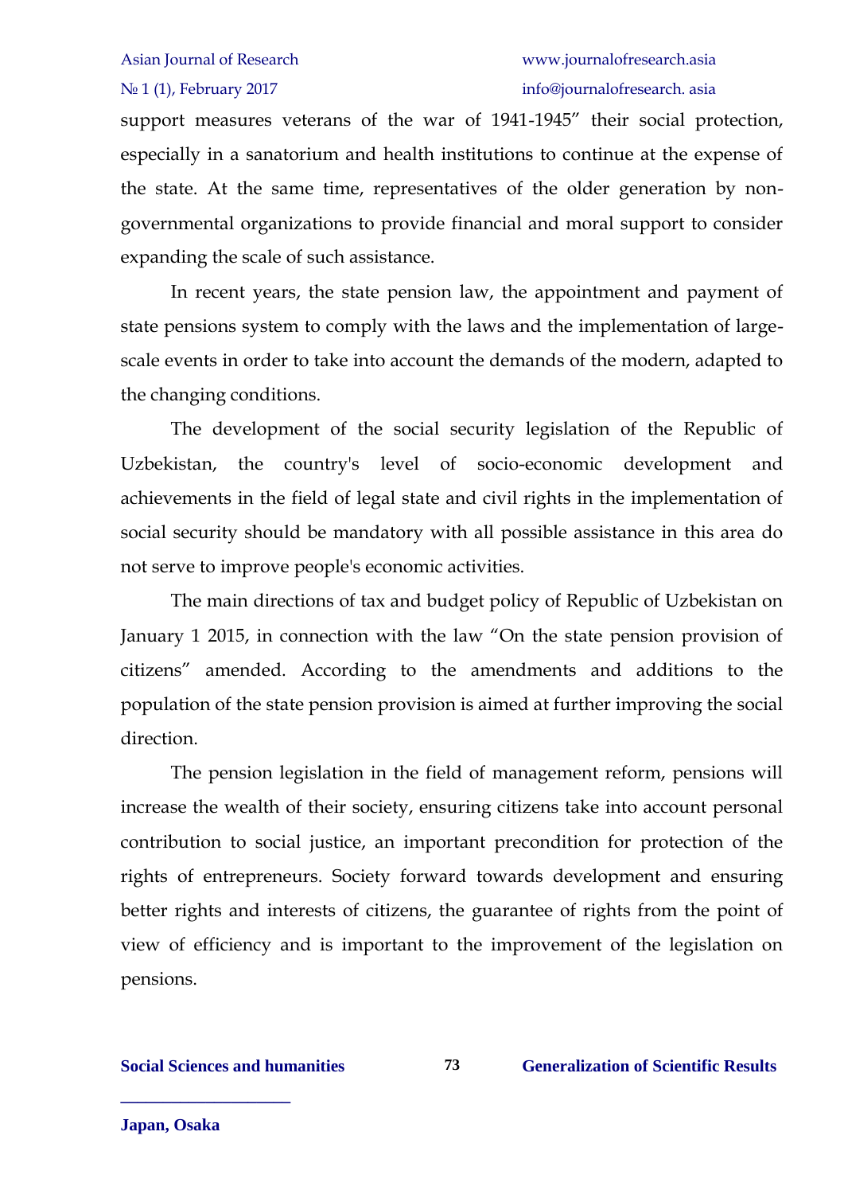support measures veterans of the war of 1941-1945" their social protection, especially in a sanatorium and health institutions to continue at the expense of the state. At the same time, representatives of the older generation by non-governmental organizations to provide financial and moral support to consider expanding the scale of such assistance.

In recent years, the state pension law, the appointment and payment of state pensions system to comply with the laws and the implementation of large-scale events in order to take into account the demands of the modern, adapted to the changing conditions.

The development of the social security legislation of the Republic of Uzbekistan, the country's level of socio-economic development and achievements in the field of legal state and civil rights in the implementation of social security should be mandatory with all possible assistance in this area do not serve to improve people's economic activities.

The main directions of tax and budget policy of Republic of Uzbekistan on January 1 2015, in connection with the law "On the state pension provision of citizens" amended. According to the amendments and additions to the population of the state pension provision is aimed at further improving the social direction.

The pension legislation in the field of management reform, pensions will increase the wealth of their society, ensuring citizens take into account personal contribution to social justice, an important precondition for protection of the rights of entrepreneurs. Society forward towards development and ensuring better rights and interests of citizens, the guarantee of rights from the point of view of efficiency and is important to the improvement of the legislation on pensions.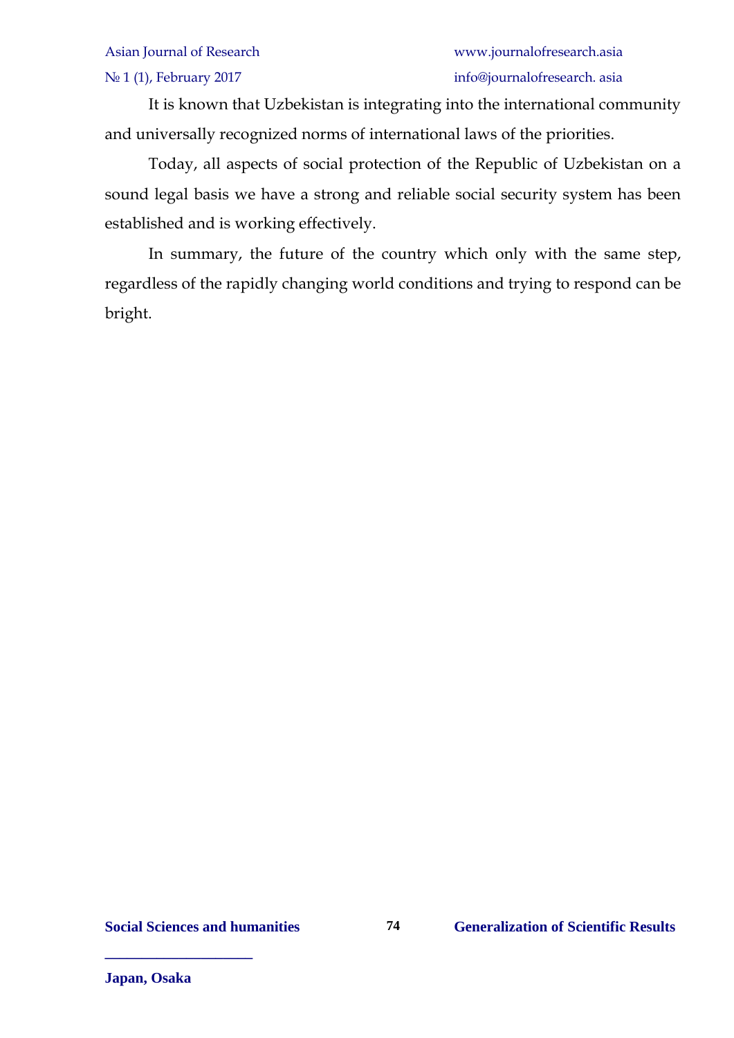It is known that Uzbekistan is integrating into the international community and universally recognized norms of international laws of the priorities.

Today, all aspects of social protection of the Republic of Uzbekistan on a sound legal basis we have a strong and reliable social security system has been established and is working effectively.

In summary, the future of the country which only with the same step, regardless of the rapidly changing world conditions and trying to respond can be bright.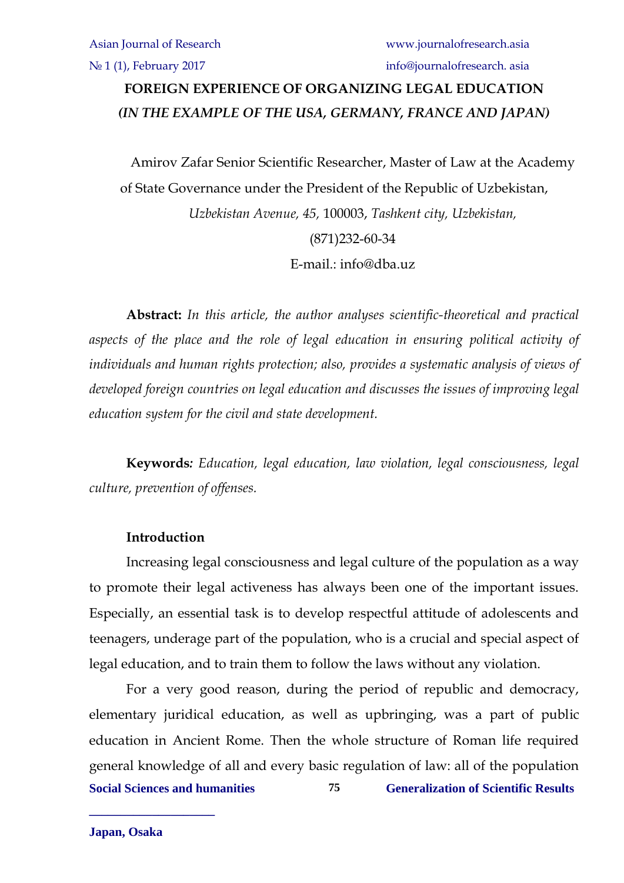# FOREIGN EXPERIENCE OF ORGANIZING LEGAL EDUCATION

## *(IN THE EXAMPLE OF THE USA, GERMANY, FRANCE AND JAPAN)*

Amirov Zafar Senior Scientific Researcher, Master of Law at the Academy of State Governance under the President of the Republic of Uzbekistan,

*Uzbekistan Avenue, 45,* 100003, *Tashkent city, Uzbekistan,*

(871)232-60-34

E-mail.: info@dba.uz

**Abstract:** *In this article, the author analyses scientific-theoretical and practical aspects of the place and the role of legal education in ensuring political activity of individuals and human rights protection; also, provides a systematic analysis of views of developed foreign countries on legal education and discusses the issues of improving legal education system for the civil and state development.*

**Keywords***: Education, legal education, law violation, legal consciousness, legal culture, prevention of offenses.*

**Introduction**

Increasing legal consciousness and legal culture of the population as a way to promote their legal activeness has always been one of the important issues. Especially, an essential task is to develop respectful attitude of adolescents and teenagers, underage part of the population, who is a crucial and special aspect of legal education, and to train them to follow the laws without any violation.

For a very good reason, during the period of republic and democracy, elementary juridical education, as well as upbringing, was a part of public education in Ancient Rome. Then the whole structure of Roman life required general knowledge of all and every basic regulation of law: all of the population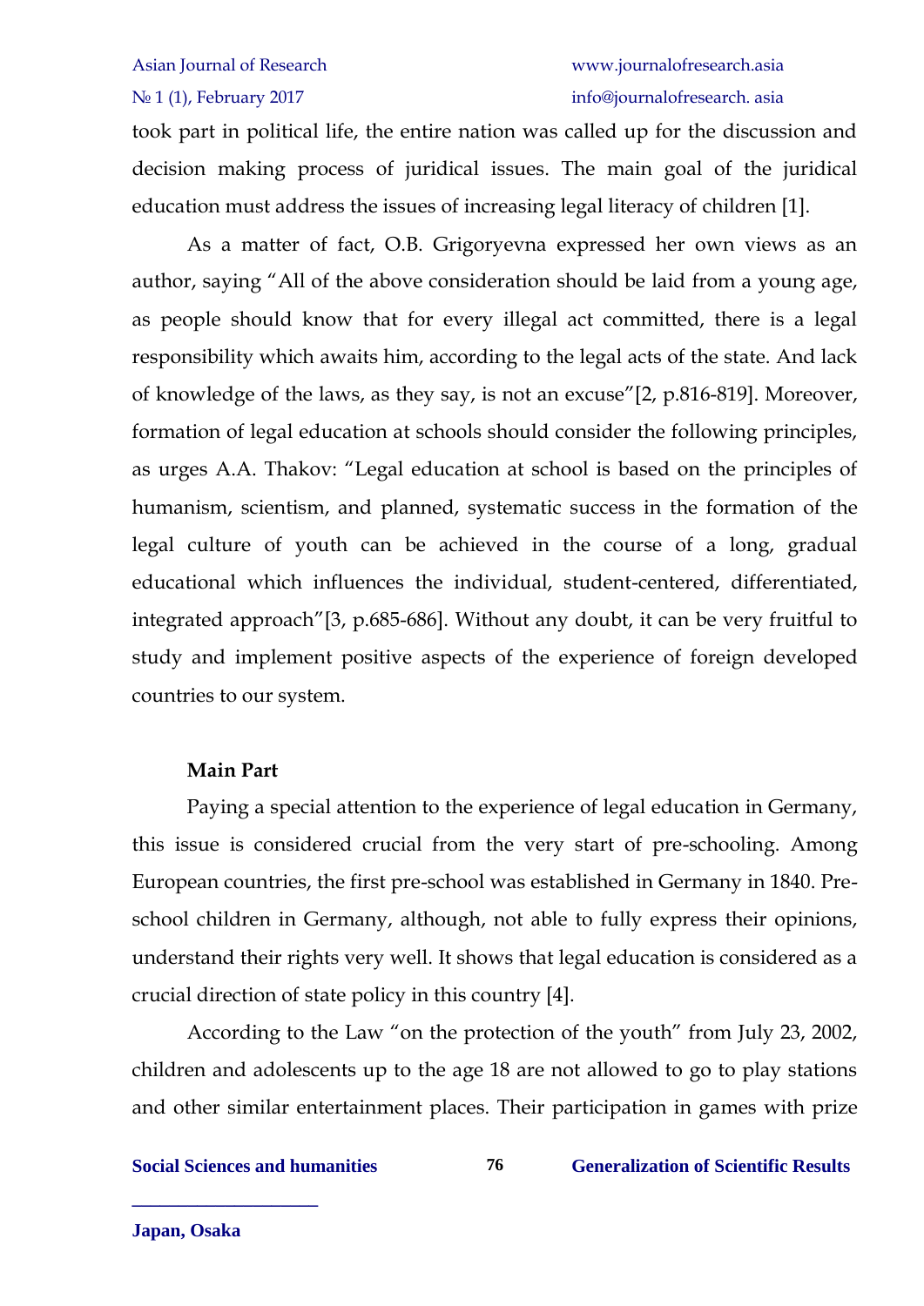took part in political life, the entire nation was called up for the discussion and decision making process of juridical issues. The main goal of the juridical education must address the issues of increasing legal literacy of children [1].

As a matter of fact, O.B. Grigoryevna expressed her own views as an author, saying "All of the above consideration should be laid from a young age, as people should know that for every illegal act committed, there is a legal responsibility which awaits him, according to the legal acts of the state. And lack of knowledge of the laws, as they say, is not an excuse"[2, p.816-819]. Moreover, formation of legal education at schools should consider the following principles, as urges A.A. Thakov: "Legal education at school is based on the principles of humanism, scientism, and planned, systematic success in the formation of the legal culture of youth can be achieved in the course of a long, gradual educational which influences the individual, student-centered, differentiated, integrated approach"[3, p.685-686]. Without any doubt, it can be very fruitful to study and implement positive aspects of the experience of foreign developed countries to our system.

**Main Part**

Paying a special attention to the experience of legal education in Germany, this issue is considered crucial from the very start of pre-schooling. Among European countries, the first pre-school was established in Germany in 1840. Pre-school children in Germany, although, not able to fully express their opinions, understand their rights very well. It shows that legal education is considered as a crucial direction of state policy in this country [4].

According to the Law "on the protection of the youth" from July 23, 2002, children and adolescents up to the age 18 are not allowed to go to play stations and other similar entertainment places. Their participation in games with prize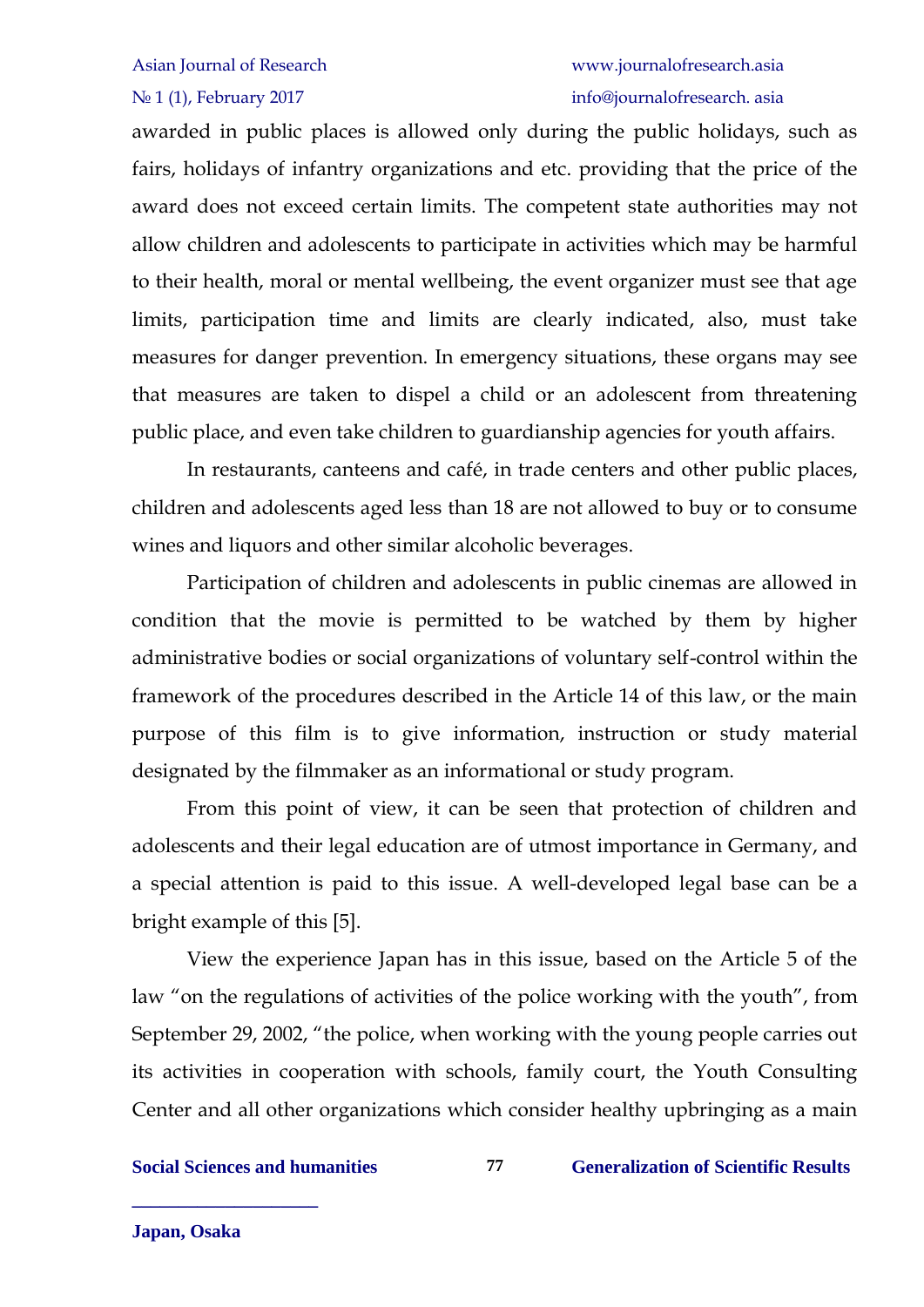awarded in public places is allowed only during the public holidays, such as fairs, holidays of infantry organizations and etc. providing that the price of the award does not exceed certain limits. The competent state authorities may not allow children and adolescents to participate in activities which may be harmful to their health, moral or mental wellbeing, the event organizer must see that age limits, participation time and limits are clearly indicated, also, must take measures for danger prevention. In emergency situations, these organs may see that measures are taken to dispel a child or an adolescent from threatening public place, and even take children to guardianship agencies for youth affairs.

In restaurants, canteens and café, in trade centers and other public places, children and adolescents aged less than 18 are not allowed to buy or to consume wines and liquors and other similar alcoholic beverages.

Participation of children and adolescents in public cinemas are allowed in condition that the movie is permitted to be watched by them by higher administrative bodies or social organizations of voluntary self-control within the framework of the procedures described in the Article 14 of this law, or the main purpose of this film is to give information, instruction or study material designated by the filmmaker as an informational or study program.

From this point of view, it can be seen that protection of children and adolescents and their legal education are of utmost importance in Germany, and a special attention is paid to this issue. A well-developed legal base can be a bright example of this [5].

View the experience Japan has in this issue, based on the Article 5 of the law "on the regulations of activities of the police working with the youth", from September 29, 2002, "the police, when working with the young people carries out its activities in cooperation with schools, family court, the Youth Consulting Center and all other organizations which consider healthy upbringing as a main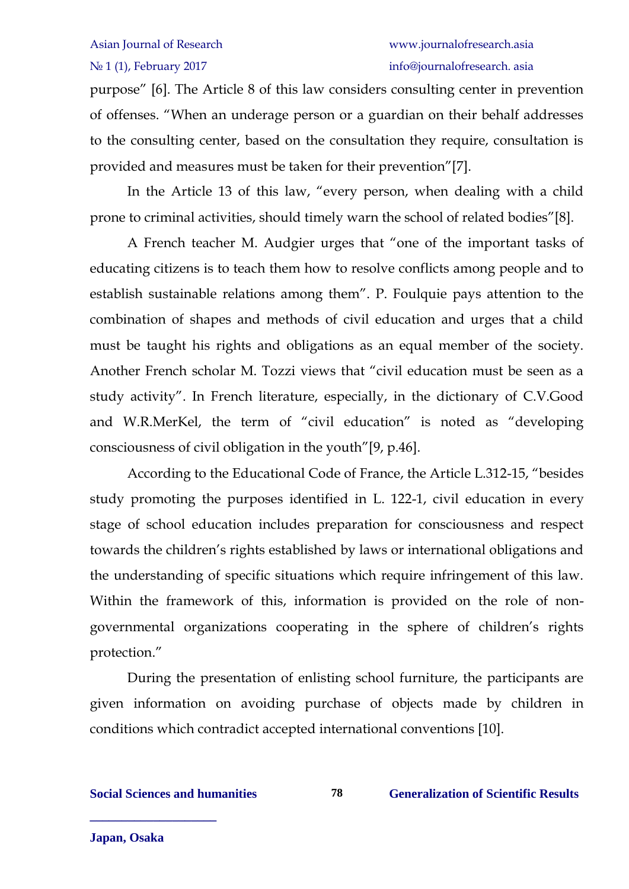purpose" [6]. The Article 8 of this law considers consulting center in prevention of offenses. "When an underage person or a guardian on their behalf addresses to the consulting center, based on the consultation they require, consultation is provided and measures must be taken for their prevention"[7].

In the Article 13 of this law, "every person, when dealing with a child prone to criminal activities, should timely warn the school of related bodies"[8].

A French teacher M. Audgier urges that "one of the important tasks of educating citizens is to teach them how to resolve conflicts among people and to establish sustainable relations among them". P. Foulquie pays attention to the combination of shapes and methods of civil education and urges that a child must be taught his rights and obligations as an equal member of the society. Another French scholar M. Tozzi views that "civil education must be seen as a study activity". In French literature, especially, in the dictionary of C.V.Good and W.R.MerKel, the term of "civil education" is noted as "developing consciousness of civil obligation in the youth"[9, p.46].

According to the Educational Code of France, the Article L.312-15, "besides study promoting the purposes identified in L. 122-1, civil education in every stage of school education includes preparation for consciousness and respect towards the children's rights established by laws or international obligations and the understanding of specific situations which require infringement of this law. Within the framework of this, information is provided on the role of non-governmental organizations cooperating in the sphere of children's rights protection."

During the presentation of enlisting school furniture, the participants are given information on avoiding purchase of objects made by children in conditions which contradict accepted international conventions [10].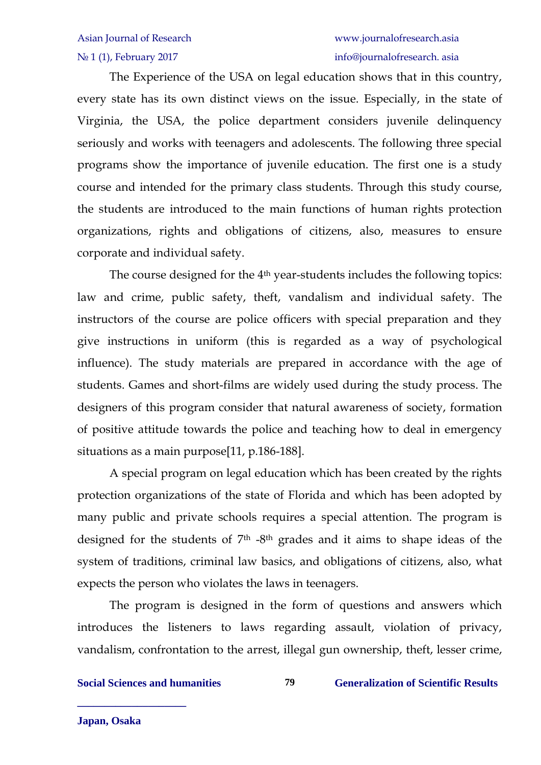The Experience of the USA on legal education shows that in this country, every state has its own distinct views on the issue. Especially, in the state of Virginia, the USA, the police department considers juvenile delinquency seriously and works with teenagers and adolescents. The following three special programs show the importance of juvenile education. The first one is a study course and intended for the primary class students. Through this study course, the students are introduced to the main functions of human rights protection organizations, rights and obligations of citizens, also, measures to ensure corporate and individual safety.

The course designed for the 4th year-students includes the following topics: law and crime, public safety, theft, vandalism and individual safety. The instructors of the course are police officers with special preparation and they give instructions in uniform (this is regarded as a way of psychological influence). The study materials are prepared in accordance with the age of students. Games and short-films are widely used during the study process. The designers of this program consider that natural awareness of society, formation of positive attitude towards the police and teaching how to deal in emergency situations as a main purpose[11, p.186-188].

A special program on legal education which has been created by the rights protection organizations of the state of Florida and which has been adopted by many public and private schools requires a special attention. The program is designed for the students of 7th -8th grades and it aims to shape ideas of the system of traditions, criminal law basics, and obligations of citizens, also, what expects the person who violates the laws in teenagers.

The program is designed in the form of questions and answers which introduces the listeners to laws regarding assault, violation of privacy, vandalism, confrontation to the arrest, illegal gun ownership, theft, lesser crime,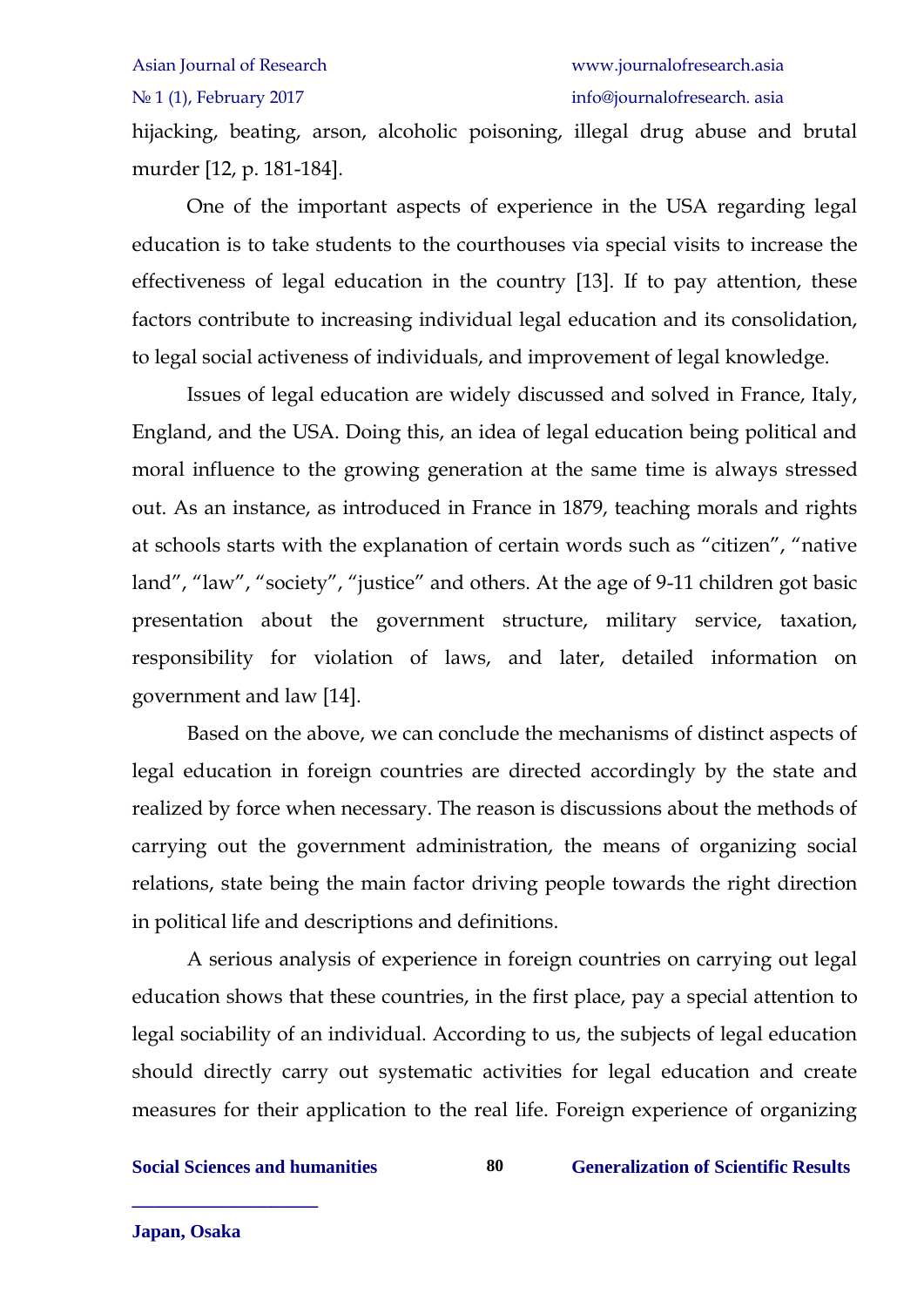hijacking, beating, arson, alcoholic poisoning, illegal drug abuse and brutal murder [12, p. 181-184].

One of the important aspects of experience in the USA regarding legal education is to take students to the courthouses via special visits to increase the effectiveness of legal education in the country [13]. If to pay attention, these factors contribute to increasing individual legal education and its consolidation, to legal social activeness of individuals, and improvement of legal knowledge.

Issues of legal education are widely discussed and solved in France, Italy, England, and the USA. Doing this, an idea of legal education being political and moral influence to the growing generation at the same time is always stressed out. As an instance, as introduced in France in 1879, teaching morals and rights at schools starts with the explanation of certain words such as "citizen", "native land", "law", "society", "justice" and others. At the age of 9-11 children got basic presentation about the government structure, military service, taxation, responsibility for violation of laws, and later, detailed information on government and law [14].

Based on the above, we can conclude the mechanisms of distinct aspects of legal education in foreign countries are directed accordingly by the state and realized by force when necessary. The reason is discussions about the methods of carrying out the government administration, the means of organizing social relations, state being the main factor driving people towards the right direction in political life and descriptions and definitions.

A serious analysis of experience in foreign countries on carrying out legal education shows that these countries, in the first place, pay a special attention to legal sociability of an individual. According to us, the subjects of legal education should directly carry out systematic activities for legal education and create measures for their application to the real life. Foreign experience of organizing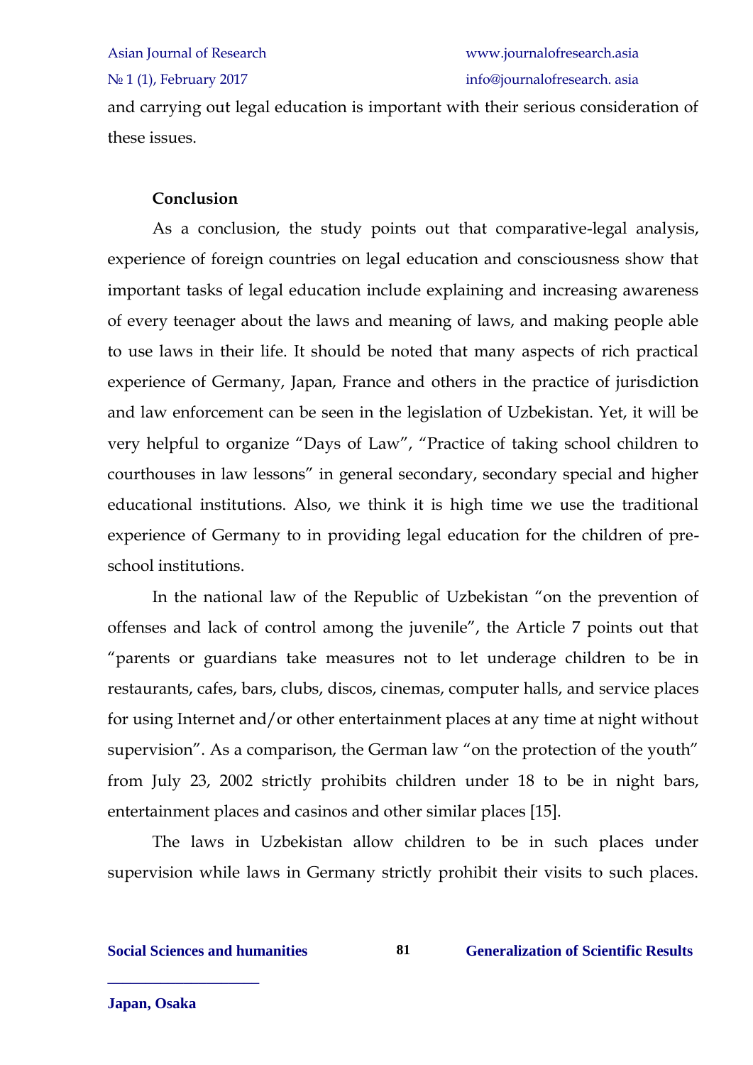and carrying out legal education is important with their serious consideration of these issues.

## Conclusion

As a conclusion, the study points out that comparative-legal analysis, experience of foreign countries on legal education and consciousness show that important tasks of legal education include explaining and increasing awareness of every teenager about the laws and meaning of laws, and making people able to use laws in their life. It should be noted that many aspects of rich practical experience of Germany, Japan, France and others in the practice of jurisdiction and law enforcement can be seen in the legislation of Uzbekistan. Yet, it will be very helpful to organize "Days of Law", "Practice of taking school children to courthouses in law lessons" in general secondary, secondary special and higher educational institutions. Also, we think it is high time we use the traditional experience of Germany to in providing legal education for the children of pre-school institutions.

In the national law of the Republic of Uzbekistan "on the prevention of offenses and lack of control among the juvenile", the Article 7 points out that "parents or guardians take measures not to let underage children to be in restaurants, cafes, bars, clubs, discos, cinemas, computer halls, and service places for using Internet and/or other entertainment places at any time at night without supervision". As a comparison, the German law "on the protection of the youth" from July 23, 2002 strictly prohibits children under 18 to be in night bars, entertainment places and casinos and other similar places [15].

The laws in Uzbekistan allow children to be in such places under supervision while laws in Germany strictly prohibit their visits to such places.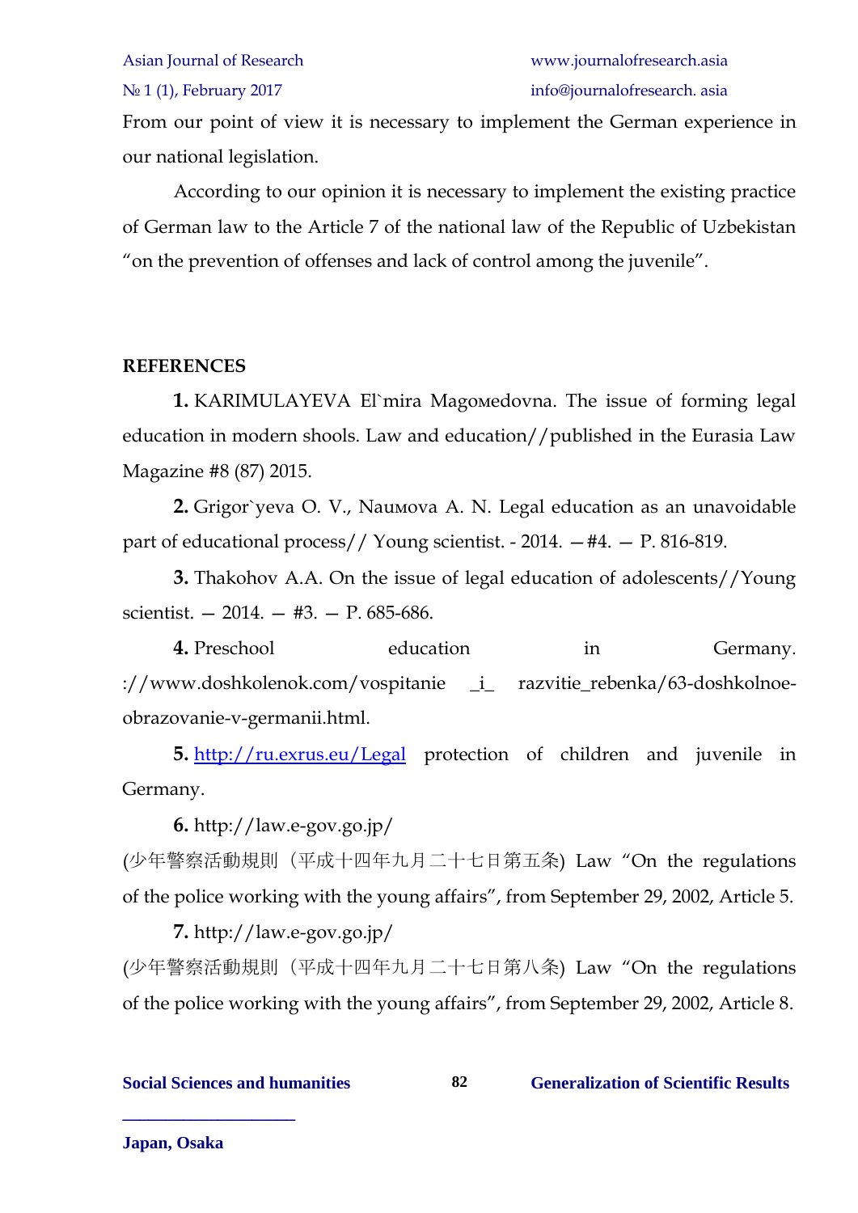From our point of view it is necessary to implement the German experience in our national legislation.

According to our opinion it is necessary to implement the existing practice of German law to the Article 7 of the national law of the Republic of Uzbekistan "on the prevention of offenses and lack of control among the juvenile".

**REFERENCES**

**1.** KARIMULAYEVA El`mira Magoмedovna. The issue of forming legal education in modern shools. Law and education//published in the Eurasia Law Magazine #8 (87) 2015.

**2.** Grigor`yeva O. V., Nauмova A. N. Legal education as an unavoidable part of educational process// Young scientist. - 2014. —#4. — P. 816-819.

**3.** Thakohov A.A. On the issue of legal education of adolescents//Young scientist. — 2014. — #3. — P. 685-686.

**4.** Preschool education in Germany. ://www.doshkolenok.com/vospitanie _i_ razvitie_rebenka/63-doshkolnoe-obrazovanie-v-germanii.html.

**5.** http://ru.exrus.eu/Legal protection of children and juvenile in Germany.

**6.** http://law.e-gov.go.jp/
(少年警察活動規則（平成十四年九月二十七日第五条) Law "On the regulations of the police working with the young affairs", from September 29, 2002, Article 5.

**7.** http://law.e-gov.go.jp/
(少年警察活動規則（平成十四年九月二十七日第八条) Law "On the regulations of the police working with the young affairs", from September 29, 2002, Article 8.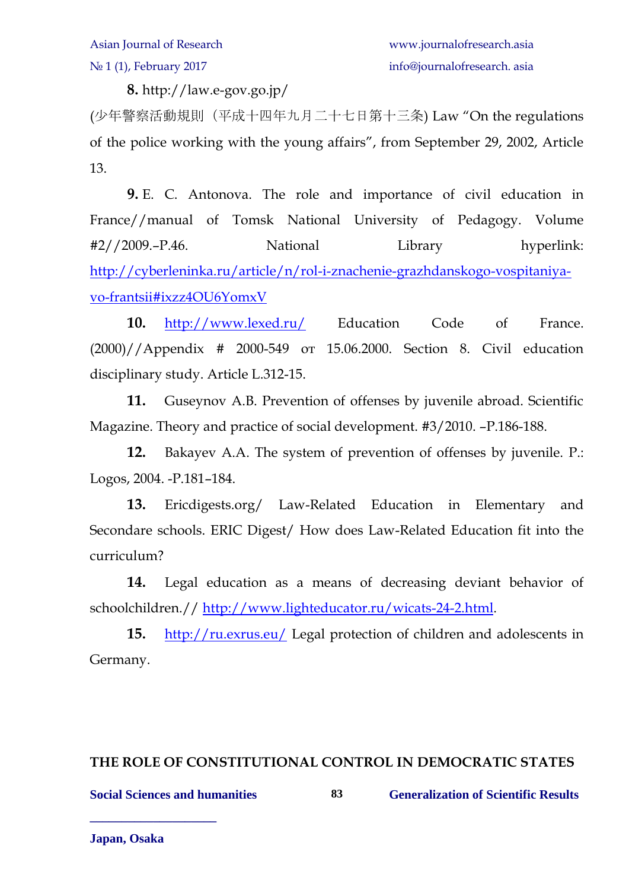**8.** http://law.e-gov.go.jp/

(少年警察活動規則（平成十四年九月二十七日第十三条) Law “On the regulations of the police working with the young affairs”, from September 29, 2002, Article 13.

**9.** E. C. Antonova. The role and importance of civil education in France//manual of Tomsk National University of Pedagogy. Volume #2//2009.–P.46. National Library hyperlink: http://cyberleninka.ru/article/n/rol-i-znachenie-grazhdanskogo-vospitaniya-vo-frantsii#ixzz4OU6YomxV

**10.** http://www.lexed.ru/ Education Code of France. (2000)//Appendix # 2000-549 от 15.06.2000. Section 8. Civil education disciplinary study. Article L.312-15.

**11.** Guseynov A.B. Prevention of offenses by juvenile abroad. Scientific Magazine. Theory and practice of social development. #3/2010. –P.186-188.

**12.** Bakayev A.A. The system of prevention of offenses by juvenile. P.: Logos, 2004. -P.181–184.

**13.** Ericdigests.org/ Law-Related Education in Elementary and Secondare schools. ERIC Digest/ How does Law-Related Education fit into the curriculum?

**14.** Legal education as a means of decreasing deviant behavior of schoolchildren.// http://www.lighteducator.ru/wicats-24-2.html.

**15.** http://ru.exrus.eu/ Legal protection of children and adolescents in Germany.

## THE ROLE OF CONSTITUTIONAL CONTROL IN DEMOCRATIC STATES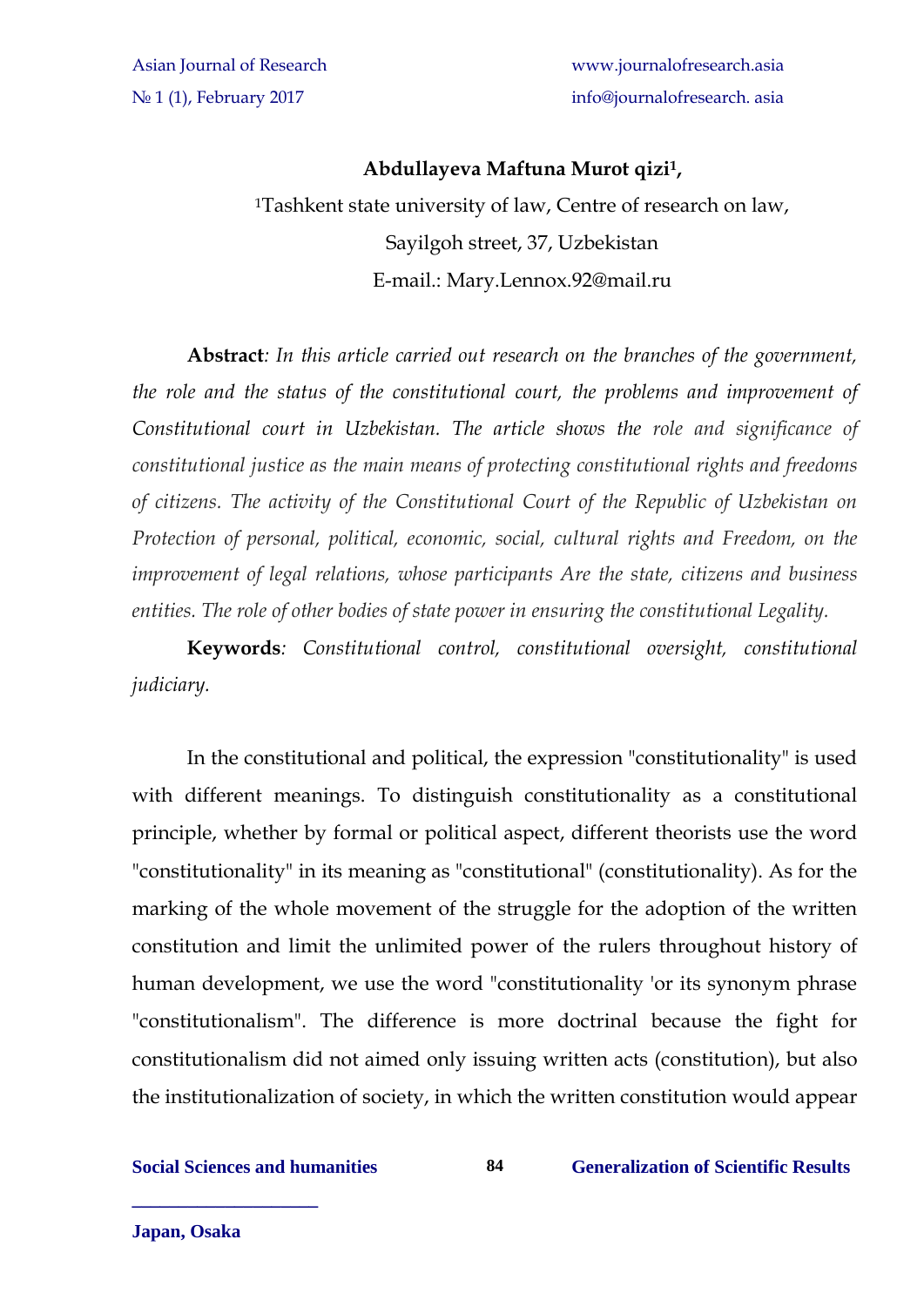**Abdullayeva Maftuna Murot qizi[1],**

[1]Tashkent state university of law, Centre of research on law,
Sayilgoh street, 37, Uzbekistan
E-mail.: Mary.Lennox.92@mail.ru

**Abstract***: In this article carried out research on the branches of the government, the role and the status of the constitutional court, the problems and improvement of Constitutional court in Uzbekistan. The article shows the role and significance of constitutional justice as the main means of protecting constitutional rights and freedoms of citizens. The activity of the Constitutional Court of the Republic of Uzbekistan on Protection of personal, political, economic, social, cultural rights and Freedom, on the improvement of legal relations, whose participants Are the state, citizens and business entities. The role of other bodies of state power in ensuring the constitutional Legality.*

**Keywords***: Constitutional control, constitutional oversight, constitutional judiciary.*

In the constitutional and political, the expression "constitutionality" is used with different meanings. To distinguish constitutionality as a constitutional principle, whether by formal or political aspect, different theorists use the word "constitutionality" in its meaning as "constitutional" (constitutionality). As for the marking of the whole movement of the struggle for the adoption of the written constitution and limit the unlimited power of the rulers throughout history of human development, we use the word "constitutionality 'or its synonym phrase "constitutionalism". The difference is more doctrinal because the fight for constitutionalism did not aimed only issuing written acts (constitution), but also the institutionalization of society, in which the written constitution would appear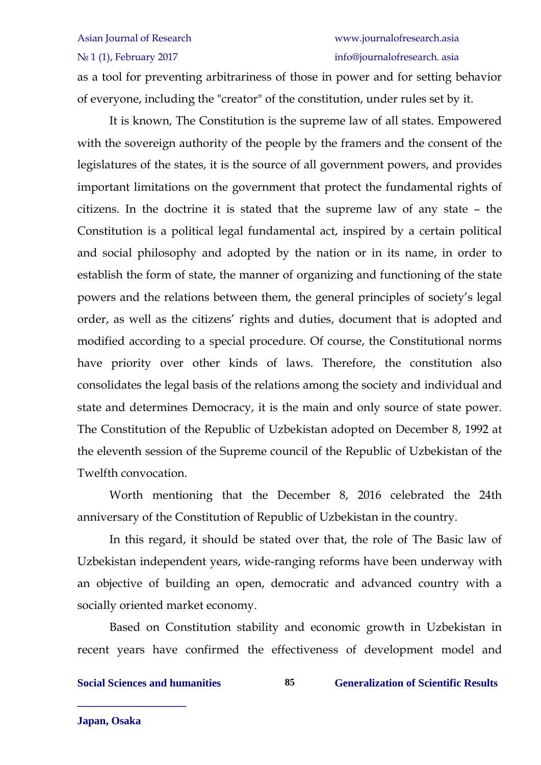as a tool for preventing arbitrariness of those in power and for setting behavior of everyone, including the "creator" of the constitution, under rules set by it.

It is known, The Constitution is the supreme law of all states. Empowered with the sovereign authority of the people by the framers and the consent of the legislatures of the states, it is the source of all government powers, and provides important limitations on the government that protect the fundamental rights of citizens. In the doctrine it is stated that the supreme law of any state – the Constitution is a political legal fundamental act, inspired by a certain political and social philosophy and adopted by the nation or in its name, in order to establish the form of state, the manner of organizing and functioning of the state powers and the relations between them, the general principles of society's legal order, as well as the citizens' rights and duties, document that is adopted and modified according to a special procedure. Of course, the Constitutional norms have priority over other kinds of laws. Therefore, the constitution also consolidates the legal basis of the relations among the society and individual and state and determines Democracy, it is the main and only source of state power. The Constitution of the Republic of Uzbekistan adopted on December 8, 1992 at the eleventh session of the Supreme council of the Republic of Uzbekistan of the Twelfth convocation.

Worth mentioning that the December 8, 2016 celebrated the 24th anniversary of the Constitution of Republic of Uzbekistan in the country.

In this regard, it should be stated over that, the role of The Basic law of Uzbekistan independent years, wide-ranging reforms have been underway with an objective of building an open, democratic and advanced country with a socially oriented market economy.

Based on Constitution stability and economic growth in Uzbekistan in recent years have confirmed the effectiveness of development model and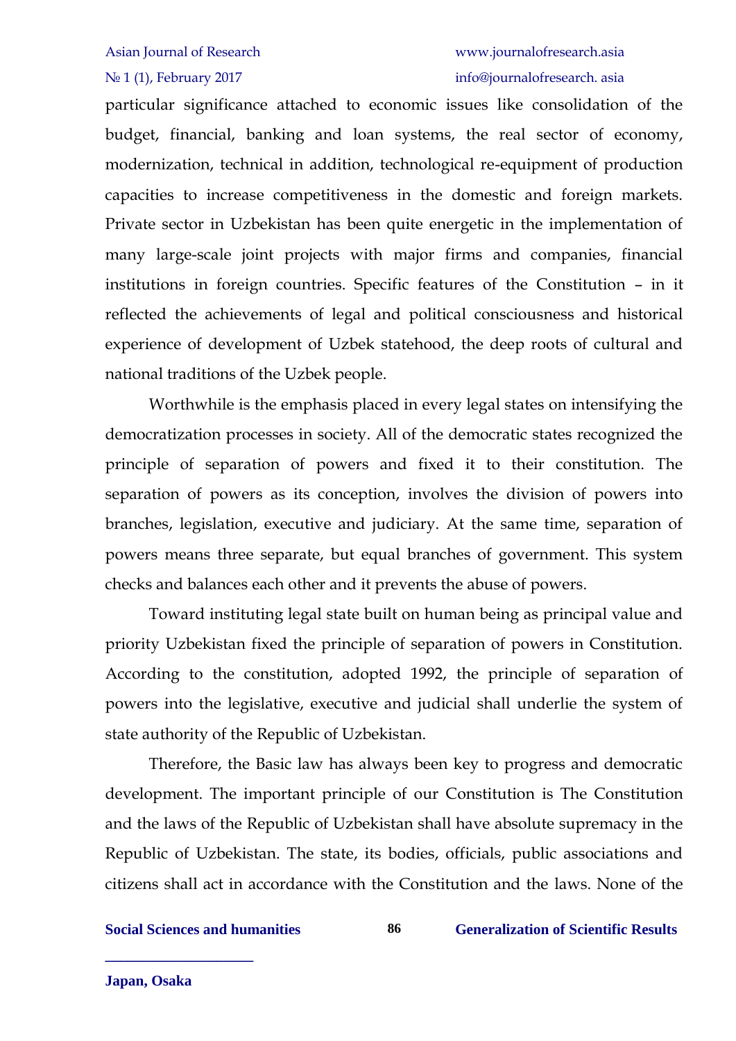particular significance attached to economic issues like consolidation of the budget, financial, banking and loan systems, the real sector of economy, modernization, technical in addition, technological re-equipment of production capacities to increase competitiveness in the domestic and foreign markets. Private sector in Uzbekistan has been quite energetic in the implementation of many large-scale joint projects with major firms and companies, financial institutions in foreign countries. Specific features of the Constitution – in it reflected the achievements of legal and political consciousness and historical experience of development of Uzbek statehood, the deep roots of cultural and national traditions of the Uzbek people.

Worthwhile is the emphasis placed in every legal states on intensifying the democratization processes in society. All of the democratic states recognized the principle of separation of powers and fixed it to their constitution. The separation of powers as its conception, involves the division of powers into branches, legislation, executive and judiciary. At the same time, separation of powers means three separate, but equal branches of government. This system checks and balances each other and it prevents the abuse of powers.

Toward instituting legal state built on human being as principal value and priority Uzbekistan fixed the principle of separation of powers in Constitution. According to the constitution, adopted 1992, the principle of separation of powers into the legislative, executive and judicial shall underlie the system of state authority of the Republic of Uzbekistan.

Therefore, the Basic law has always been key to progress and democratic development. The important principle of our Constitution is The Constitution and the laws of the Republic of Uzbekistan shall have absolute supremacy in the Republic of Uzbekistan. The state, its bodies, officials, public associations and citizens shall act in accordance with the Constitution and the laws. None of the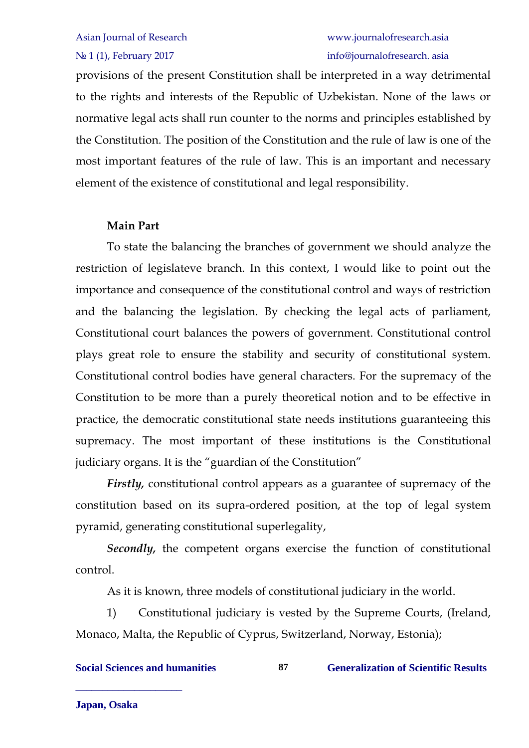provisions of the present Constitution shall be interpreted in a way detrimental to the rights and interests of the Republic of Uzbekistan. None of the laws or normative legal acts shall run counter to the norms and principles established by the Constitution. The position of the Constitution and the rule of law is one of the most important features of the rule of law. This is an important and necessary element of the existence of constitutional and legal responsibility.

**Main Part**

To state the balancing the branches of government we should analyze the restriction of legislateve branch. In this context, I would like to point out the importance and consequence of the constitutional control and ways of restriction and the balancing the legislation. By checking the legal acts of parliament, Constitutional court balances the powers of government. Constitutional control plays great role to ensure the stability and security of constitutional system. Constitutional control bodies have general characters. For the supremacy of the Constitution to be more than a purely theoretical notion and to be effective in practice, the democratic constitutional state needs institutions guaranteeing this supremacy. The most important of these institutions is the Constitutional judiciary organs. It is the "guardian of the Constitution"

***Firstly,*** constitutional control appears as a guarantee of supremacy of the constitution based on its supra-ordered position, at the top of legal system pyramid, generating constitutional superlegality,

***Secondly,*** the competent organs exercise the function of constitutional control.

As it is known, three models of constitutional judiciary in the world.

1) Constitutional judiciary is vested by the Supreme Courts, (Ireland, Monaco, Malta, the Republic of Cyprus, Switzerland, Norway, Estonia);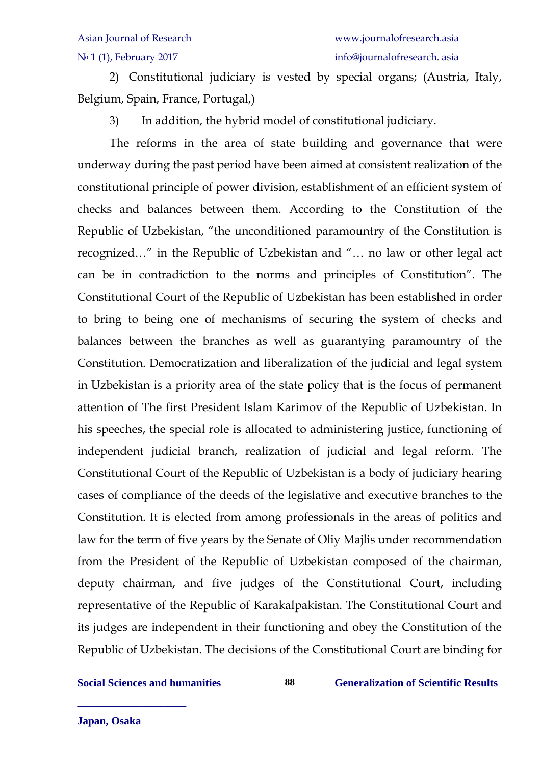2) Constitutional judiciary is vested by special organs; (Austria, Italy, Belgium, Spain, France, Portugal,)

3) In addition, the hybrid model of constitutional judiciary.

The reforms in the area of state building and governance that were underway during the past period have been aimed at consistent realization of the constitutional principle of power division, establishment of an efficient system of checks and balances between them. According to the Constitution of the Republic of Uzbekistan, "the unconditioned paramountry of the Constitution is recognized…" in the Republic of Uzbekistan and "… no law or other legal act can be in contradiction to the norms and principles of Constitution". The Constitutional Court of the Republic of Uzbekistan has been established in order to bring to being one of mechanisms of securing the system of checks and balances between the branches as well as guarantying paramountry of the Constitution. Democratization and liberalization of the judicial and legal system in Uzbekistan is a priority area of the state policy that is the focus of permanent attention of The first President Islam Karimov of the Republic of Uzbekistan. In his speeches, the special role is allocated to administering justice, functioning of independent judicial branch, realization of judicial and legal reform. The Constitutional Court of the Republic of Uzbekistan is a body of judiciary hearing cases of compliance of the deeds of the legislative and executive branches to the Constitution. It is elected from among professionals in the areas of politics and law for the term of five years by the Senate of Oliy Majlis under recommendation from the President of the Republic of Uzbekistan composed of the chairman, deputy chairman, and five judges of the Constitutional Court, including representative of the Republic of Karakalpakistan. The Constitutional Court and its judges are independent in their functioning and obey the Constitution of the Republic of Uzbekistan. The decisions of the Constitutional Court are binding for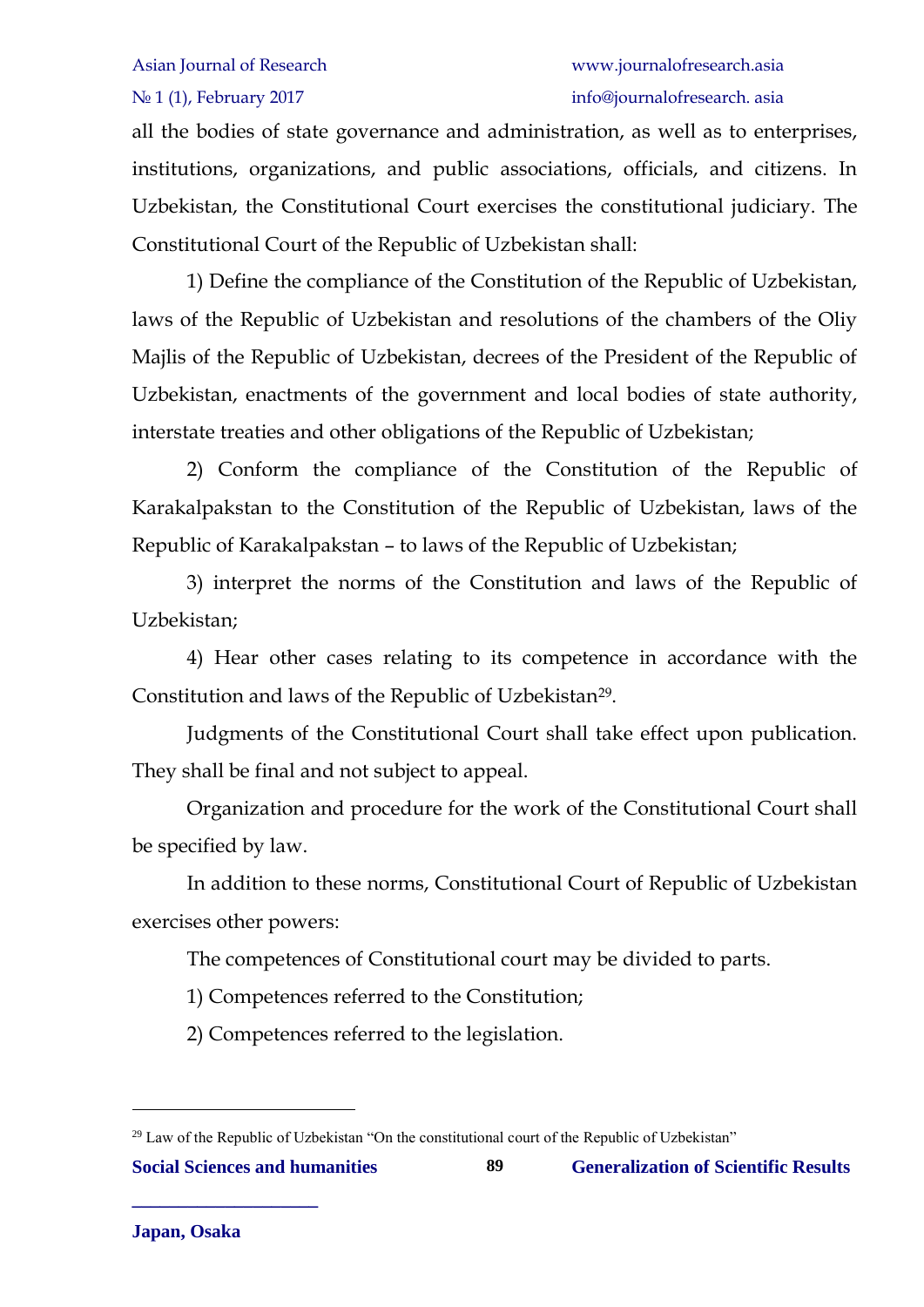all the bodies of state governance and administration, as well as to enterprises, institutions, organizations, and public associations, officials, and citizens. In Uzbekistan, the Constitutional Court exercises the constitutional judiciary. The Constitutional Court of the Republic of Uzbekistan shall:

1) Define the compliance of the Constitution of the Republic of Uzbekistan, laws of the Republic of Uzbekistan and resolutions of the chambers of the Oliy Majlis of the Republic of Uzbekistan, decrees of the President of the Republic of Uzbekistan, enactments of the government and local bodies of state authority, interstate treaties and other obligations of the Republic of Uzbekistan;

2) Conform the compliance of the Constitution of the Republic of Karakalpakstan to the Constitution of the Republic of Uzbekistan, laws of the Republic of Karakalpakstan – to laws of the Republic of Uzbekistan;

3) interpret the norms of the Constitution and laws of the Republic of Uzbekistan;

4) Hear other cases relating to its competence in accordance with the Constitution and laws of the Republic of Uzbekistan[29].

Judgments of the Constitutional Court shall take effect upon publication. They shall be final and not subject to appeal.

Organization and procedure for the work of the Constitutional Court shall be specified by law.

In addition to these norms, Constitutional Court of Republic of Uzbekistan exercises other powers:

The competences of Constitutional court may be divided to parts.

1) Competences referred to the Constitution;

2) Competences referred to the legislation.

---

[29] Law of the Republic of Uzbekistan "On the constitutional court of the Republic of Uzbekistan"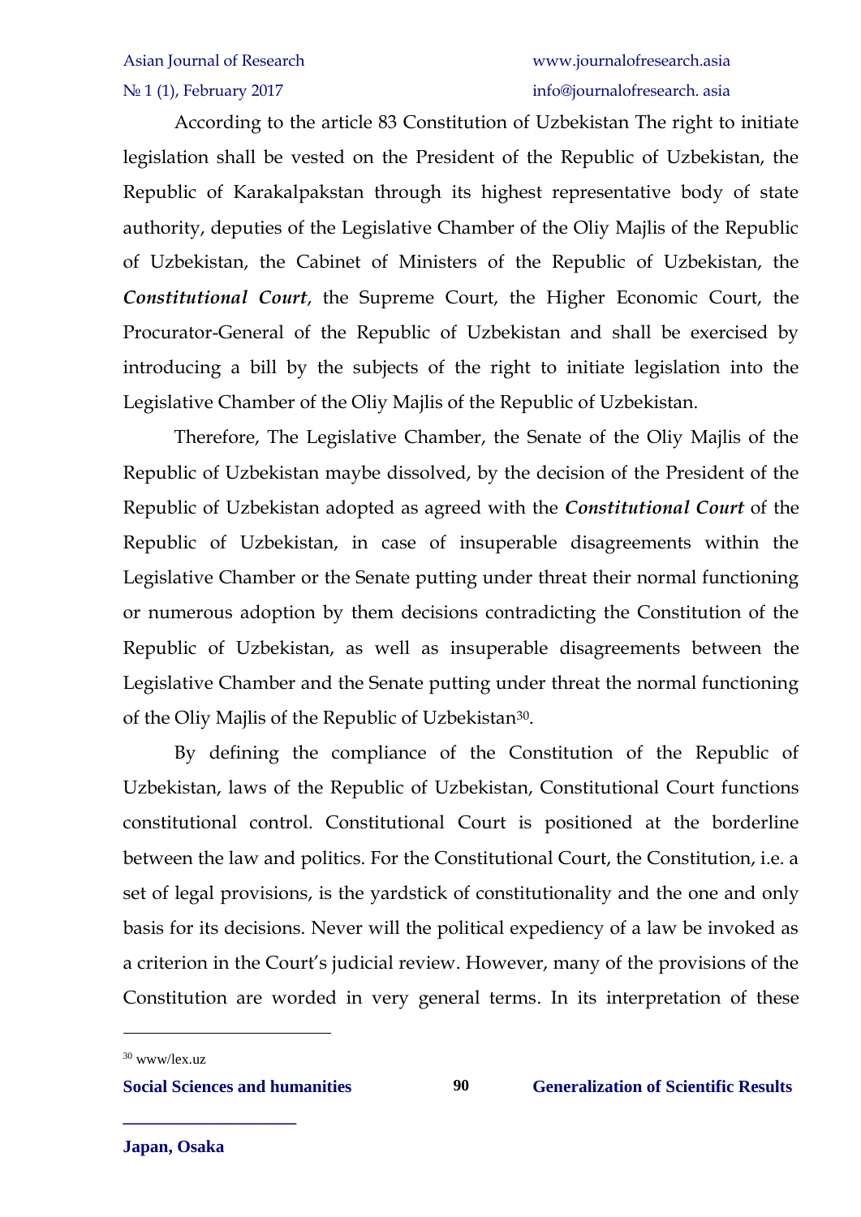According to the article 83 Constitution of Uzbekistan The right to initiate legislation shall be vested on the President of the Republic of Uzbekistan, the Republic of Karakalpakstan through its highest representative body of state authority, deputies of the Legislative Chamber of the Oliy Majlis of the Republic of Uzbekistan, the Cabinet of Ministers of the Republic of Uzbekistan, the ***Constitutional Court***, the Supreme Court, the Higher Economic Court, the Procurator-General of the Republic of Uzbekistan and shall be exercised by introducing a bill by the subjects of the right to initiate legislation into the Legislative Chamber of the Oliy Majlis of the Republic of Uzbekistan.

Therefore, The Legislative Chamber, the Senate of the Oliy Majlis of the Republic of Uzbekistan maybe dissolved, by the decision of the President of the Republic of Uzbekistan adopted as agreed with the ***Constitutional Court*** of the Republic of Uzbekistan, in case of insuperable disagreements within the Legislative Chamber or the Senate putting under threat their normal functioning or numerous adoption by them decisions contradicting the Constitution of the Republic of Uzbekistan, as well as insuperable disagreements between the Legislative Chamber and the Senate putting under threat the normal functioning of the Oliy Majlis of the Republic of Uzbekistan[30].

By defining the compliance of the Constitution of the Republic of Uzbekistan, laws of the Republic of Uzbekistan, Constitutional Court functions constitutional control. Constitutional Court is positioned at the borderline between the law and politics. For the Constitutional Court, the Constitution, i.e. a set of legal provisions, is the yardstick of constitutionality and the one and only basis for its decisions. Never will the political expediency of a law be invoked as a criterion in the Court's judicial review. However, many of the provisions of the Constitution are worded in very general terms. In its interpretation of these

---

[30] www/lex.uz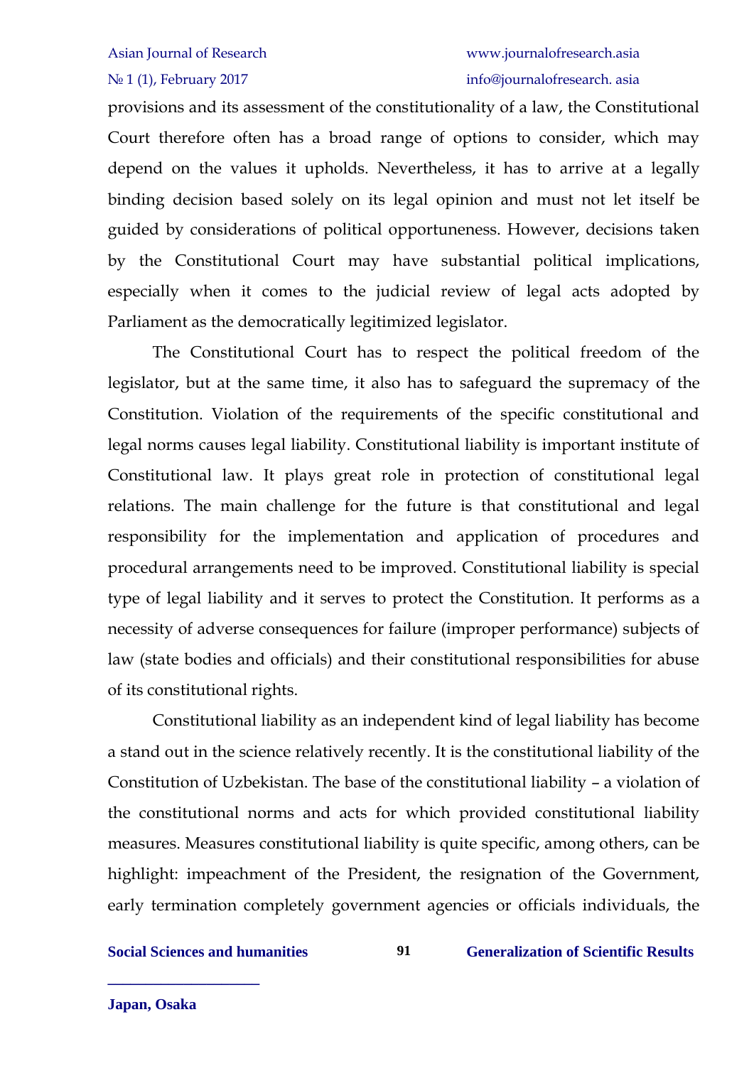provisions and its assessment of the constitutionality of a law, the Constitutional Court therefore often has a broad range of options to consider, which may depend on the values it upholds. Nevertheless, it has to arrive at a legally binding decision based solely on its legal opinion and must not let itself be guided by considerations of political opportuneness. However, decisions taken by the Constitutional Court may have substantial political implications, especially when it comes to the judicial review of legal acts adopted by Parliament as the democratically legitimized legislator.

The Constitutional Court has to respect the political freedom of the legislator, but at the same time, it also has to safeguard the supremacy of the Constitution. Violation of the requirements of the specific constitutional and legal norms causes legal liability. Constitutional liability is important institute of Constitutional law. It plays great role in protection of constitutional legal relations. The main challenge for the future is that constitutional and legal responsibility for the implementation and application of procedures and procedural arrangements need to be improved. Constitutional liability is special type of legal liability and it serves to protect the Constitution. It performs as a necessity of adverse consequences for failure (improper performance) subjects of law (state bodies and officials) and their constitutional responsibilities for abuse of its constitutional rights.

Constitutional liability as an independent kind of legal liability has become a stand out in the science relatively recently. It is the constitutional liability of the Constitution of Uzbekistan. The base of the constitutional liability – a violation of the constitutional norms and acts for which provided constitutional liability measures. Measures constitutional liability is quite specific, among others, can be highlight: impeachment of the President, the resignation of the Government, early termination completely government agencies or officials individuals, the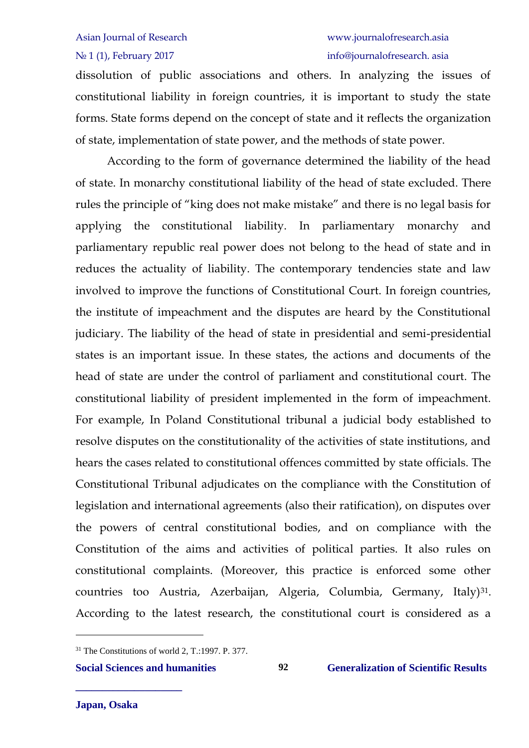dissolution of public associations and others. In analyzing the issues of constitutional liability in foreign countries, it is important to study the state forms. State forms depend on the concept of state and it reflects the organization of state, implementation of state power, and the methods of state power.

According to the form of governance determined the liability of the head of state. In monarchy constitutional liability of the head of state excluded. There rules the principle of "king does not make mistake" and there is no legal basis for applying the constitutional liability. In parliamentary monarchy and parliamentary republic real power does not belong to the head of state and in reduces the actuality of liability. The contemporary tendencies state and law involved to improve the functions of Constitutional Court. In foreign countries, the institute of impeachment and the disputes are heard by the Constitutional judiciary. The liability of the head of state in presidential and semi-presidential states is an important issue. In these states, the actions and documents of the head of state are under the control of parliament and constitutional court. The constitutional liability of president implemented in the form of impeachment. For example, In Poland Constitutional tribunal a judicial body established to resolve disputes on the constitutionality of the activities of state institutions, and hears the cases related to constitutional offences committed by state officials. The Constitutional Tribunal adjudicates on the compliance with the Constitution of legislation and international agreements (also their ratification), on disputes over the powers of central constitutional bodies, and on compliance with the Constitution of the aims and activities of political parties. It also rules on constitutional complaints. (Moreover, this practice is enforced some other countries too Austria, Azerbaijan, Algeria, Columbia, Germany, Italy)[31]. According to the latest research, the constitutional court is considered as a

---

[31] The Constitutions of world 2, T.:1997. P. 377.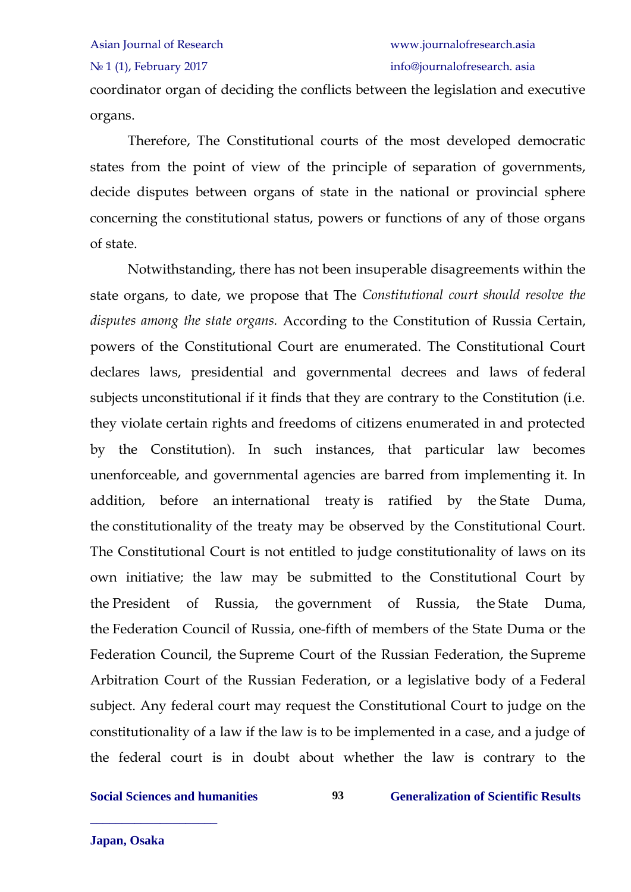coordinator organ of deciding the conflicts between the legislation and executive organs.

Therefore, The Constitutional courts of the most developed democratic states from the point of view of the principle of separation of governments, decide disputes between organs of state in the national or provincial sphere concerning the constitutional status, powers or functions of any of those organs of state.

Notwithstanding, there has not been insuperable disagreements within the state organs, to date, we propose that The *Constitutional court should resolve the disputes among the state organs.* According to the Constitution of Russia Certain, powers of the Constitutional Court are enumerated. The Constitutional Court declares laws, presidential and governmental decrees and laws of federal subjects unconstitutional if it finds that they are contrary to the Constitution (i.e. they violate certain rights and freedoms of citizens enumerated in and protected by the Constitution). In such instances, that particular law becomes unenforceable, and governmental agencies are barred from implementing it. In addition, before an international treaty is ratified by the State Duma, the constitutionality of the treaty may be observed by the Constitutional Court. The Constitutional Court is not entitled to judge constitutionality of laws on its own initiative; the law may be submitted to the Constitutional Court by the President of Russia, the government of Russia, the State Duma, the Federation Council of Russia, one-fifth of members of the State Duma or the Federation Council, the Supreme Court of the Russian Federation, the Supreme Arbitration Court of the Russian Federation, or a legislative body of a Federal subject. Any federal court may request the Constitutional Court to judge on the constitutionality of a law if the law is to be implemented in a case, and a judge of the federal court is in doubt about whether the law is contrary to the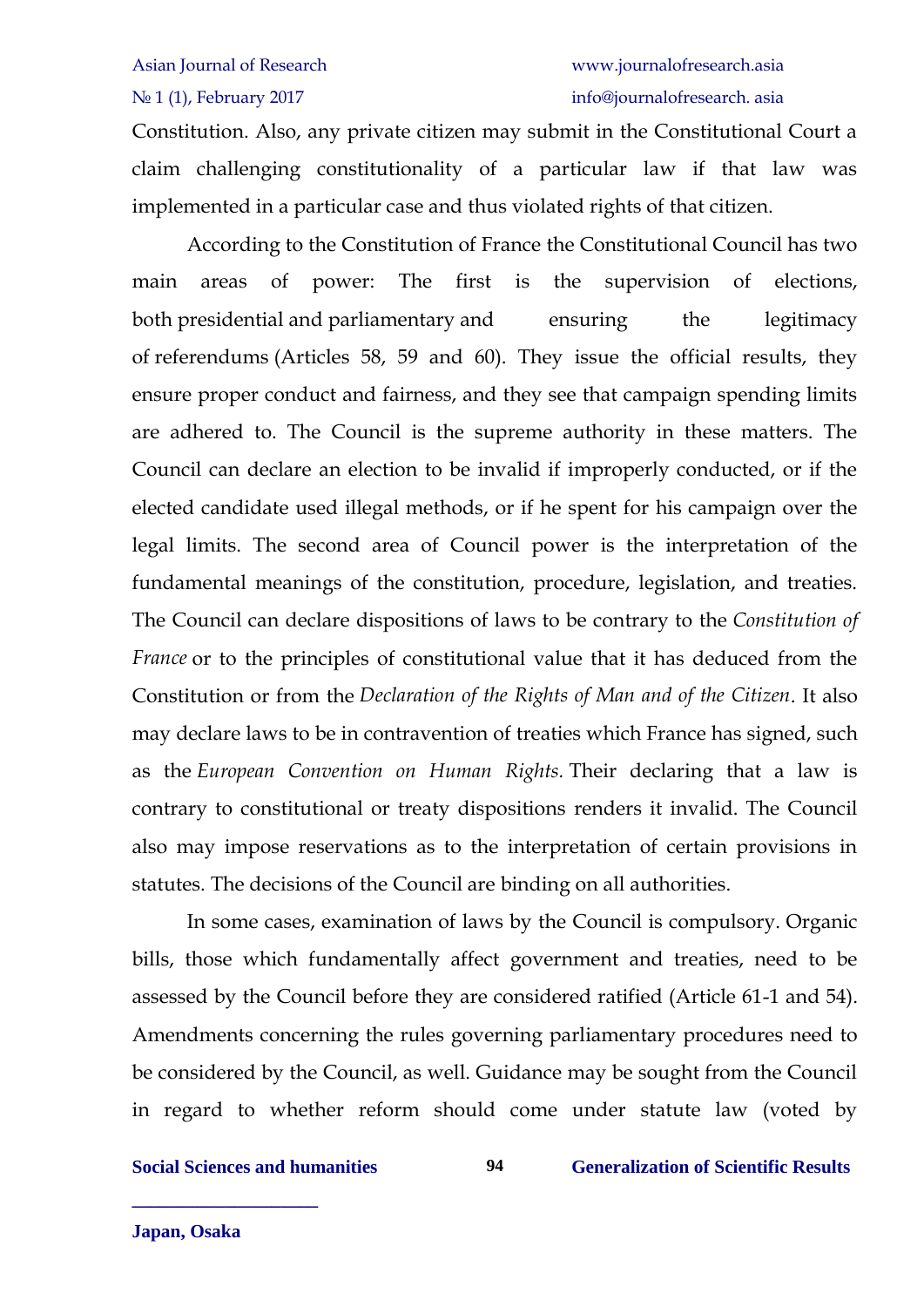Constitution. Also, any private citizen may submit in the Constitutional Court a claim challenging constitutionality of a particular law if that law was implemented in a particular case and thus violated rights of that citizen.

According to the Constitution of France the Constitutional Council has two main areas of power: The first is the supervision of elections, both presidential and parliamentary and ensuring the legitimacy of referendums (Articles 58, 59 and 60). They issue the official results, they ensure proper conduct and fairness, and they see that campaign spending limits are adhered to. The Council is the supreme authority in these matters. The Council can declare an election to be invalid if improperly conducted, or if the elected candidate used illegal methods, or if he spent for his campaign over the legal limits. The second area of Council power is the interpretation of the fundamental meanings of the constitution, procedure, legislation, and treaties. The Council can declare dispositions of laws to be contrary to the *Constitution of France* or to the principles of constitutional value that it has deduced from the Constitution or from the *Declaration of the Rights of Man and of the Citizen*. It also may declare laws to be in contravention of treaties which France has signed, such as the *European Convention on Human Rights.* Their declaring that a law is contrary to constitutional or treaty dispositions renders it invalid. The Council also may impose reservations as to the interpretation of certain provisions in statutes. The decisions of the Council are binding on all authorities.

In some cases, examination of laws by the Council is compulsory. Organic bills, those which fundamentally affect government and treaties, need to be assessed by the Council before they are considered ratified (Article 61-1 and 54). Amendments concerning the rules governing parliamentary procedures need to be considered by the Council, as well. Guidance may be sought from the Council in regard to whether reform should come under statute law (voted by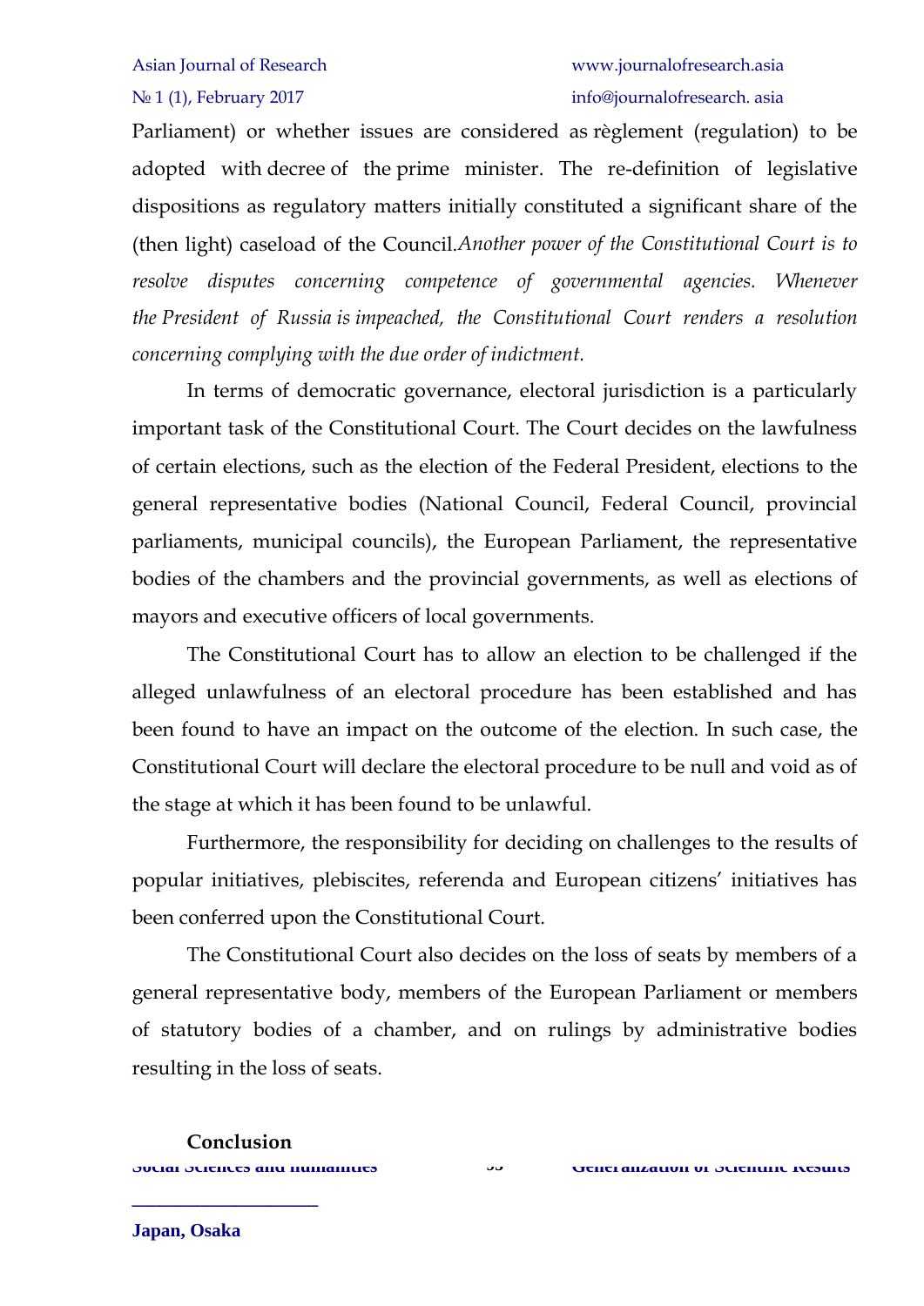Parliament) or whether issues are considered as règlement (regulation) to be adopted with decree of the prime minister. The re-definition of legislative dispositions as regulatory matters initially constituted a significant share of the (then light) caseload of the Council.*Another power of the Constitutional Court is to resolve disputes concerning competence of governmental agencies. Whenever the President of Russia is impeached, the Constitutional Court renders a resolution concerning complying with the due order of indictment.*

In terms of democratic governance, electoral jurisdiction is a particularly important task of the Constitutional Court. The Court decides on the lawfulness of certain elections, such as the election of the Federal President, elections to the general representative bodies (National Council, Federal Council, provincial parliaments, municipal councils), the European Parliament, the representative bodies of the chambers and the provincial governments, as well as elections of mayors and executive officers of local governments.

The Constitutional Court has to allow an election to be challenged if the alleged unlawfulness of an electoral procedure has been established and has been found to have an impact on the outcome of the election. In such case, the Constitutional Court will declare the electoral procedure to be null and void as of the stage at which it has been found to be unlawful.

Furthermore, the responsibility for deciding on challenges to the results of popular initiatives, plebiscites, referenda and European citizens' initiatives has been conferred upon the Constitutional Court.

The Constitutional Court also decides on the loss of seats by members of a general representative body, members of the European Parliament or members of statutory bodies of a chamber, and on rulings by administrative bodies resulting in the loss of seats.

## Conclusion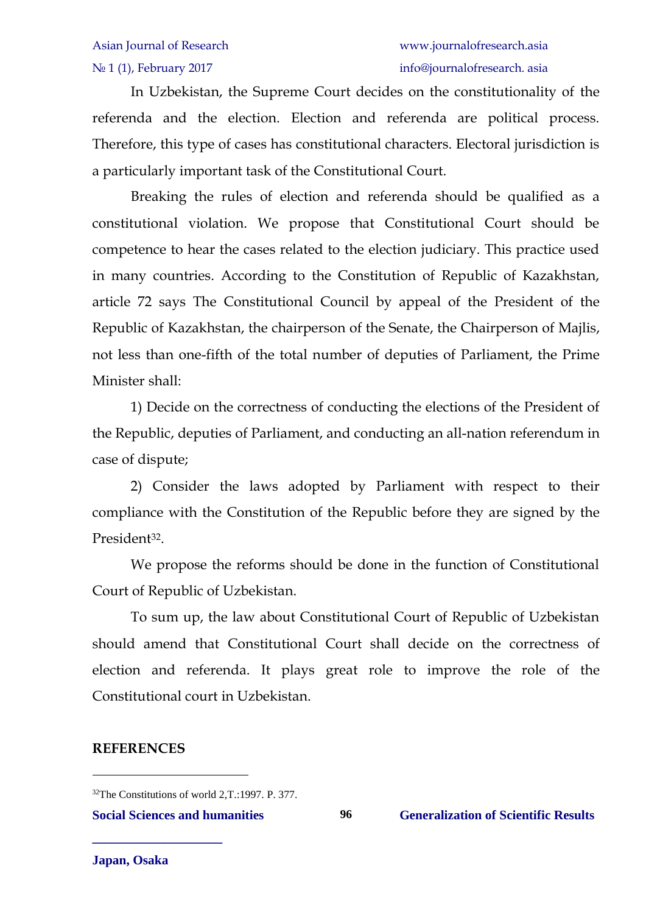In Uzbekistan, the Supreme Court decides on the constitutionality of the referenda and the election. Election and referenda are political process. Therefore, this type of cases has constitutional characters. Electoral jurisdiction is a particularly important task of the Constitutional Court.

Breaking the rules of election and referenda should be qualified as a constitutional violation. We propose that Constitutional Court should be competence to hear the cases related to the election judiciary. This practice used in many countries. According to the Constitution of Republic of Kazakhstan, article 72 says The Constitutional Council by appeal of the President of the Republic of Kazakhstan, the chairperson of the Senate, the Chairperson of Majlis, not less than one-fifth of the total number of deputies of Parliament, the Prime Minister shall:

1) Decide on the correctness of conducting the elections of the President of the Republic, deputies of Parliament, and conducting an all-nation referendum in case of dispute;

2) Consider the laws adopted by Parliament with respect to their compliance with the Constitution of the Republic before they are signed by the President[32].

We propose the reforms should be done in the function of Constitutional Court of Republic of Uzbekistan.

To sum up, the law about Constitutional Court of Republic of Uzbekistan should amend that Constitutional Court shall decide on the correctness of election and referenda. It plays great role to improve the role of the Constitutional court in Uzbekistan.

**REFERENCES**

---

[32]The Constitutions of world 2,T.:1997. P. 377.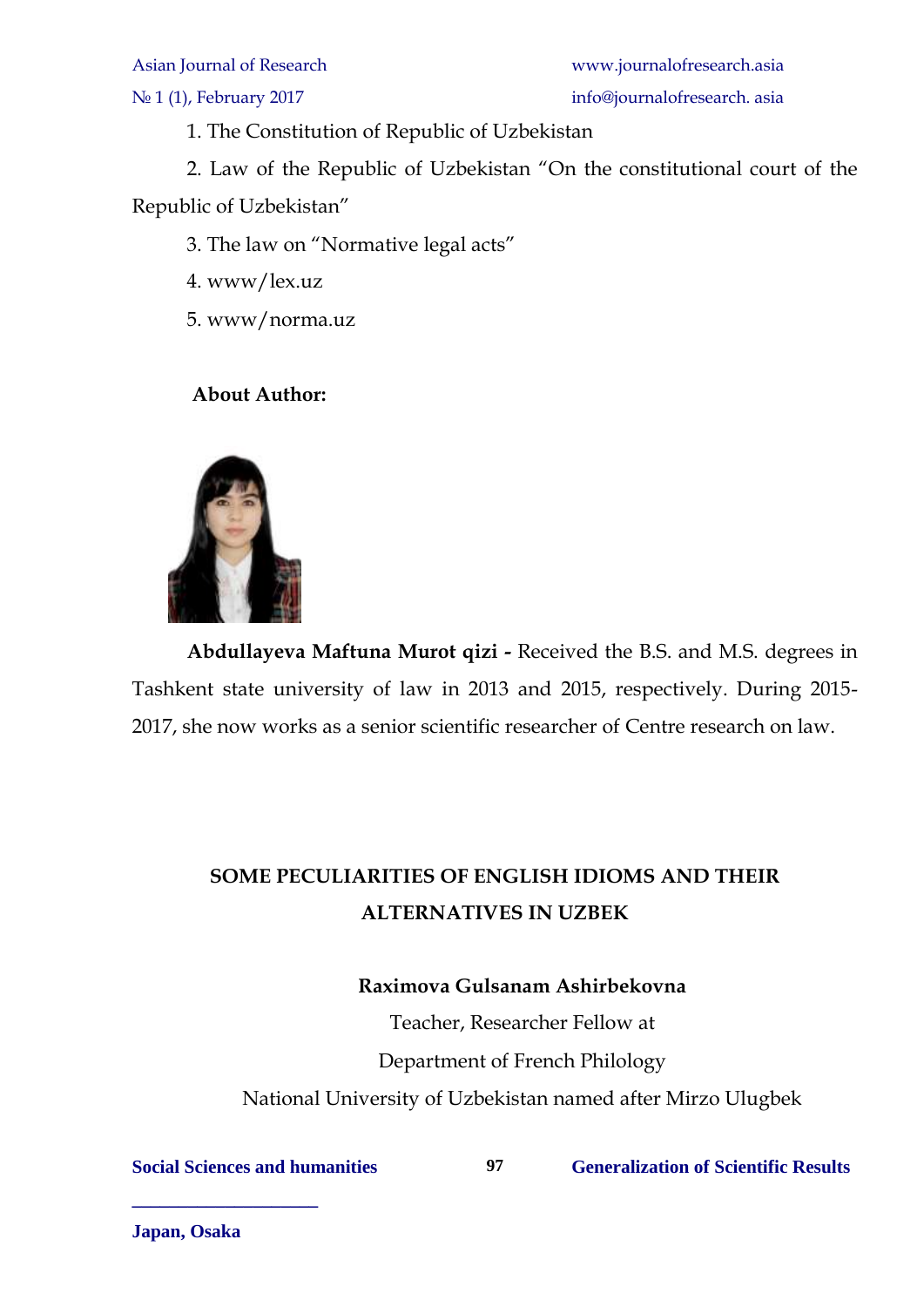1. The Constitution of Republic of Uzbekistan

2. Law of the Republic of Uzbekistan "On the constitutional court of the Republic of Uzbekistan"

3. The law on "Normative legal acts"

4. www/lex.uz

5. www/norma.uz

**About Author:**

**Abdullayeva Maftuna Murot qizi -** Received the B.S. and M.S. degrees in Tashkent state university of law in 2013 and 2015, respectively. During 2015-2017, she now works as a senior scientific researcher of Centre research on law.

## SOME PECULIARITIES OF ENGLISH IDIOMS AND THEIR ALTERNATIVES IN UZBEK

**Raximova Gulsanam Ashirbekovna**

Teacher, Researcher Fellow at

Department of French Philology

National University of Uzbekistan named after Mirzo Ulugbek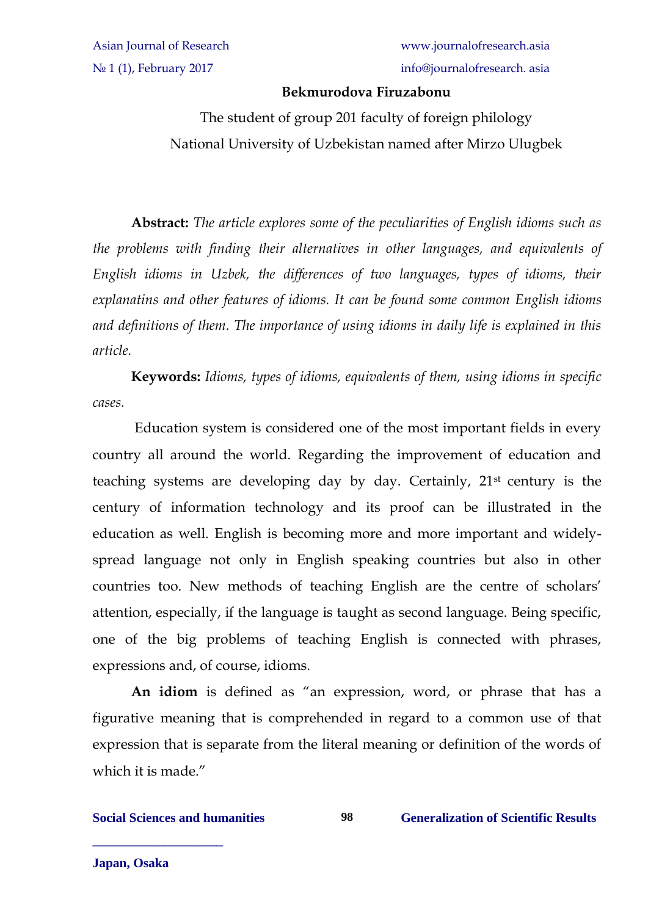**Bekmurodova Firuzabonu**

The student of group 201 faculty of foreign philology

National University of Uzbekistan named after Mirzo Ulugbek

**Abstract:** *The article explores some of the peculiarities of English idioms such as the problems with finding their alternatives in other languages, and equivalents of English idioms in Uzbek, the differences of two languages, types of idioms, their explanatins and other features of idioms. It can be found some common English idioms and definitions of them. The importance of using idioms in daily life is explained in this article.*

**Keywords:** *Idioms, types of idioms, equivalents of them, using idioms in specific cases.*

Education system is considered one of the most important fields in every country all around the world. Regarding the improvement of education and teaching systems are developing day by day. Certainly, 21st century is the century of information technology and its proof can be illustrated in the education as well. English is becoming more and more important and widely-spread language not only in English speaking countries but also in other countries too. New methods of teaching English are the centre of scholars' attention, especially, if the language is taught as second language. Being specific, one of the big problems of teaching English is connected with phrases, expressions and, of course, idioms.

**An idiom** is defined as "an expression, word, or phrase that has a figurative meaning that is comprehended in regard to a common use of that expression that is separate from the literal meaning or definition of the words of which it is made."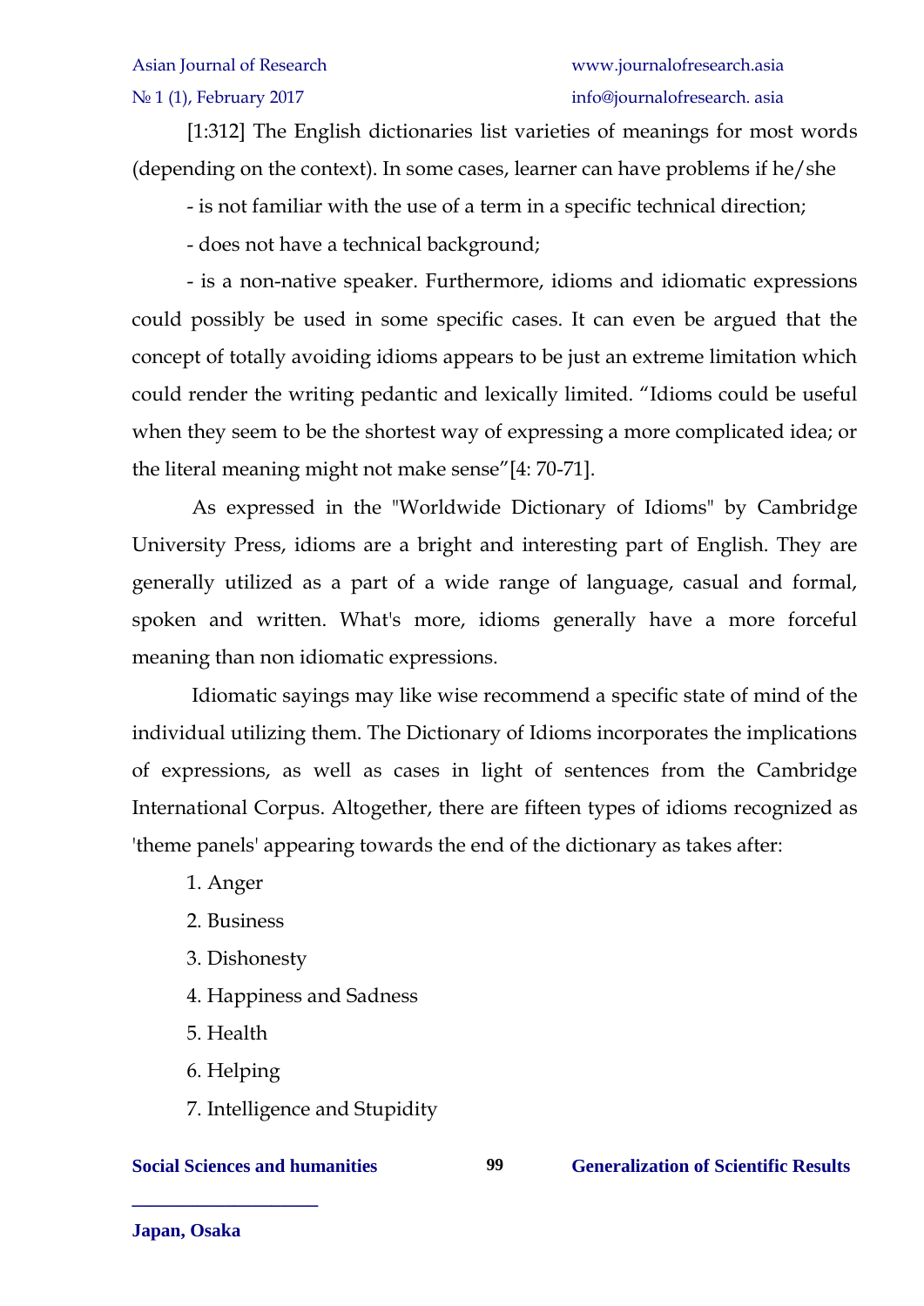[1:312] The English dictionaries list varieties of meanings for most words (depending on the context). In some cases, learner can have problems if he/she

- is not familiar with the use of a term in a specific technical direction;
- does not have a technical background;
- is a non-native speaker. Furthermore, idioms and idiomatic expressions could possibly be used in some specific cases. It can even be argued that the concept of totally avoiding idioms appears to be just an extreme limitation which could render the writing pedantic and lexically limited. "Idioms could be useful when they seem to be the shortest way of expressing a more complicated idea; or the literal meaning might not make sense"[4: 70-71].

As expressed in the "Worldwide Dictionary of Idioms" by Cambridge University Press, idioms are a bright and interesting part of English. They are generally utilized as a part of a wide range of language, casual and formal, spoken and written. What's more, idioms generally have a more forceful meaning than non idiomatic expressions.

Idiomatic sayings may like wise recommend a specific state of mind of the individual utilizing them. The Dictionary of Idioms incorporates the implications of expressions, as well as cases in light of sentences from the Cambridge International Corpus. Altogether, there are fifteen types of idioms recognized as 'theme panels' appearing towards the end of the dictionary as takes after:

1. Anger
2. Business
3. Dishonesty
4. Happiness and Sadness
5. Health
6. Helping
7. Intelligence and Stupidity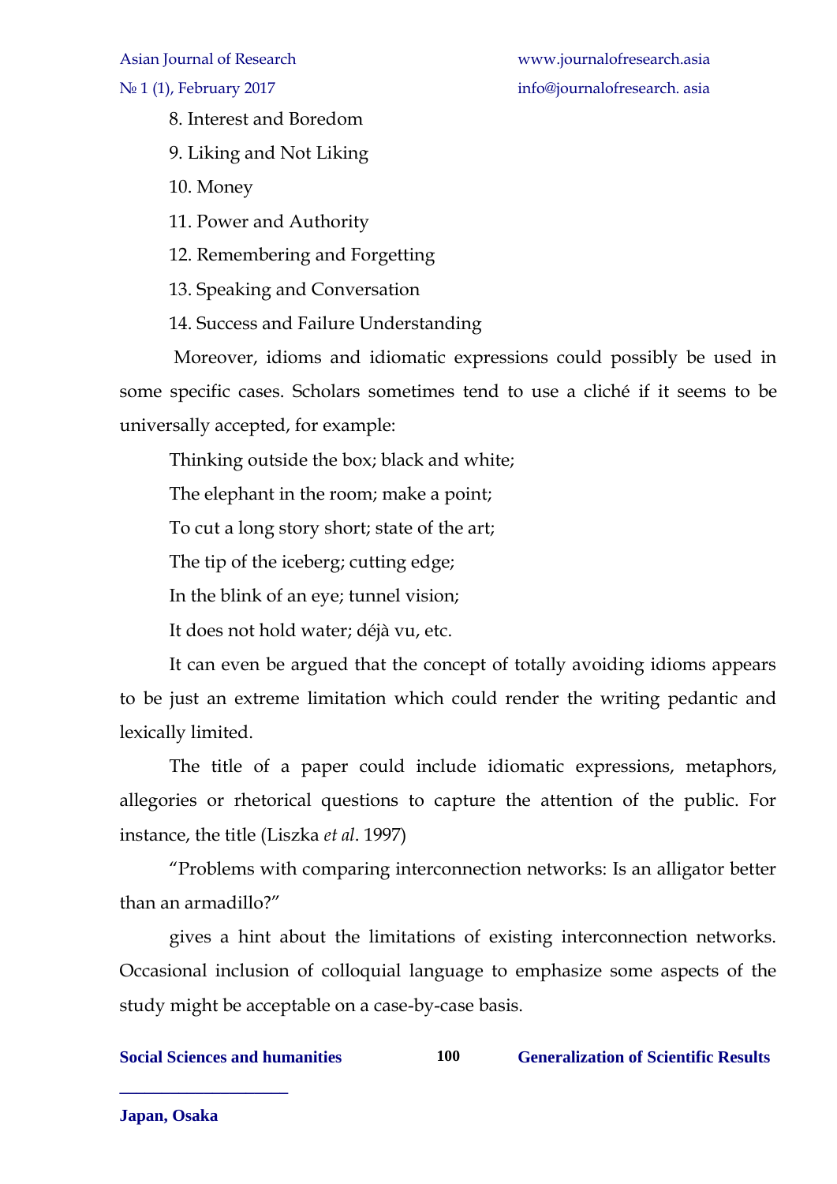8. Interest and Boredom

9. Liking and Not Liking

10. Money

11. Power and Authority

12. Remembering and Forgetting

13. Speaking and Conversation

14. Success and Failure Understanding

Moreover, idioms and idiomatic expressions could possibly be used in some specific cases. Scholars sometimes tend to use a cliché if it seems to be universally accepted, for example:

Thinking outside the box; black and white;

The elephant in the room; make a point;

To cut a long story short; state of the art;

The tip of the iceberg; cutting edge;

In the blink of an eye; tunnel vision;

It does not hold water; déjà vu, etc.

It can even be argued that the concept of totally avoiding idioms appears to be just an extreme limitation which could render the writing pedantic and lexically limited.

The title of a paper could include idiomatic expressions, metaphors, allegories or rhetorical questions to capture the attention of the public. For instance, the title (Liszka *et al*. 1997)

"Problems with comparing interconnection networks: Is an alligator better than an armadillo?"

gives a hint about the limitations of existing interconnection networks. Occasional inclusion of colloquial language to emphasize some aspects of the study might be acceptable on a case-by-case basis.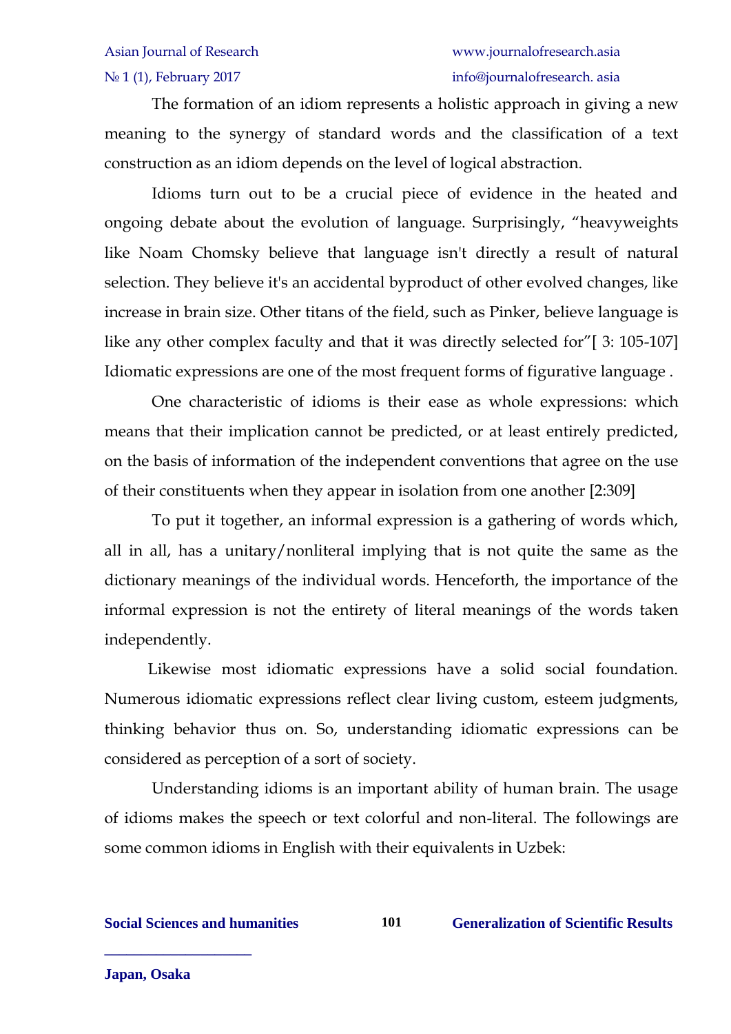The formation of an idiom represents a holistic approach in giving a new meaning to the synergy of standard words and the classification of a text construction as an idiom depends on the level of logical abstraction.

Idioms turn out to be a crucial piece of evidence in the heated and ongoing debate about the evolution of language. Surprisingly, "heavyweights like Noam Chomsky believe that language isn't directly a result of natural selection. They believe it's an accidental byproduct of other evolved changes, like increase in brain size. Other titans of the field, such as Pinker, believe language is like any other complex faculty and that it was directly selected for"[ 3: 105-107] Idiomatic expressions are one of the most frequent forms of figurative language .

One characteristic of idioms is their ease as whole expressions: which means that their implication cannot be predicted, or at least entirely predicted, on the basis of information of the independent conventions that agree on the use of their constituents when they appear in isolation from one another [2:309]

To put it together, an informal expression is a gathering of words which, all in all, has a unitary/nonliteral implying that is not quite the same as the dictionary meanings of the individual words. Henceforth, the importance of the informal expression is not the entirety of literal meanings of the words taken independently.

Likewise most idiomatic expressions have a solid social foundation. Numerous idiomatic expressions reflect clear living custom, esteem judgments, thinking behavior thus on. So, understanding idiomatic expressions can be considered as perception of a sort of society.

Understanding idioms is an important ability of human brain. The usage of idioms makes the speech or text colorful and non-literal. The followings are some common idioms in English with their equivalents in Uzbek: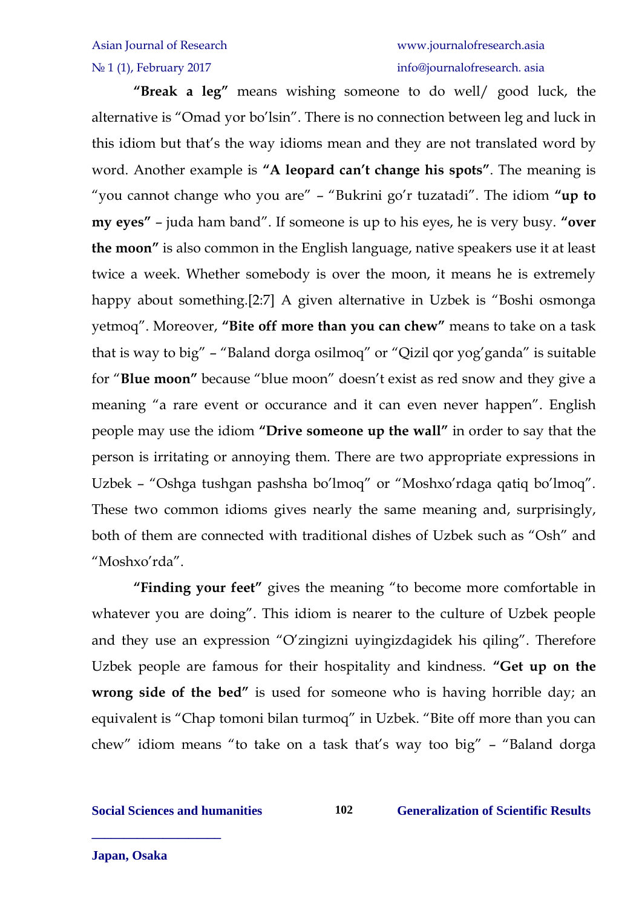**"Break a leg"** means wishing someone to do well/ good luck, the alternative is "Omad yor bo'lsin". There is no connection between leg and luck in this idiom but that's the way idioms mean and they are not translated word by word. Another example is **"A leopard can't change his spots"**. The meaning is "you cannot change who you are" – "Bukrini go'r tuzatadi". The idiom **"up to my eyes"** – juda ham band". If someone is up to his eyes, he is very busy. **"over the moon"** is also common in the English language, native speakers use it at least twice a week. Whether somebody is over the moon, it means he is extremely happy about something.[2:7] A given alternative in Uzbek is "Boshi osmonga yetmoq". Moreover, **"Bite off more than you can chew"** means to take on a task that is way to big" – "Baland dorga osilmoq" or "Qizil qor yog'ganda" is suitable for "**Blue moon"** because "blue moon" doesn't exist as red snow and they give a meaning "a rare event or occurance and it can even never happen". English people may use the idiom **"Drive someone up the wall"** in order to say that the person is irritating or annoying them. There are two appropriate expressions in Uzbek – "Oshga tushgan pashsha bo'lmoq" or "Moshxo'rdaga qatiq bo'lmoq". These two common idioms gives nearly the same meaning and, surprisingly, both of them are connected with traditional dishes of Uzbek such as "Osh" and "Moshxo'rda".

**"Finding your feet"** gives the meaning "to become more comfortable in whatever you are doing". This idiom is nearer to the culture of Uzbek people and they use an expression "O'zingizni uyingizdagidek his qiling". Therefore Uzbek people are famous for their hospitality and kindness. **"Get up on the wrong side of the bed"** is used for someone who is having horrible day; an equivalent is "Chap tomoni bilan turmoq" in Uzbek. "Bite off more than you can chew" idiom means "to take on a task that's way too big" – "Baland dorga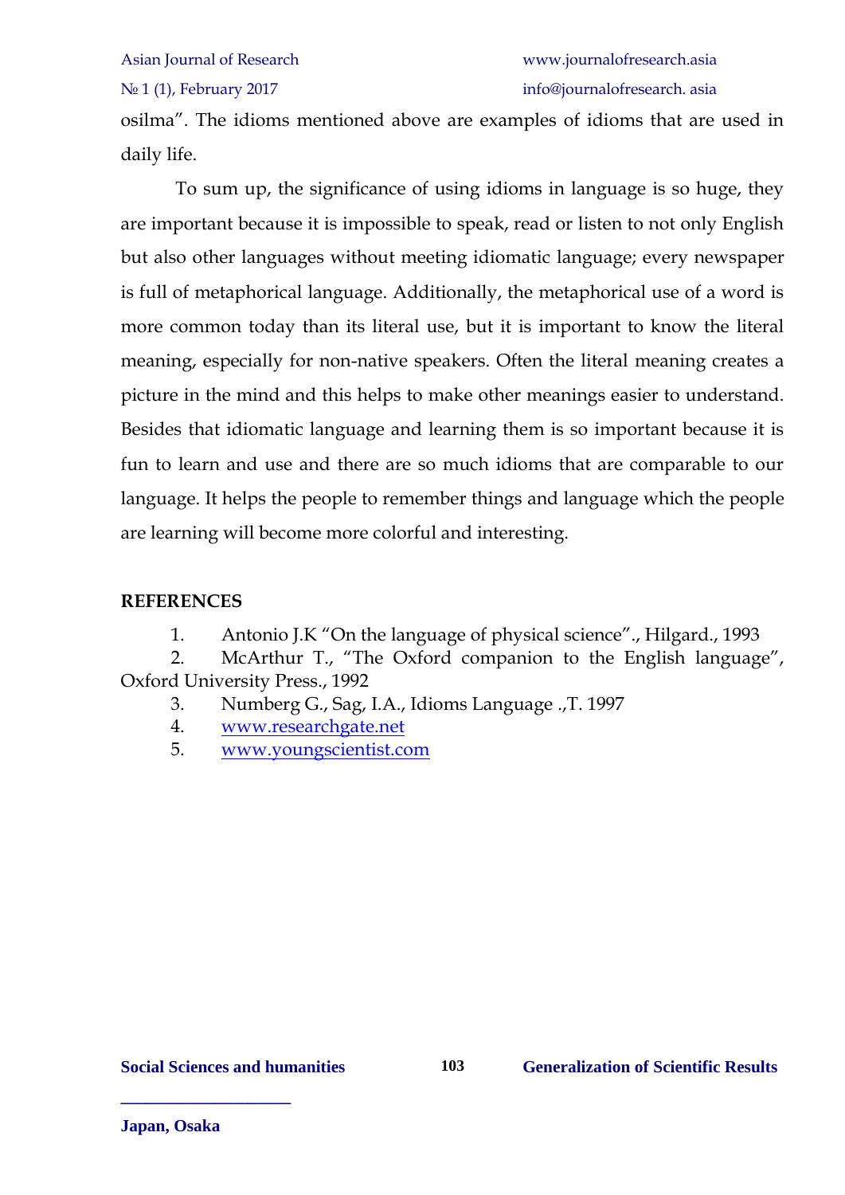osilma". The idioms mentioned above are examples of idioms that are used in daily life.

To sum up, the significance of using idioms in language is so huge, they are important because it is impossible to speak, read or listen to not only English but also other languages without meeting idiomatic language; every newspaper is full of metaphorical language. Additionally, the metaphorical use of a word is more common today than its literal use, but it is important to know the literal meaning, especially for non-native speakers. Often the literal meaning creates a picture in the mind and this helps to make other meanings easier to understand. Besides that idiomatic language and learning them is so important because it is fun to learn and use and there are so much idioms that are comparable to our language. It helps the people to remember things and language which the people are learning will become more colorful and interesting.

## REFERENCES

1. Antonio J.K "On the language of physical science"., Hilgard., 1993
2. McArthur T., "The Oxford companion to the English language", Oxford University Press., 1992
3. Numberg G., Sag, I.A., Idioms Language .,T. 1997
4. www.researchgate.net
5. www.youngscientist.com